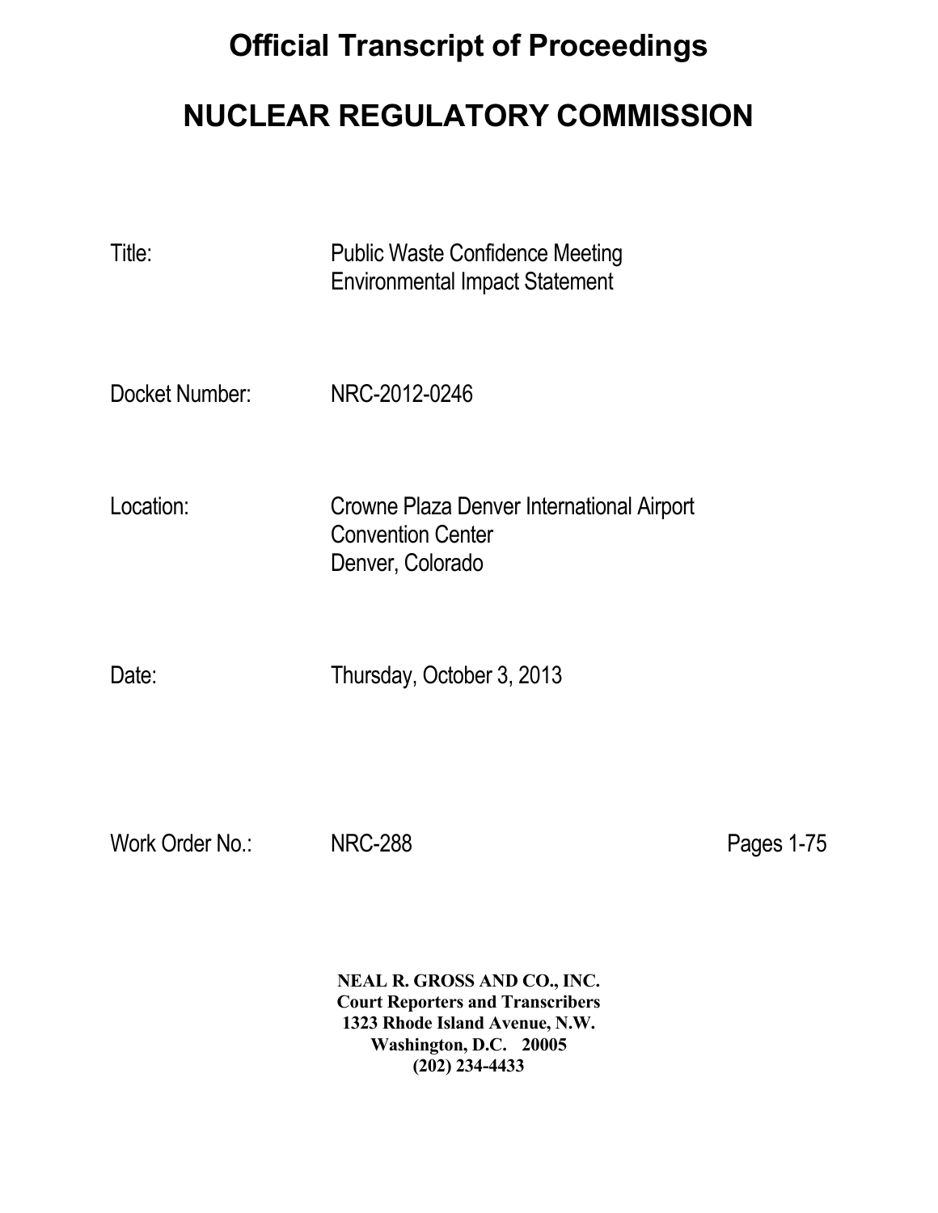# Official Transcript of Proceedings

# NUCLEAR REGULATORY COMMISSION

Title: Public Waste Confidence Meeting
Environmental Impact Statement

Docket Number: NRC-2012-0246

Location: Crowne Plaza Denver International Airport
Convention Center
Denver, Colorado

Date: Thursday, October 3, 2013

Work Order No.: NRC-288 Pages 1-75

**NEAL R. GROSS AND CO., INC.**
**Court Reporters and Transcribers**
**1323 Rhode Island Avenue, N.W.**
**Washington, D.C. 20005**
**(202) 234-4433**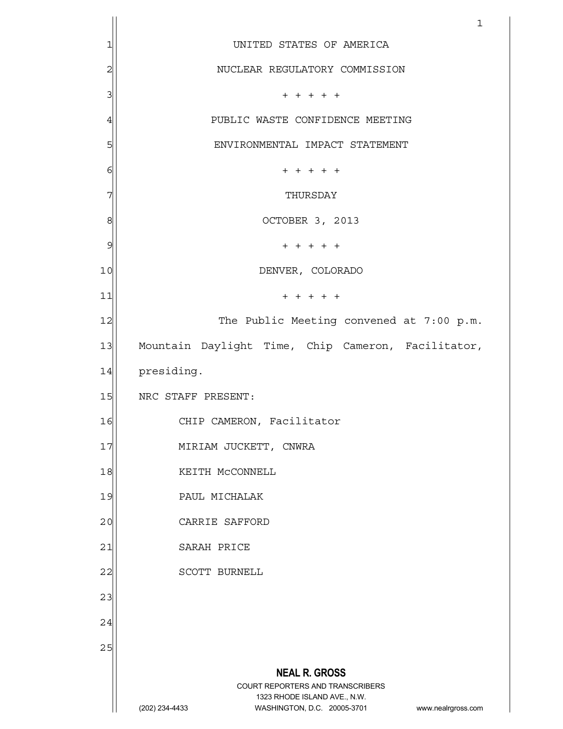UNITED STATES OF AMERICA

NUCLEAR REGULATORY COMMISSION

+ + + + +

PUBLIC WASTE CONFIDENCE MEETING

ENVIRONMENTAL IMPACT STATEMENT

+ + + + +

THURSDAY

OCTOBER 3, 2013

+ + + + +

DENVER, COLORADO

+ + + + +

The Public Meeting convened at 7:00 p.m. Mountain Daylight Time, Chip Cameron, Facilitator, presiding.

NRC STAFF PRESENT:

CHIP CAMERON, Facilitator

MIRIAM JUCKETT, CNWRA

KEITH McCONNELL

PAUL MICHALAK

CARRIE SAFFORD

SARAH PRICE

SCOTT BURNELL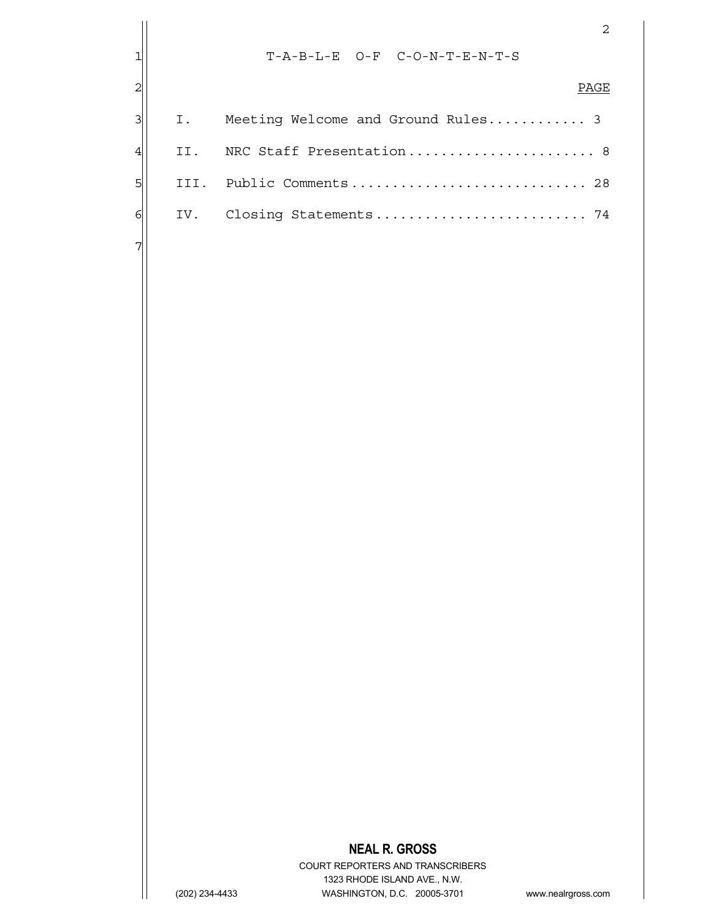# T-A-B-L-E O-F C-O-N-T-E-N-T-S

| | | PAGE |
|---|---|---|
| I. | Meeting Welcome and Ground Rules | 3 |
| II. | NRC Staff Presentation | 8 |
| III. | Public Comments | 28 |
| IV. | Closing Statements | 74 |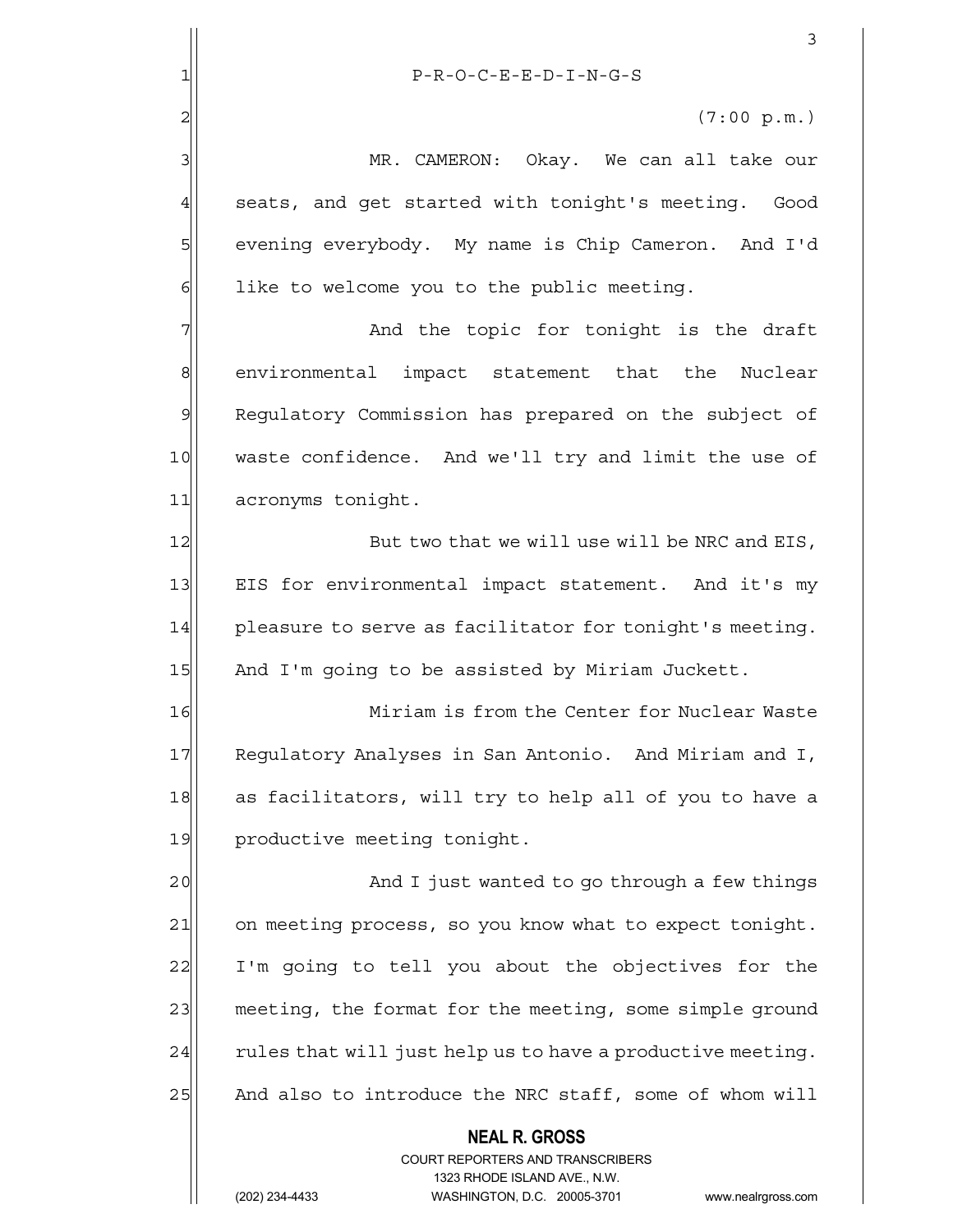P-R-O-C-E-E-D-I-N-G-S

(7:00 p.m.)

MR. CAMERON: Okay. We can all take our seats, and get started with tonight's meeting. Good evening everybody. My name is Chip Cameron. And I'd like to welcome you to the public meeting.

And the topic for tonight is the draft environmental impact statement that the Nuclear Regulatory Commission has prepared on the subject of waste confidence. And we'll try and limit the use of acronyms tonight.

But two that we will use will be NRC and EIS, EIS for environmental impact statement. And it's my pleasure to serve as facilitator for tonight's meeting. And I'm going to be assisted by Miriam Juckett.

Miriam is from the Center for Nuclear Waste Regulatory Analyses in San Antonio. And Miriam and I, as facilitators, will try to help all of you to have a productive meeting tonight.

And I just wanted to go through a few things on meeting process, so you know what to expect tonight. I'm going to tell you about the objectives for the meeting, the format for the meeting, some simple ground rules that will just help us to have a productive meeting. And also to introduce the NRC staff, some of whom will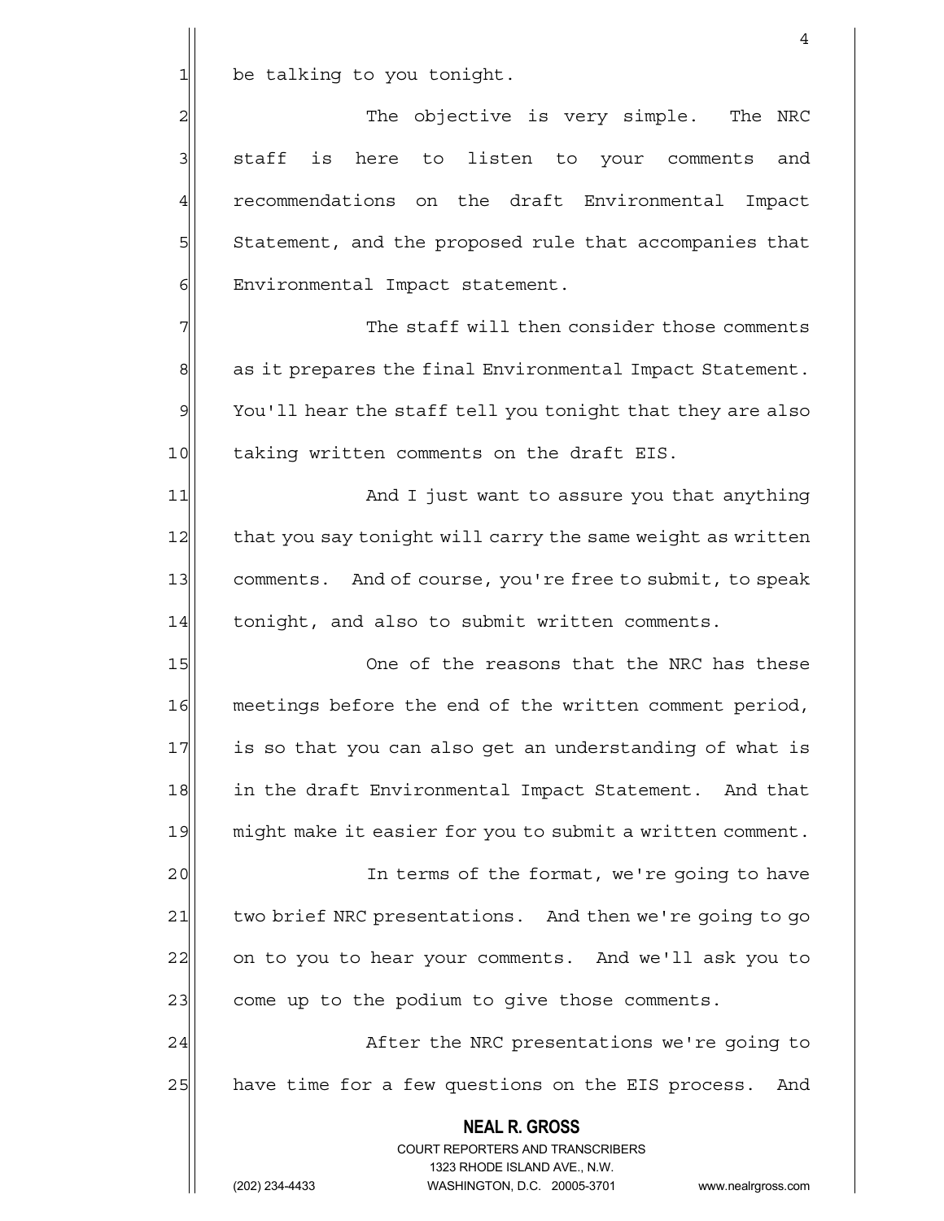be talking to you tonight.

The objective is very simple. The NRC staff is here to listen to your comments and recommendations on the draft Environmental Impact Statement, and the proposed rule that accompanies that Environmental Impact statement.

The staff will then consider those comments as it prepares the final Environmental Impact Statement. You'll hear the staff tell you tonight that they are also taking written comments on the draft EIS.

And I just want to assure you that anything that you say tonight will carry the same weight as written comments. And of course, you're free to submit, to speak tonight, and also to submit written comments.

One of the reasons that the NRC has these meetings before the end of the written comment period, is so that you can also get an understanding of what is in the draft Environmental Impact Statement. And that might make it easier for you to submit a written comment.

In terms of the format, we're going to have two brief NRC presentations. And then we're going to go on to you to hear your comments. And we'll ask you to come up to the podium to give those comments.

After the NRC presentations we're going to have time for a few questions on the EIS process. And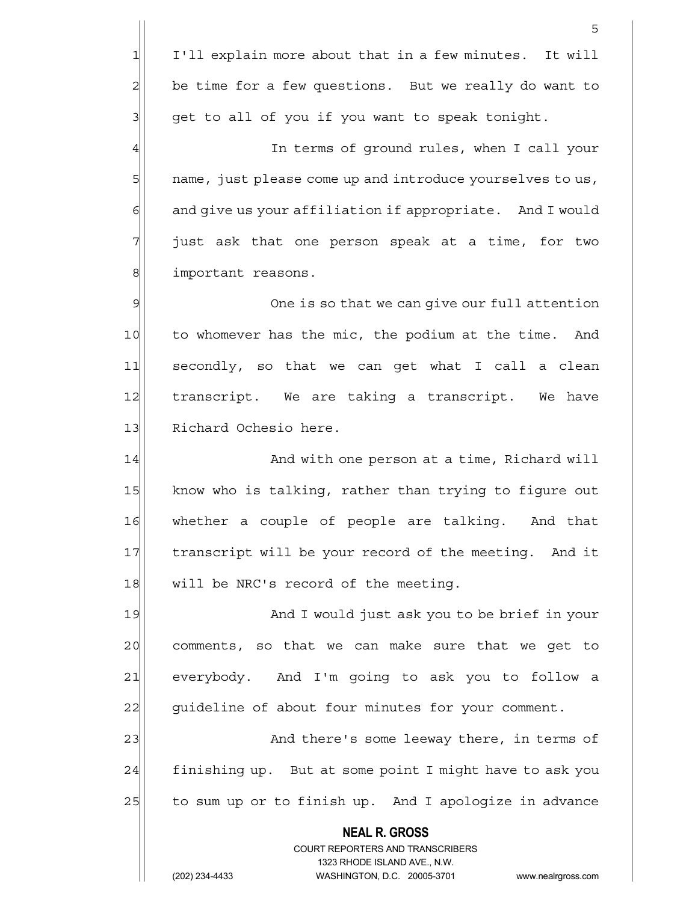I'll explain more about that in a few minutes. It will be time for a few questions. But we really do want to get to all of you if you want to speak tonight.

In terms of ground rules, when I call your name, just please come up and introduce yourselves to us, and give us your affiliation if appropriate. And I would just ask that one person speak at a time, for two important reasons.

One is so that we can give our full attention to whomever has the mic, the podium at the time. And secondly, so that we can get what I call a clean transcript. We are taking a transcript. We have Richard Ochesio here.

And with one person at a time, Richard will know who is talking, rather than trying to figure out whether a couple of people are talking. And that transcript will be your record of the meeting. And it will be NRC's record of the meeting.

And I would just ask you to be brief in your comments, so that we can make sure that we get to everybody. And I'm going to ask you to follow a guideline of about four minutes for your comment.

And there's some leeway there, in terms of finishing up. But at some point I might have to ask you to sum up or to finish up. And I apologize in advance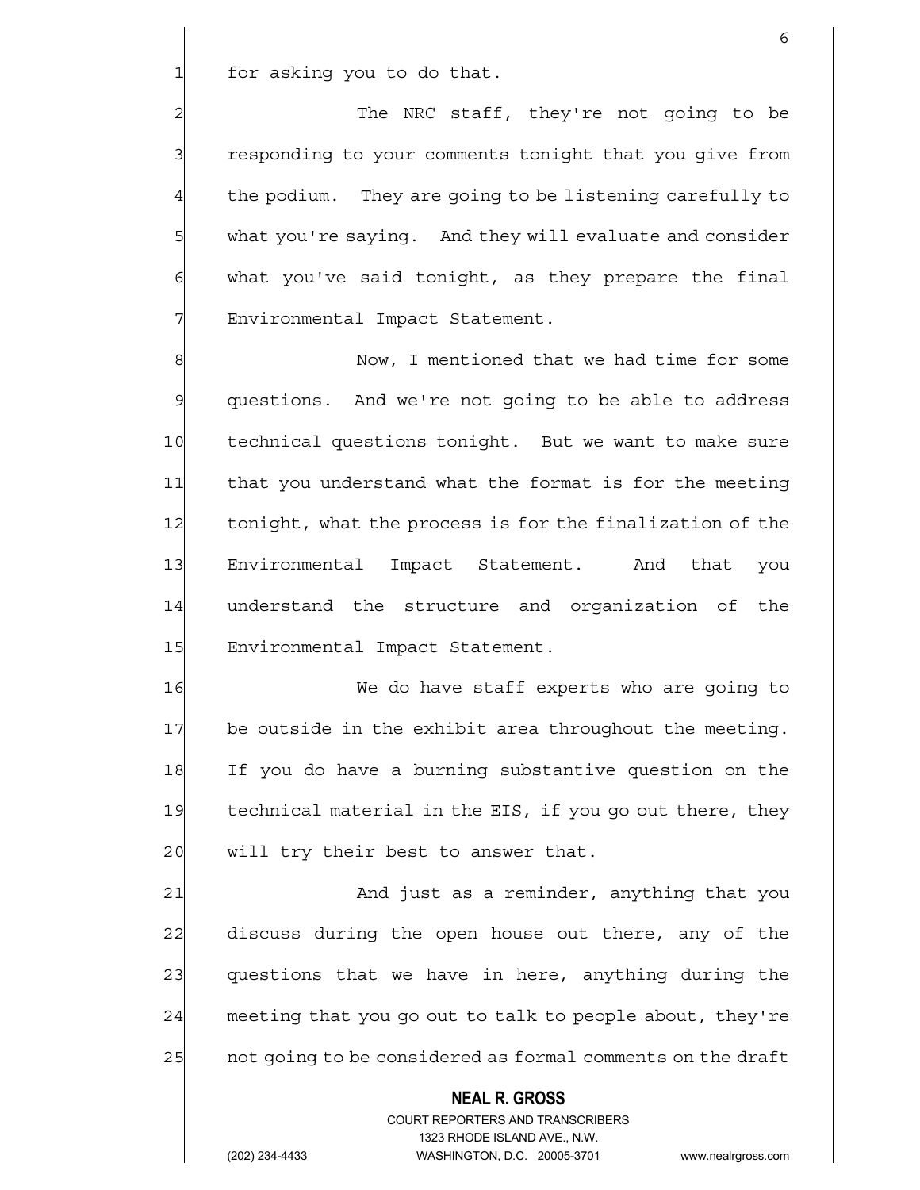for asking you to do that.

The NRC staff, they're not going to be responding to your comments tonight that you give from the podium. They are going to be listening carefully to what you're saying. And they will evaluate and consider what you've said tonight, as they prepare the final Environmental Impact Statement.

Now, I mentioned that we had time for some questions. And we're not going to be able to address technical questions tonight. But we want to make sure that you understand what the format is for the meeting tonight, what the process is for the finalization of the Environmental Impact Statement. And that you understand the structure and organization of the Environmental Impact Statement.

We do have staff experts who are going to be outside in the exhibit area throughout the meeting. If you do have a burning substantive question on the technical material in the EIS, if you go out there, they will try their best to answer that.

And just as a reminder, anything that you discuss during the open house out there, any of the questions that we have in here, anything during the meeting that you go out to talk to people about, they're not going to be considered as formal comments on the draft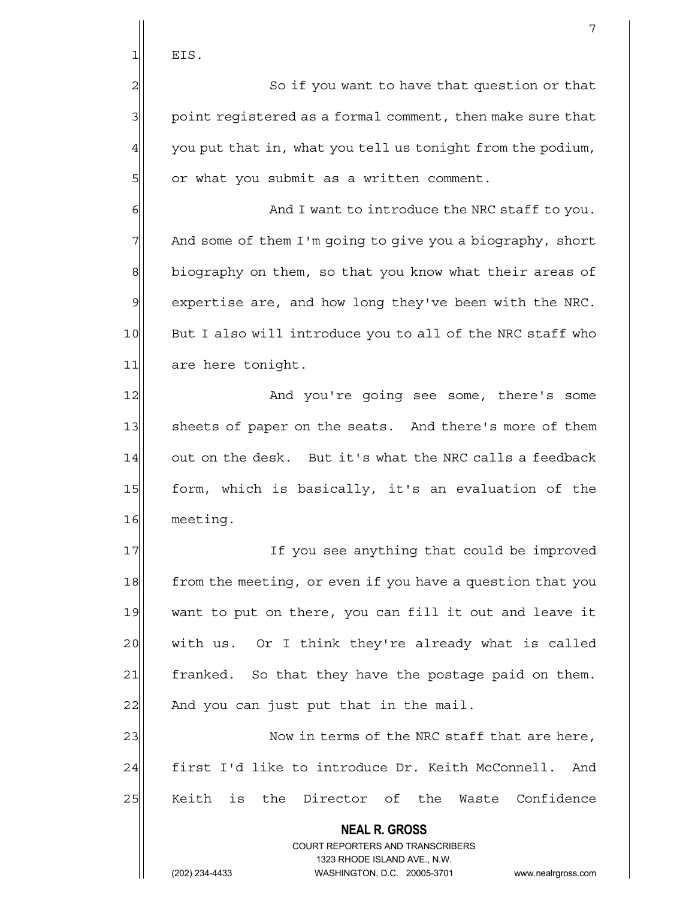EIS.

So if you want to have that question or that point registered as a formal comment, then make sure that you put that in, what you tell us tonight from the podium, or what you submit as a written comment.

And I want to introduce the NRC staff to you. And some of them I'm going to give you a biography, short biography on them, so that you know what their areas of expertise are, and how long they've been with the NRC. But I also will introduce you to all of the NRC staff who are here tonight.

And you're going see some, there's some sheets of paper on the seats. And there's more of them out on the desk. But it's what the NRC calls a feedback form, which is basically, it's an evaluation of the meeting.

If you see anything that could be improved from the meeting, or even if you have a question that you want to put on there, you can fill it out and leave it with us. Or I think they're already what is called franked. So that they have the postage paid on them. And you can just put that in the mail.

Now in terms of the NRC staff that are here, first I'd like to introduce Dr. Keith McConnell. And Keith is the Director of the Waste Confidence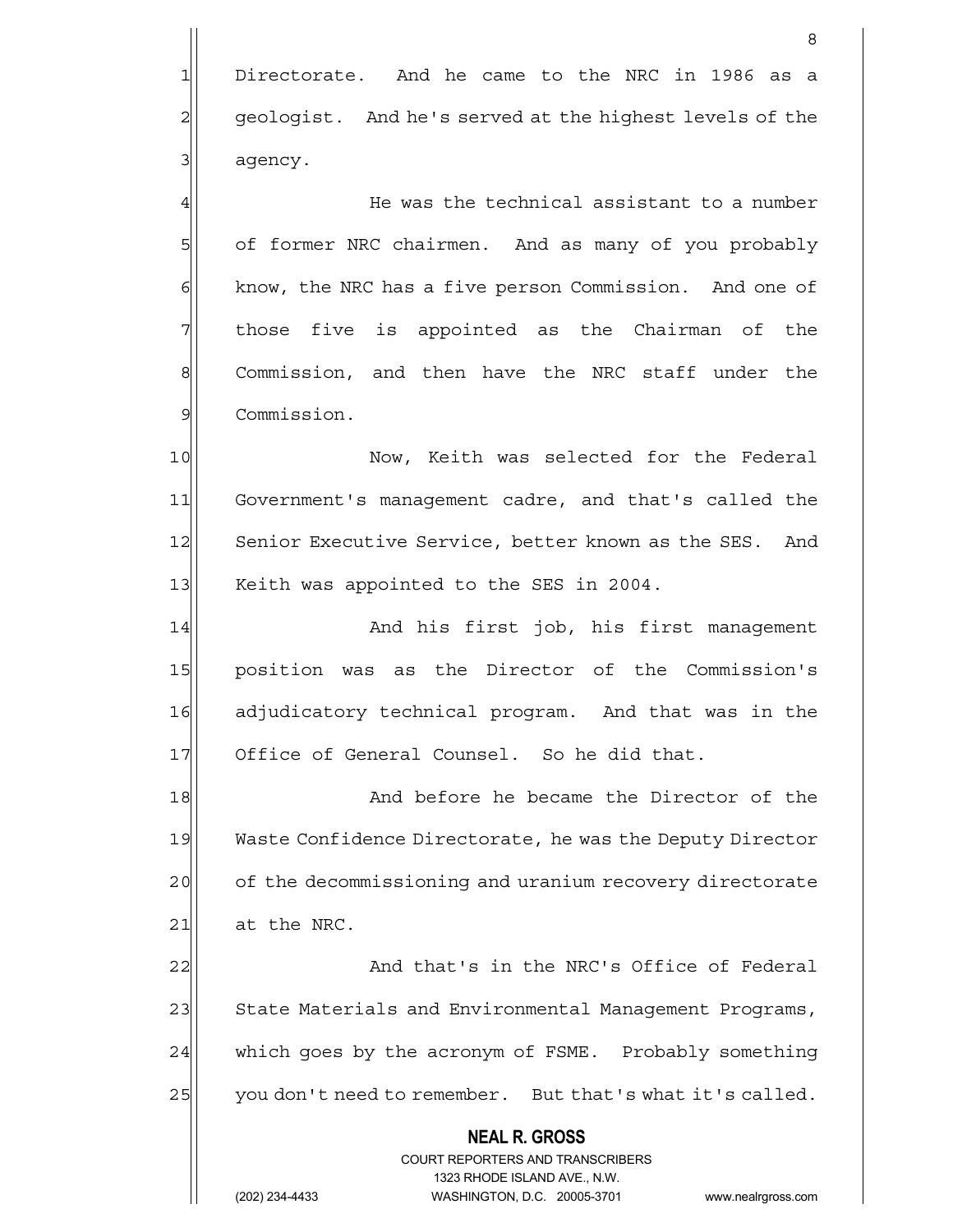Directorate. And he came to the NRC in 1986 as a geologist. And he's served at the highest levels of the agency.

He was the technical assistant to a number of former NRC chairmen. And as many of you probably know, the NRC has a five person Commission. And one of those five is appointed as the Chairman of the Commission, and then have the NRC staff under the Commission.

Now, Keith was selected for the Federal Government's management cadre, and that's called the Senior Executive Service, better known as the SES. And Keith was appointed to the SES in 2004.

And his first job, his first management position was as the Director of the Commission's adjudicatory technical program. And that was in the Office of General Counsel. So he did that.

And before he became the Director of the Waste Confidence Directorate, he was the Deputy Director of the decommissioning and uranium recovery directorate at the NRC.

And that's in the NRC's Office of Federal State Materials and Environmental Management Programs, which goes by the acronym of FSME. Probably something you don't need to remember. But that's what it's called.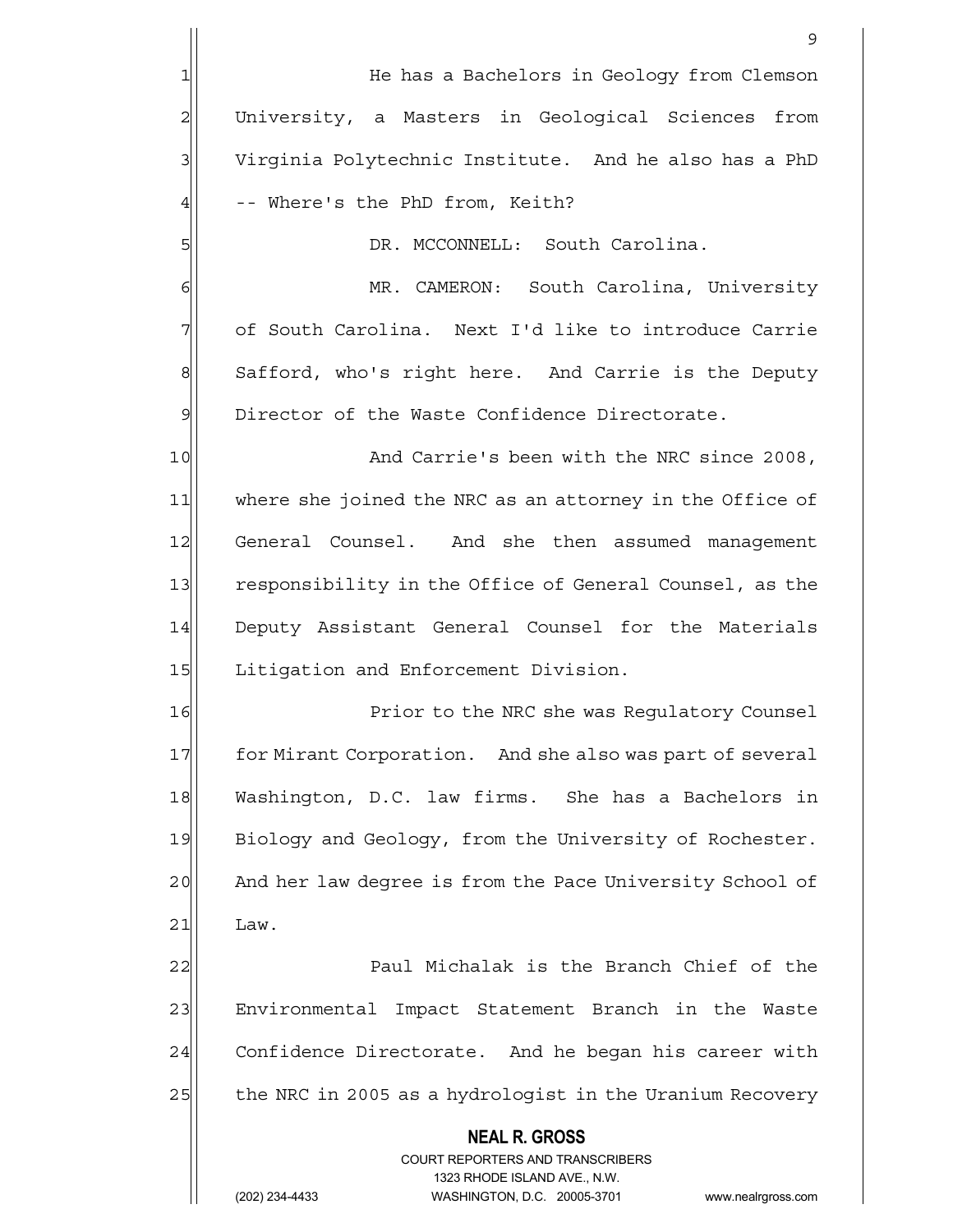He has a Bachelors in Geology from Clemson University, a Masters in Geological Sciences from Virginia Polytechnic Institute. And he also has a PhD -- Where's the PhD from, Keith?

DR. MCCONNELL: South Carolina.

MR. CAMERON: South Carolina, University of South Carolina. Next I'd like to introduce Carrie Safford, who's right here. And Carrie is the Deputy Director of the Waste Confidence Directorate.

And Carrie's been with the NRC since 2008, where she joined the NRC as an attorney in the Office of General Counsel. And she then assumed management responsibility in the Office of General Counsel, as the Deputy Assistant General Counsel for the Materials Litigation and Enforcement Division.

Prior to the NRC she was Regulatory Counsel for Mirant Corporation. And she also was part of several Washington, D.C. law firms. She has a Bachelors in Biology and Geology, from the University of Rochester. And her law degree is from the Pace University School of Law.

Paul Michalak is the Branch Chief of the Environmental Impact Statement Branch in the Waste Confidence Directorate. And he began his career with the NRC in 2005 as a hydrologist in the Uranium Recovery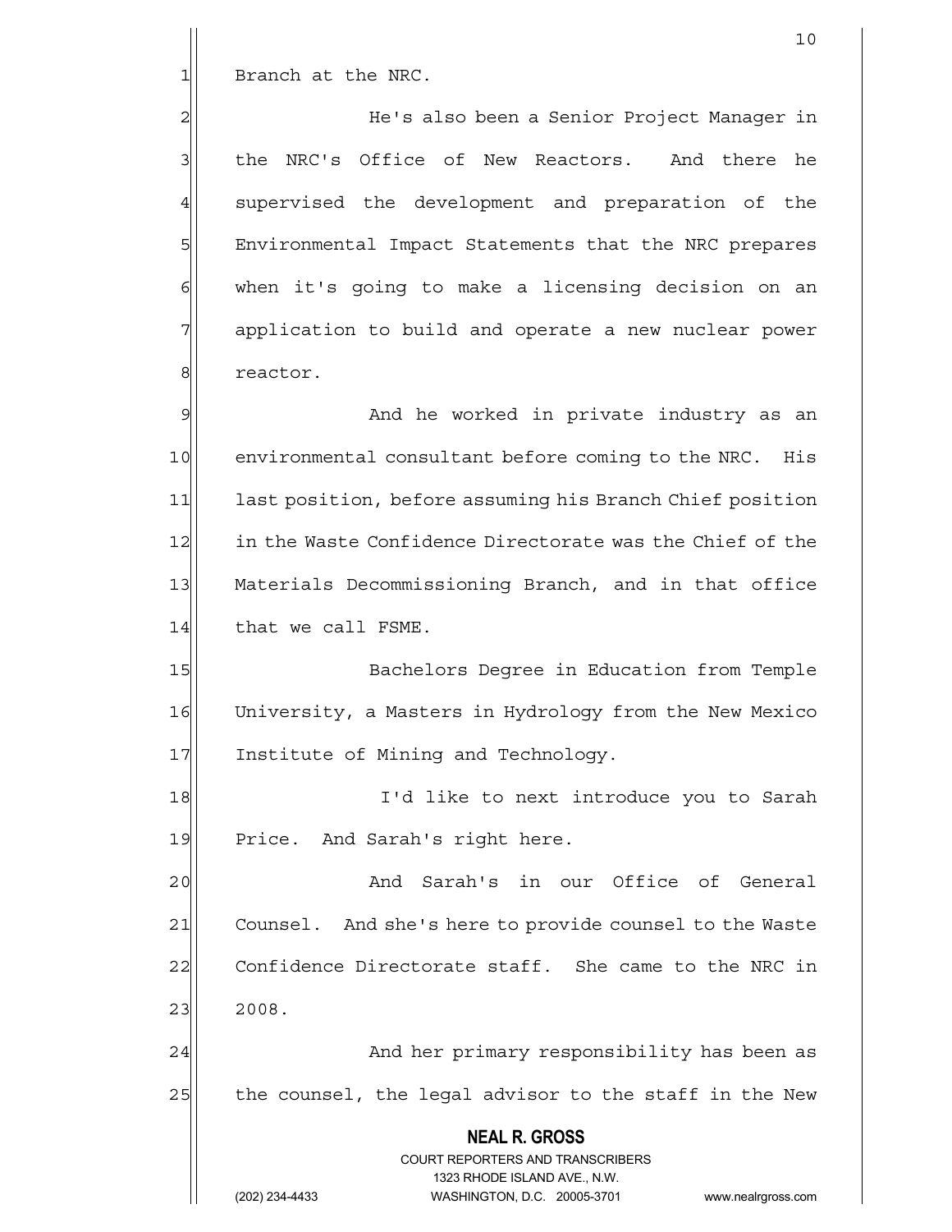Branch at the NRC.

He's also been a Senior Project Manager in the NRC's Office of New Reactors. And there he supervised the development and preparation of the Environmental Impact Statements that the NRC prepares when it's going to make a licensing decision on an application to build and operate a new nuclear power reactor.

And he worked in private industry as an environmental consultant before coming to the NRC. His last position, before assuming his Branch Chief position in the Waste Confidence Directorate was the Chief of the Materials Decommissioning Branch, and in that office that we call FSME.

Bachelors Degree in Education from Temple University, a Masters in Hydrology from the New Mexico Institute of Mining and Technology.

I'd like to next introduce you to Sarah Price. And Sarah's right here.

And Sarah's in our Office of General Counsel. And she's here to provide counsel to the Waste Confidence Directorate staff. She came to the NRC in 2008.

And her primary responsibility has been as the counsel, the legal advisor to the staff in the New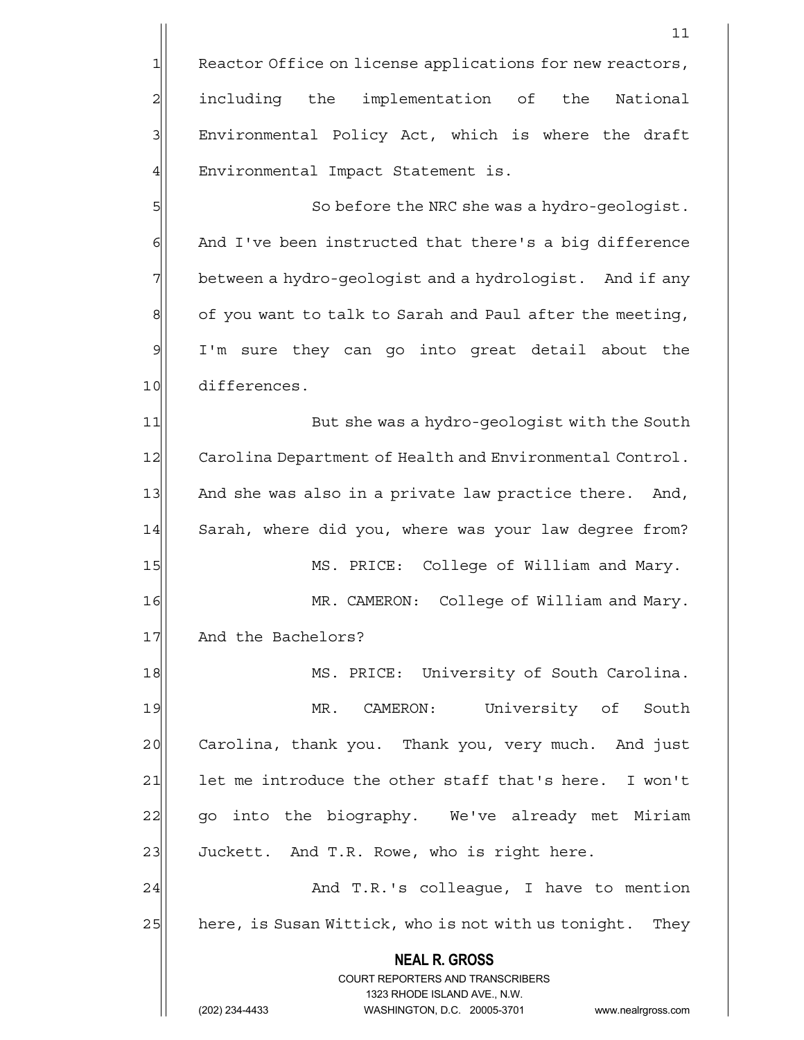Reactor Office on license applications for new reactors, including the implementation of the National Environmental Policy Act, which is where the draft Environmental Impact Statement is.

So before the NRC she was a hydro-geologist. And I've been instructed that there's a big difference between a hydro-geologist and a hydrologist. And if any of you want to talk to Sarah and Paul after the meeting, I'm sure they can go into great detail about the differences.

But she was a hydro-geologist with the South Carolina Department of Health and Environmental Control. And she was also in a private law practice there. And, Sarah, where did you, where was your law degree from?

MS. PRICE: College of William and Mary.

MR. CAMERON: College of William and Mary. And the Bachelors?

MS. PRICE: University of South Carolina.

MR. CAMERON: University of South Carolina, thank you. Thank you, very much. And just let me introduce the other staff that's here. I won't go into the biography. We've already met Miriam Juckett. And T.R. Rowe, who is right here.

And T.R.'s colleague, I have to mention here, is Susan Wittick, who is not with us tonight. They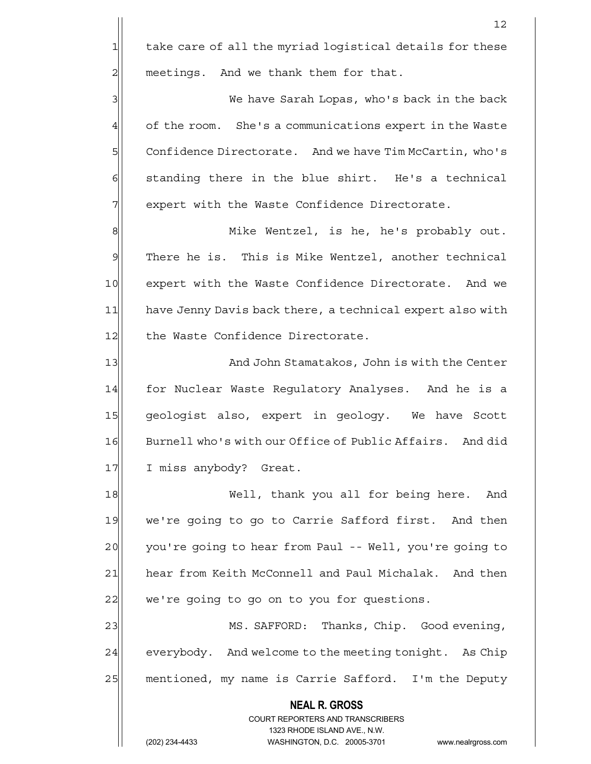take care of all the myriad logistical details for these meetings. And we thank them for that.

We have Sarah Lopas, who's back in the back of the room. She's a communications expert in the Waste Confidence Directorate. And we have Tim McCartin, who's standing there in the blue shirt. He's a technical expert with the Waste Confidence Directorate.

Mike Wentzel, is he, he's probably out. There he is. This is Mike Wentzel, another technical expert with the Waste Confidence Directorate. And we have Jenny Davis back there, a technical expert also with the Waste Confidence Directorate.

And John Stamatakos, John is with the Center for Nuclear Waste Regulatory Analyses. And he is a geologist also, expert in geology. We have Scott Burnell who's with our Office of Public Affairs. And did I miss anybody? Great.

Well, thank you all for being here. And we're going to go to Carrie Safford first. And then you're going to hear from Paul -- Well, you're going to hear from Keith McConnell and Paul Michalak. And then we're going to go on to you for questions.

MS. SAFFORD: Thanks, Chip. Good evening, everybody. And welcome to the meeting tonight. As Chip mentioned, my name is Carrie Safford. I'm the Deputy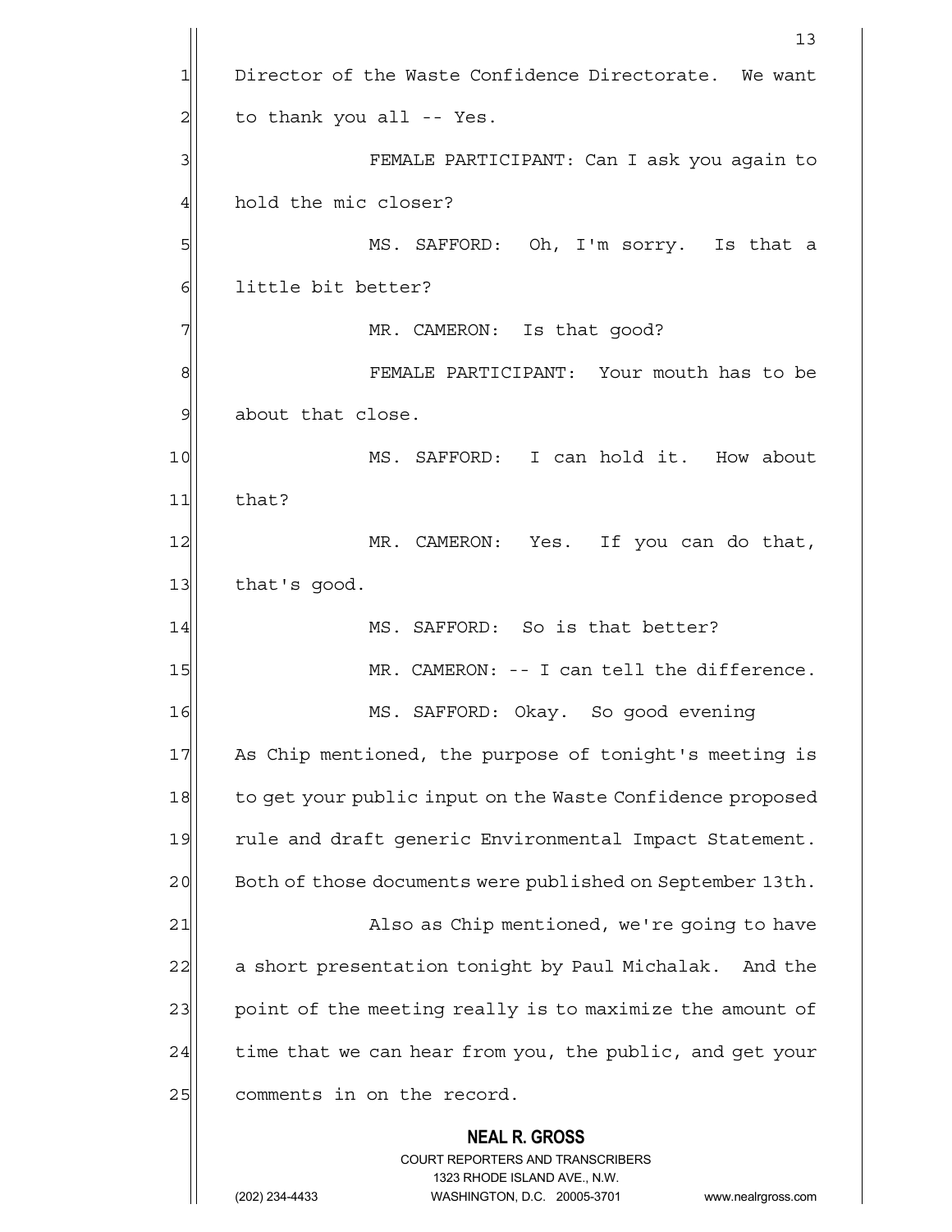Director of the Waste Confidence Directorate. We want to thank you all -- Yes.

FEMALE PARTICIPANT: Can I ask you again to hold the mic closer?

MS. SAFFORD: Oh, I'm sorry. Is that a little bit better?

MR. CAMERON: Is that good?

FEMALE PARTICIPANT: Your mouth has to be about that close.

MS. SAFFORD: I can hold it. How about that?

MR. CAMERON: Yes. If you can do that, that's good.

MS. SAFFORD: So is that better?

MR. CAMERON: -- I can tell the difference.

MS. SAFFORD: Okay. So good evening As Chip mentioned, the purpose of tonight's meeting is to get your public input on the Waste Confidence proposed rule and draft generic Environmental Impact Statement. Both of those documents were published on September 13th.

Also as Chip mentioned, we're going to have a short presentation tonight by Paul Michalak. And the point of the meeting really is to maximize the amount of time that we can hear from you, the public, and get your comments in on the record.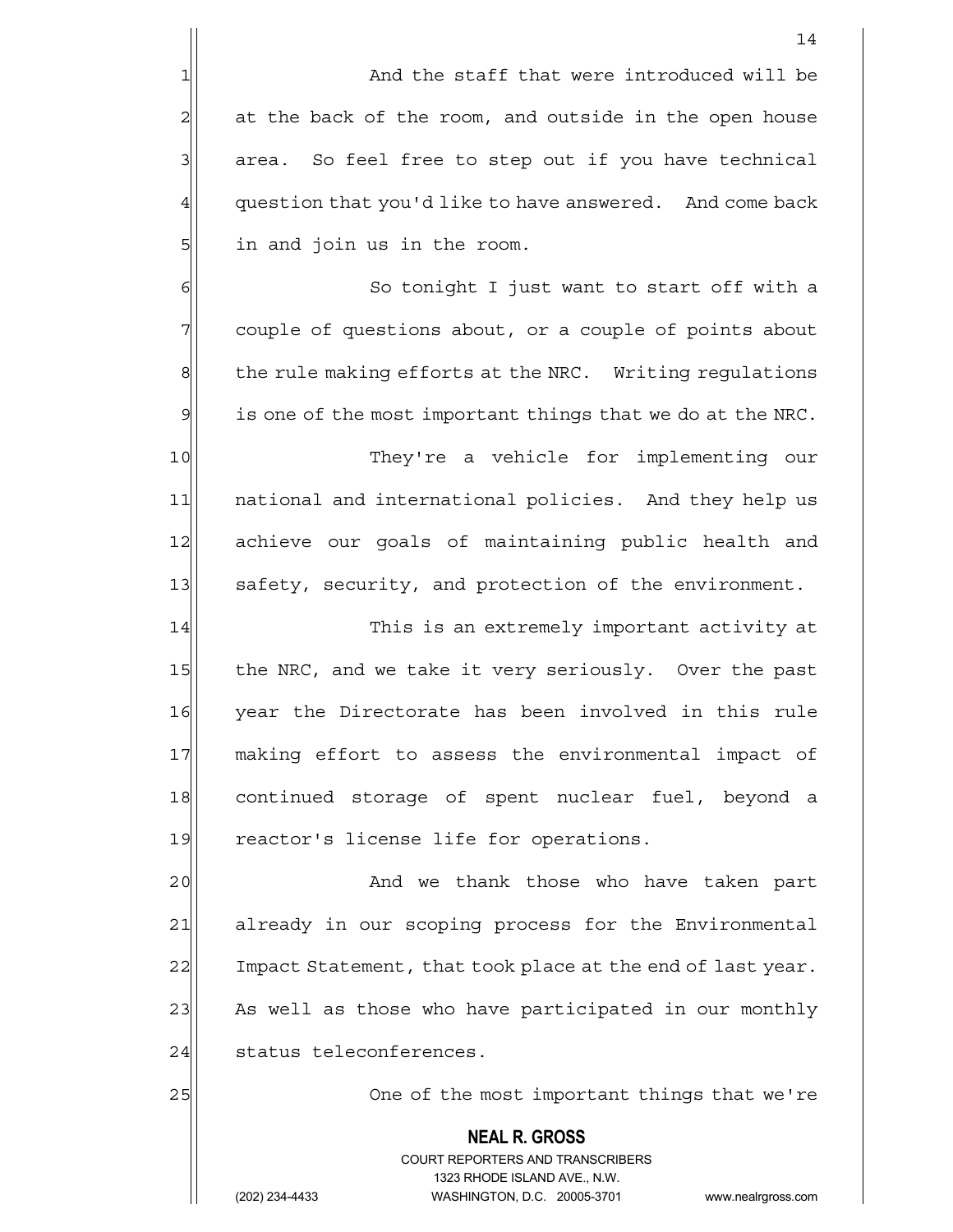And the staff that were introduced will be at the back of the room, and outside in the open house area. So feel free to step out if you have technical question that you'd like to have answered. And come back in and join us in the room.

So tonight I just want to start off with a couple of questions about, or a couple of points about the rule making efforts at the NRC. Writing regulations is one of the most important things that we do at the NRC.

They're a vehicle for implementing our national and international policies. And they help us achieve our goals of maintaining public health and safety, security, and protection of the environment.

This is an extremely important activity at the NRC, and we take it very seriously. Over the past year the Directorate has been involved in this rule making effort to assess the environmental impact of continued storage of spent nuclear fuel, beyond a reactor's license life for operations.

And we thank those who have taken part already in our scoping process for the Environmental Impact Statement, that took place at the end of last year. As well as those who have participated in our monthly status teleconferences.

One of the most important things that we're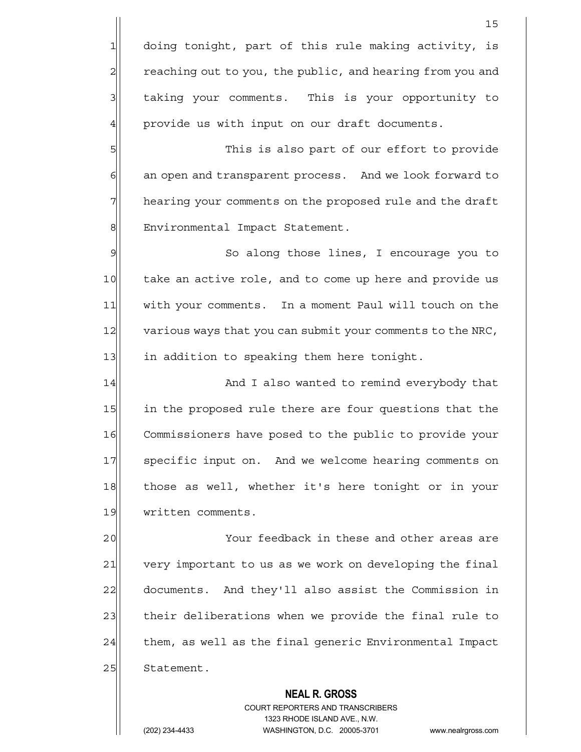doing tonight, part of this rule making activity, is reaching out to you, the public, and hearing from you and taking your comments. This is your opportunity to provide us with input on our draft documents.

This is also part of our effort to provide an open and transparent process. And we look forward to hearing your comments on the proposed rule and the draft Environmental Impact Statement.

So along those lines, I encourage you to take an active role, and to come up here and provide us with your comments. In a moment Paul will touch on the various ways that you can submit your comments to the NRC, in addition to speaking them here tonight.

And I also wanted to remind everybody that in the proposed rule there are four questions that the Commissioners have posed to the public to provide your specific input on. And we welcome hearing comments on those as well, whether it's here tonight or in your written comments.

Your feedback in these and other areas are very important to us as we work on developing the final documents. And they'll also assist the Commission in their deliberations when we provide the final rule to them, as well as the final generic Environmental Impact Statement.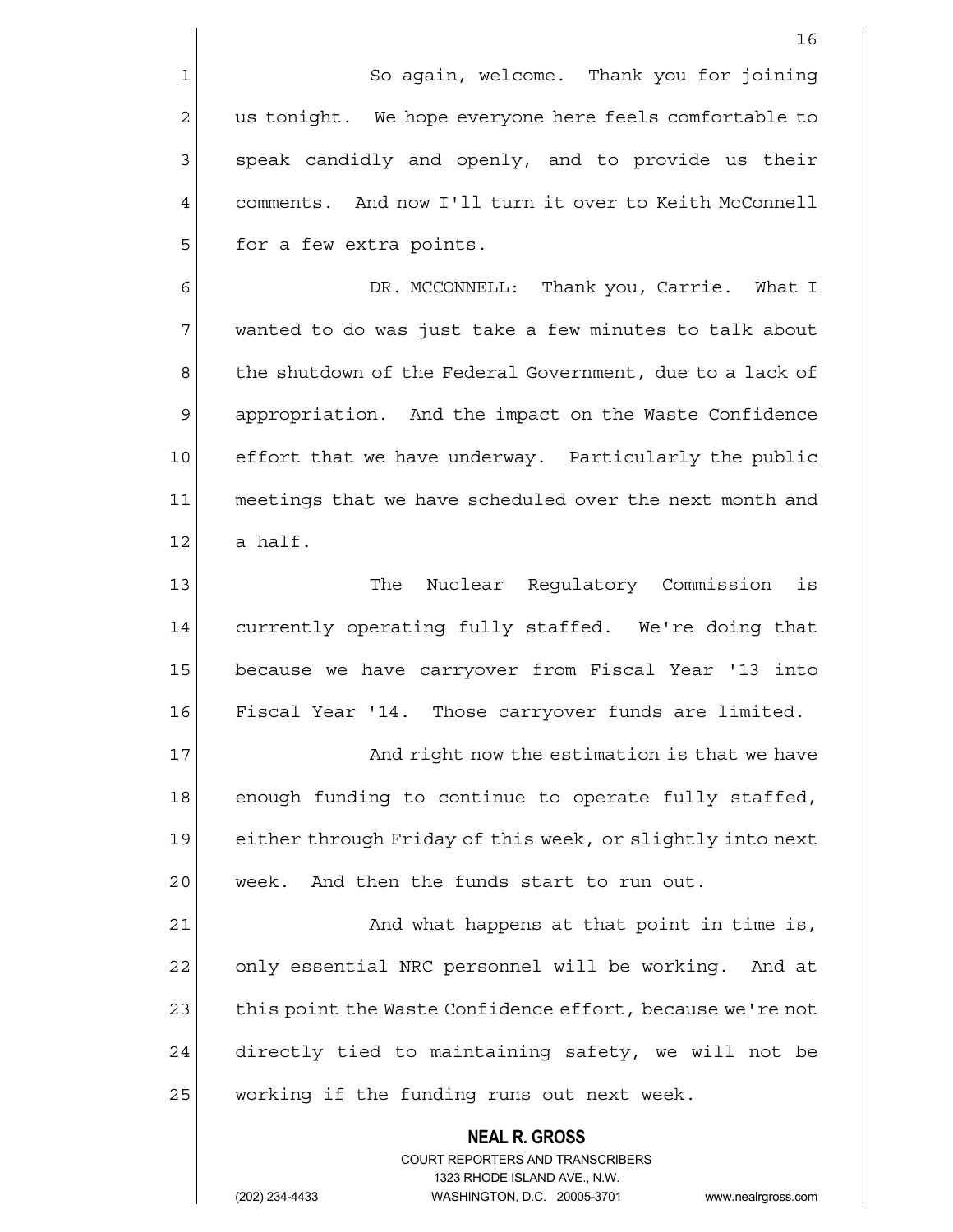So again, welcome. Thank you for joining us tonight. We hope everyone here feels comfortable to speak candidly and openly, and to provide us their comments. And now I'll turn it over to Keith McConnell for a few extra points.

DR. MCCONNELL: Thank you, Carrie. What I wanted to do was just take a few minutes to talk about the shutdown of the Federal Government, due to a lack of appropriation. And the impact on the Waste Confidence effort that we have underway. Particularly the public meetings that we have scheduled over the next month and a half.

The Nuclear Regulatory Commission is currently operating fully staffed. We're doing that because we have carryover from Fiscal Year '13 into Fiscal Year '14. Those carryover funds are limited.

And right now the estimation is that we have enough funding to continue to operate fully staffed, either through Friday of this week, or slightly into next week. And then the funds start to run out.

And what happens at that point in time is, only essential NRC personnel will be working. And at this point the Waste Confidence effort, because we're not directly tied to maintaining safety, we will not be working if the funding runs out next week.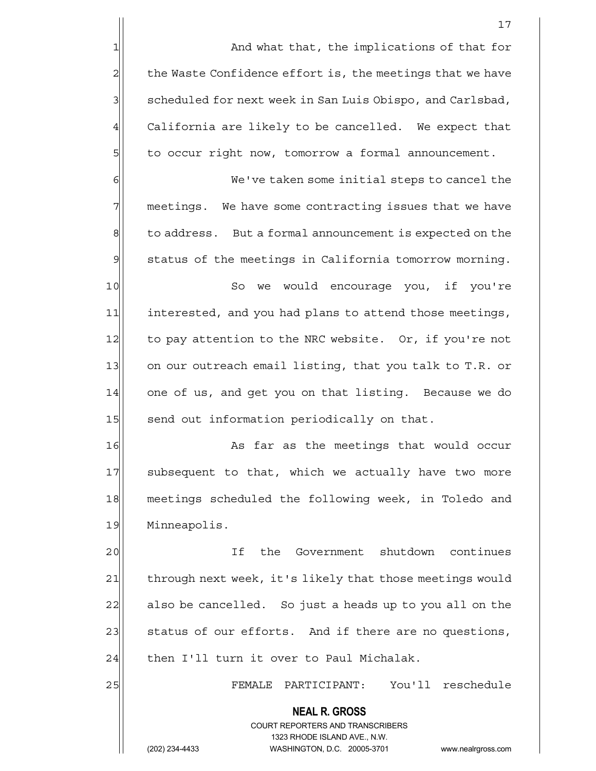And what that, the implications of that for the Waste Confidence effort is, the meetings that we have scheduled for next week in San Luis Obispo, and Carlsbad, California are likely to be cancelled. We expect that to occur right now, tomorrow a formal announcement.

We've taken some initial steps to cancel the meetings. We have some contracting issues that we have to address. But a formal announcement is expected on the status of the meetings in California tomorrow morning.

So we would encourage you, if you're interested, and you had plans to attend those meetings, to pay attention to the NRC website. Or, if you're not on our outreach email listing, that you talk to T.R. or one of us, and get you on that listing. Because we do send out information periodically on that.

As far as the meetings that would occur subsequent to that, which we actually have two more meetings scheduled the following week, in Toledo and Minneapolis.

If the Government shutdown continues through next week, it's likely that those meetings would also be cancelled. So just a heads up to you all on the status of our efforts. And if there are no questions, then I'll turn it over to Paul Michalak.

FEMALE PARTICIPANT: You'll reschedule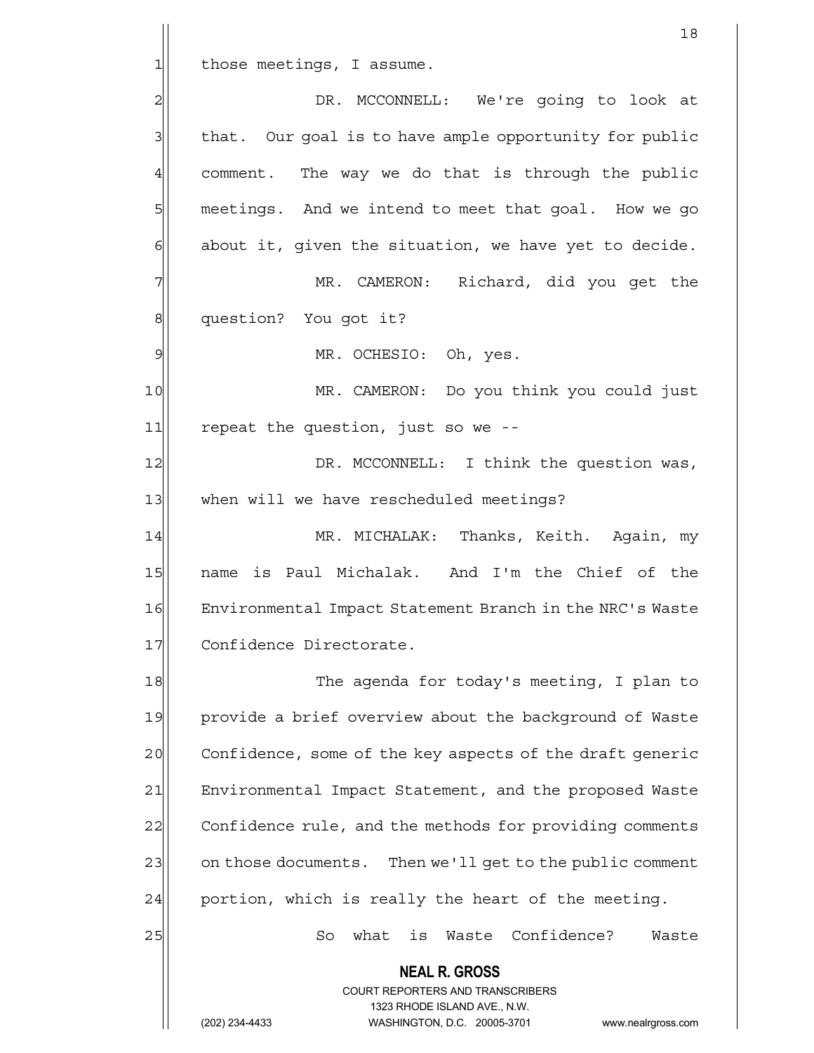those meetings, I assume.

DR. MCCONNELL: We're going to look at that. Our goal is to have ample opportunity for public comment. The way we do that is through the public meetings. And we intend to meet that goal. How we go about it, given the situation, we have yet to decide.

MR. CAMERON: Richard, did you get the question? You got it?

MR. OCHESIO: Oh, yes.

MR. CAMERON: Do you think you could just repeat the question, just so we --

DR. MCCONNELL: I think the question was, when will we have rescheduled meetings?

MR. MICHALAK: Thanks, Keith. Again, my name is Paul Michalak. And I'm the Chief of the Environmental Impact Statement Branch in the NRC's Waste Confidence Directorate.

The agenda for today's meeting, I plan to provide a brief overview about the background of Waste Confidence, some of the key aspects of the draft generic Environmental Impact Statement, and the proposed Waste Confidence rule, and the methods for providing comments on those documents. Then we'll get to the public comment portion, which is really the heart of the meeting.

So what is Waste Confidence? Waste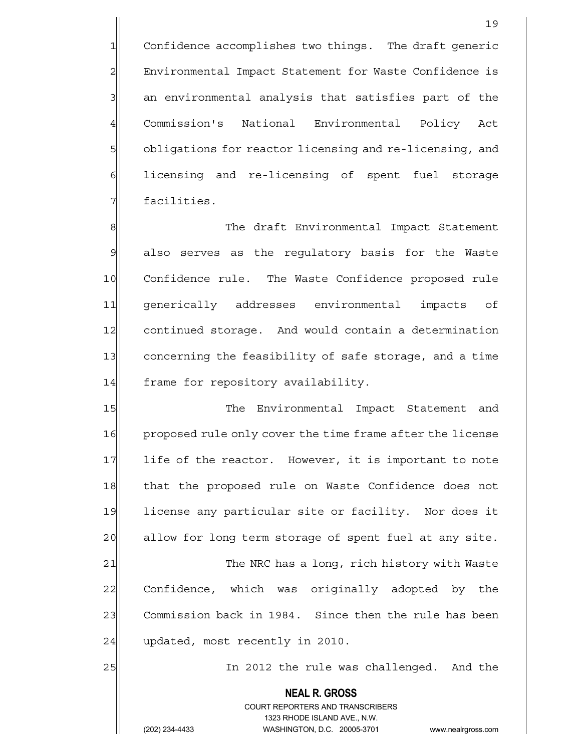Confidence accomplishes two things. The draft generic Environmental Impact Statement for Waste Confidence is an environmental analysis that satisfies part of the Commission's National Environmental Policy Act obligations for reactor licensing and re-licensing, and licensing and re-licensing of spent fuel storage facilities.

The draft Environmental Impact Statement also serves as the regulatory basis for the Waste Confidence rule. The Waste Confidence proposed rule generically addresses environmental impacts of continued storage. And would contain a determination concerning the feasibility of safe storage, and a time frame for repository availability.

The Environmental Impact Statement and proposed rule only cover the time frame after the license life of the reactor. However, it is important to note that the proposed rule on Waste Confidence does not license any particular site or facility. Nor does it allow for long term storage of spent fuel at any site.

The NRC has a long, rich history with Waste Confidence, which was originally adopted by the Commission back in 1984. Since then the rule has been updated, most recently in 2010.

In 2012 the rule was challenged. And the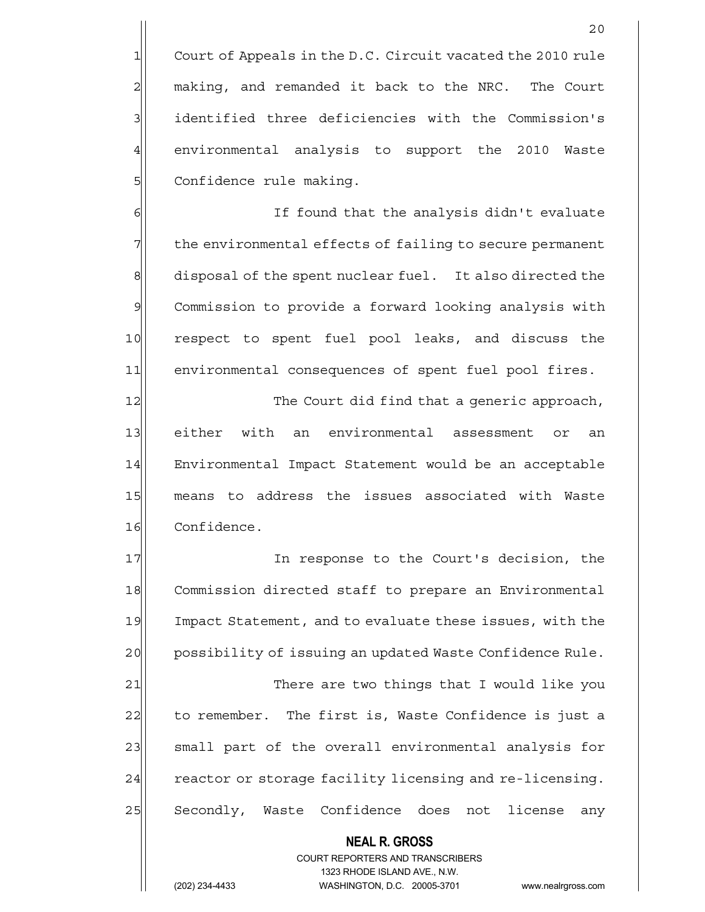Court of Appeals in the D.C. Circuit vacated the 2010 rule making, and remanded it back to the NRC. The Court identified three deficiencies with the Commission's environmental analysis to support the 2010 Waste Confidence rule making.

If found that the analysis didn't evaluate the environmental effects of failing to secure permanent disposal of the spent nuclear fuel. It also directed the Commission to provide a forward looking analysis with respect to spent fuel pool leaks, and discuss the environmental consequences of spent fuel pool fires.

The Court did find that a generic approach, either with an environmental assessment or an Environmental Impact Statement would be an acceptable means to address the issues associated with Waste Confidence.

In response to the Court's decision, the Commission directed staff to prepare an Environmental Impact Statement, and to evaluate these issues, with the possibility of issuing an updated Waste Confidence Rule.

There are two things that I would like you to remember. The first is, Waste Confidence is just a small part of the overall environmental analysis for reactor or storage facility licensing and re-licensing. Secondly, Waste Confidence does not license any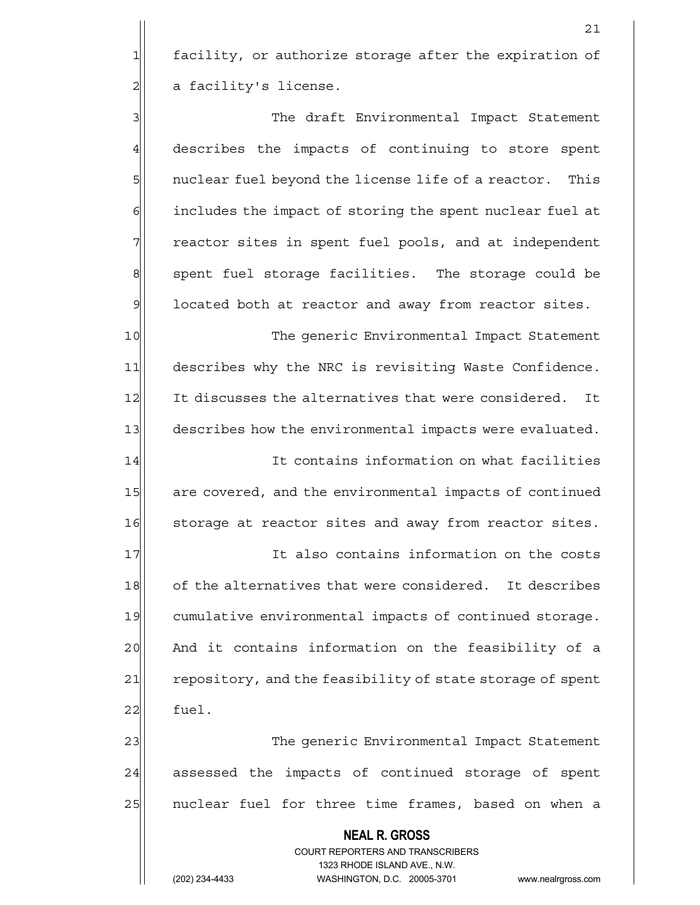facility, or authorize storage after the expiration of a facility's license.

The draft Environmental Impact Statement describes the impacts of continuing to store spent nuclear fuel beyond the license life of a reactor. This includes the impact of storing the spent nuclear fuel at reactor sites in spent fuel pools, and at independent spent fuel storage facilities. The storage could be located both at reactor and away from reactor sites.

The generic Environmental Impact Statement describes why the NRC is revisiting Waste Confidence. It discusses the alternatives that were considered. It describes how the environmental impacts were evaluated.

It contains information on what facilities are covered, and the environmental impacts of continued storage at reactor sites and away from reactor sites.

It also contains information on the costs of the alternatives that were considered. It describes cumulative environmental impacts of continued storage. And it contains information on the feasibility of a repository, and the feasibility of state storage of spent fuel.

The generic Environmental Impact Statement assessed the impacts of continued storage of spent nuclear fuel for three time frames, based on when a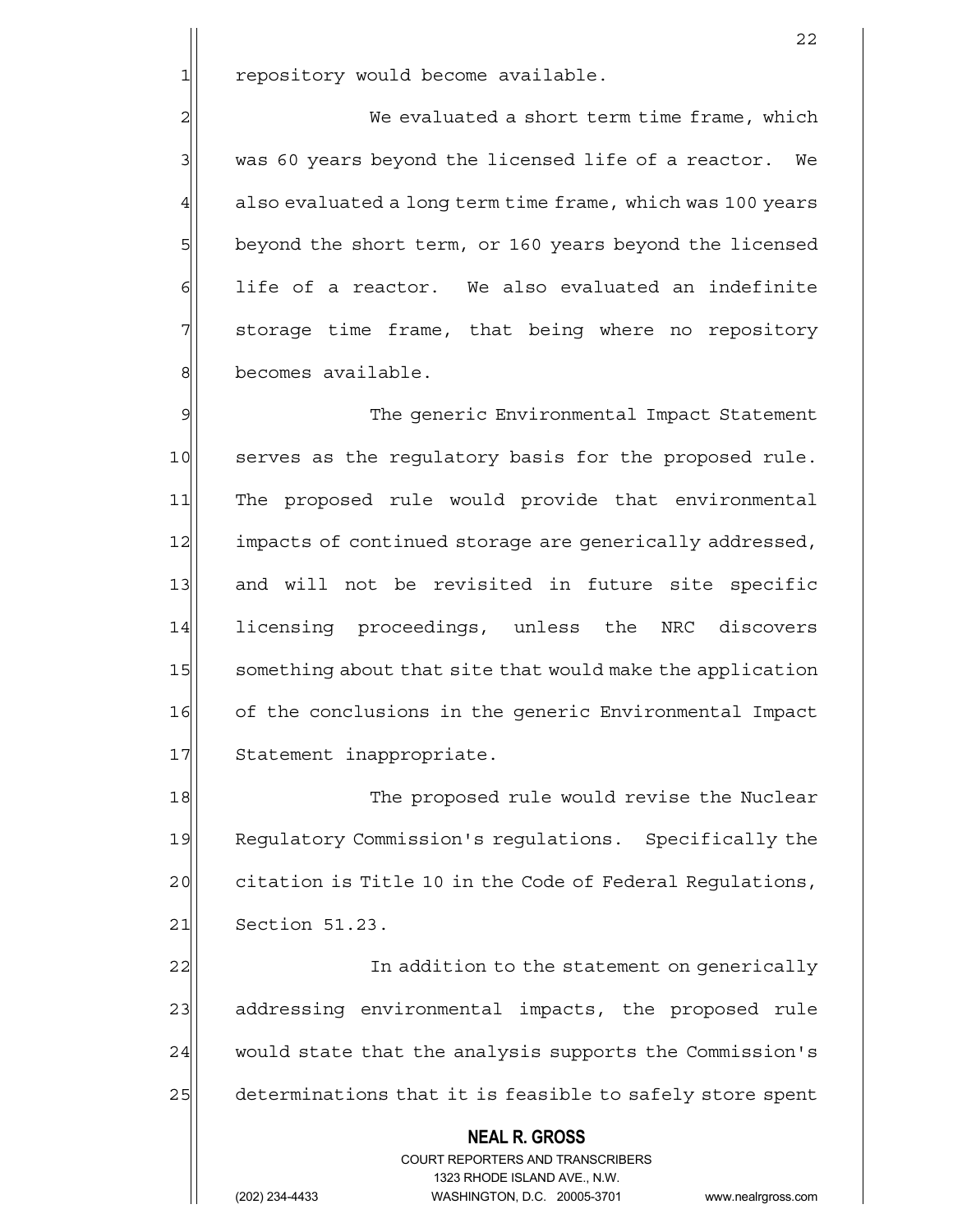repository would become available.

We evaluated a short term time frame, which was 60 years beyond the licensed life of a reactor. We also evaluated a long term time frame, which was 100 years beyond the short term, or 160 years beyond the licensed life of a reactor. We also evaluated an indefinite storage time frame, that being where no repository becomes available.

The generic Environmental Impact Statement serves as the regulatory basis for the proposed rule. The proposed rule would provide that environmental impacts of continued storage are generically addressed, and will not be revisited in future site specific licensing proceedings, unless the NRC discovers something about that site that would make the application of the conclusions in the generic Environmental Impact Statement inappropriate.

The proposed rule would revise the Nuclear Regulatory Commission's regulations. Specifically the citation is Title 10 in the Code of Federal Regulations, Section 51.23.

In addition to the statement on generically addressing environmental impacts, the proposed rule would state that the analysis supports the Commission's determinations that it is feasible to safely store spent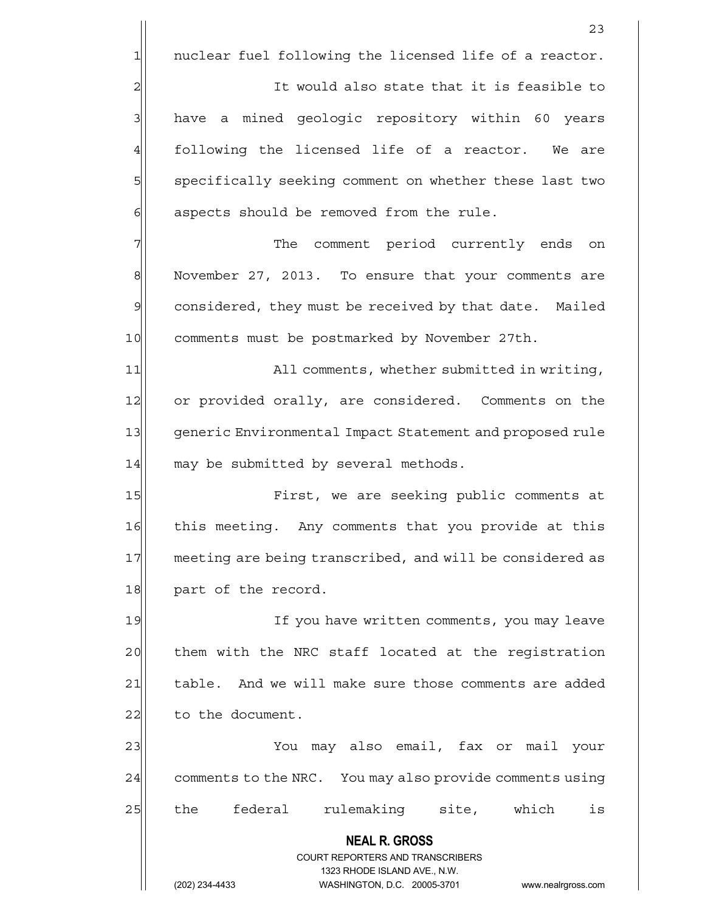nuclear fuel following the licensed life of a reactor.

It would also state that it is feasible to have a mined geologic repository within 60 years following the licensed life of a reactor. We are specifically seeking comment on whether these last two aspects should be removed from the rule.

The comment period currently ends on November 27, 2013. To ensure that your comments are considered, they must be received by that date. Mailed comments must be postmarked by November 27th.

All comments, whether submitted in writing, or provided orally, are considered. Comments on the generic Environmental Impact Statement and proposed rule may be submitted by several methods.

First, we are seeking public comments at this meeting. Any comments that you provide at this meeting are being transcribed, and will be considered as part of the record.

If you have written comments, you may leave them with the NRC staff located at the registration table. And we will make sure those comments are added to the document.

You may also email, fax or mail your comments to the NRC. You may also provide comments using the federal rulemaking site, which is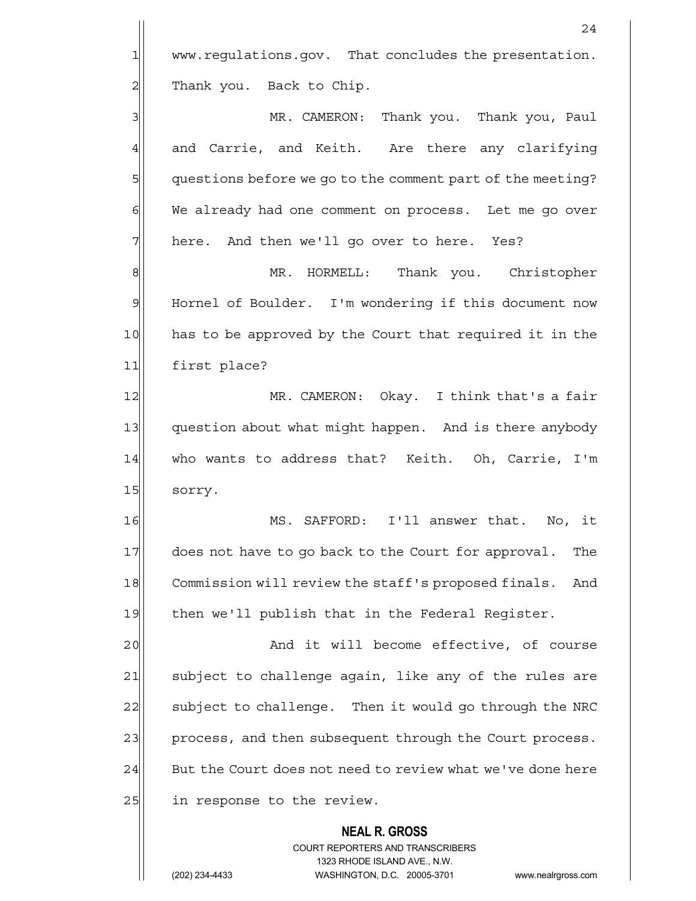www.regulations.gov. That concludes the presentation. Thank you. Back to Chip.

MR. CAMERON: Thank you. Thank you, Paul and Carrie, and Keith. Are there any clarifying questions before we go to the comment part of the meeting? We already had one comment on process. Let me go over here. And then we'll go over to here. Yes?

MR. HORMELL: Thank you. Christopher Hornel of Boulder. I'm wondering if this document now has to be approved by the Court that required it in the first place?

MR. CAMERON: Okay. I think that's a fair question about what might happen. And is there anybody who wants to address that? Keith. Oh, Carrie, I'm sorry.

MS. SAFFORD: I'll answer that. No, it does not have to go back to the Court for approval. The Commission will review the staff's proposed finals. And then we'll publish that in the Federal Register.

And it will become effective, of course subject to challenge again, like any of the rules are subject to challenge. Then it would go through the NRC process, and then subsequent through the Court process. But the Court does not need to review what we've done here in response to the review.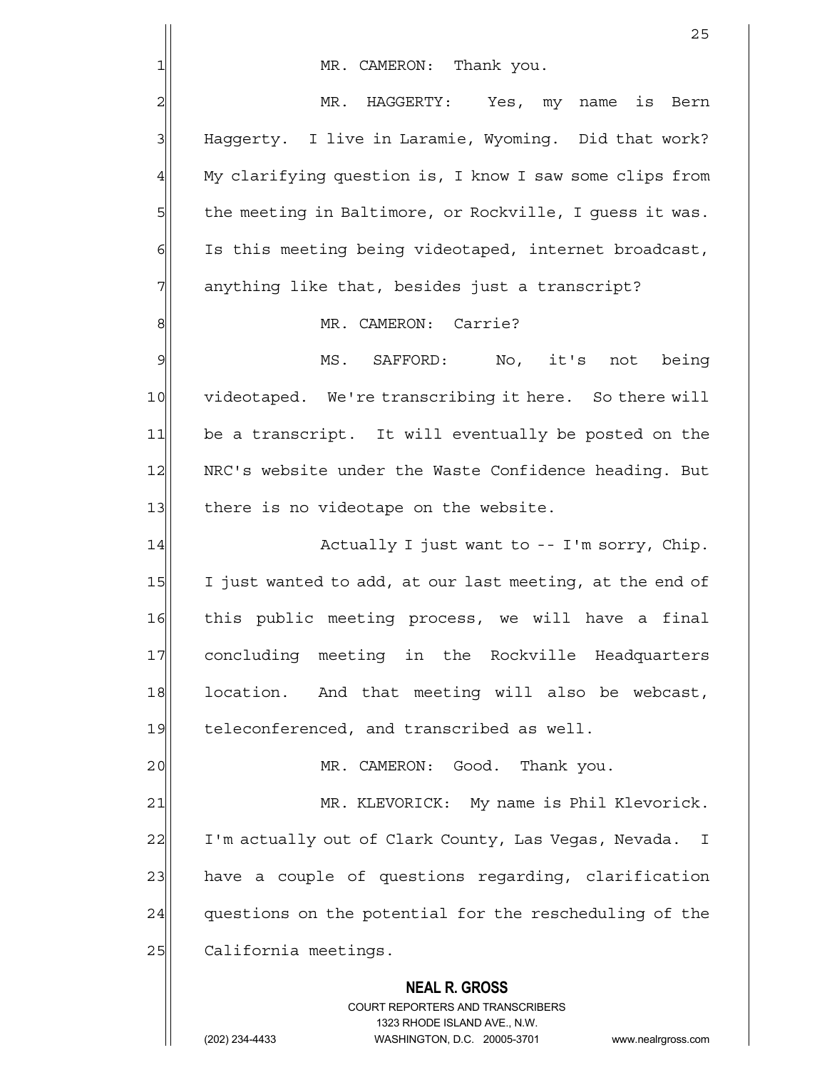MR. CAMERON: Thank you.

MR. HAGGERTY: Yes, my name is Bern Haggerty. I live in Laramie, Wyoming. Did that work? My clarifying question is, I know I saw some clips from the meeting in Baltimore, or Rockville, I guess it was. Is this meeting being videotaped, internet broadcast, anything like that, besides just a transcript?

MR. CAMERON: Carrie?

MS. SAFFORD: No, it's not being videotaped. We're transcribing it here. So there will be a transcript. It will eventually be posted on the NRC's website under the Waste Confidence heading. But there is no videotape on the website.

Actually I just want to -- I'm sorry, Chip. I just wanted to add, at our last meeting, at the end of this public meeting process, we will have a final concluding meeting in the Rockville Headquarters location. And that meeting will also be webcast, teleconferenced, and transcribed as well.

MR. CAMERON: Good. Thank you.

MR. KLEVORICK: My name is Phil Klevorick. I'm actually out of Clark County, Las Vegas, Nevada. I have a couple of questions regarding, clarification questions on the potential for the rescheduling of the California meetings.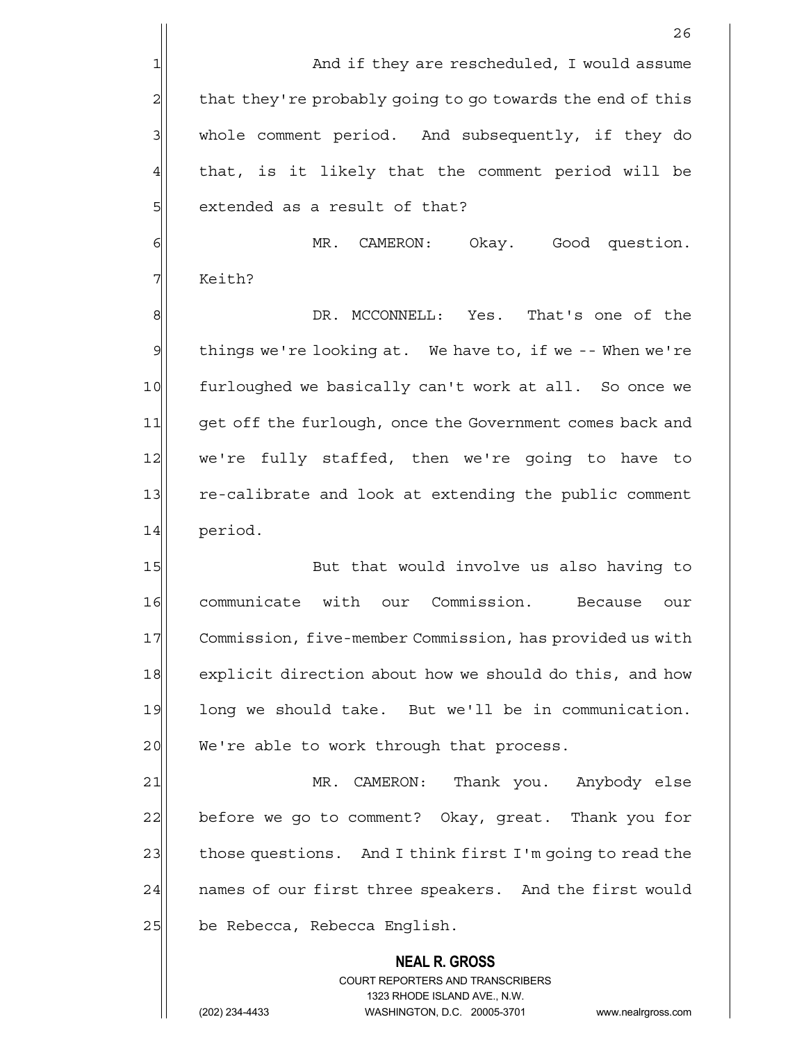And if they are rescheduled, I would assume that they're probably going to go towards the end of this whole comment period. And subsequently, if they do that, is it likely that the comment period will be extended as a result of that?

MR. CAMERON: Okay. Good question. Keith?

DR. MCCONNELL: Yes. That's one of the things we're looking at. We have to, if we -- When we're furloughed we basically can't work at all. So once we get off the furlough, once the Government comes back and we're fully staffed, then we're going to have to re-calibrate and look at extending the public comment period.

But that would involve us also having to communicate with our Commission. Because our Commission, five-member Commission, has provided us with explicit direction about how we should do this, and how long we should take. But we'll be in communication. We're able to work through that process.

MR. CAMERON: Thank you. Anybody else before we go to comment? Okay, great. Thank you for those questions. And I think first I'm going to read the names of our first three speakers. And the first would be Rebecca, Rebecca English.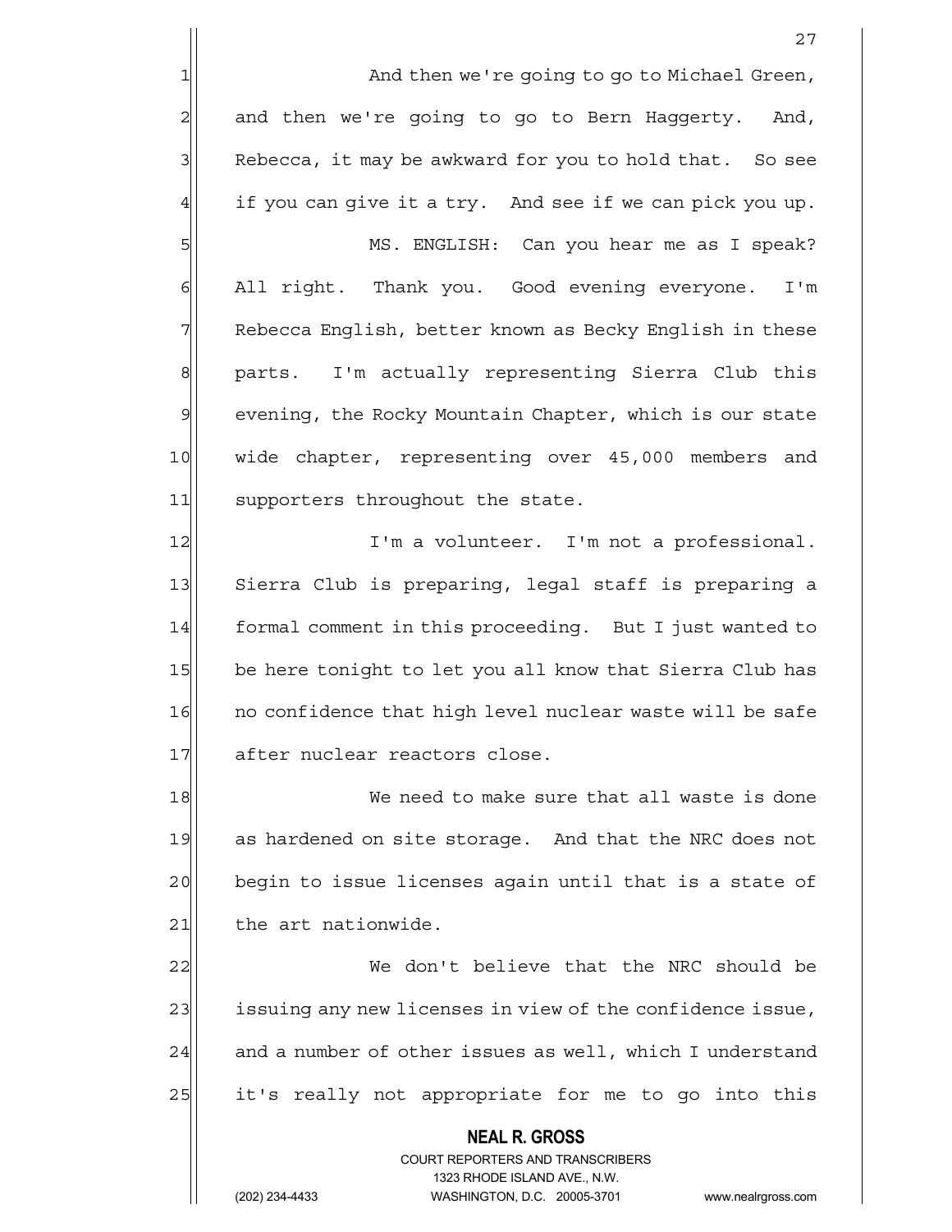And then we're going to go to Michael Green, and then we're going to go to Bern Haggerty. And, Rebecca, it may be awkward for you to hold that. So see if you can give it a try. And see if we can pick you up.

MS. ENGLISH: Can you hear me as I speak? All right. Thank you. Good evening everyone. I'm Rebecca English, better known as Becky English in these parts. I'm actually representing Sierra Club this evening, the Rocky Mountain Chapter, which is our state wide chapter, representing over 45,000 members and supporters throughout the state.

I'm a volunteer. I'm not a professional. Sierra Club is preparing, legal staff is preparing a formal comment in this proceeding. But I just wanted to be here tonight to let you all know that Sierra Club has no confidence that high level nuclear waste will be safe after nuclear reactors close.

We need to make sure that all waste is done as hardened on site storage. And that the NRC does not begin to issue licenses again until that is a state of the art nationwide.

We don't believe that the NRC should be issuing any new licenses in view of the confidence issue, and a number of other issues as well, which I understand it's really not appropriate for me to go into this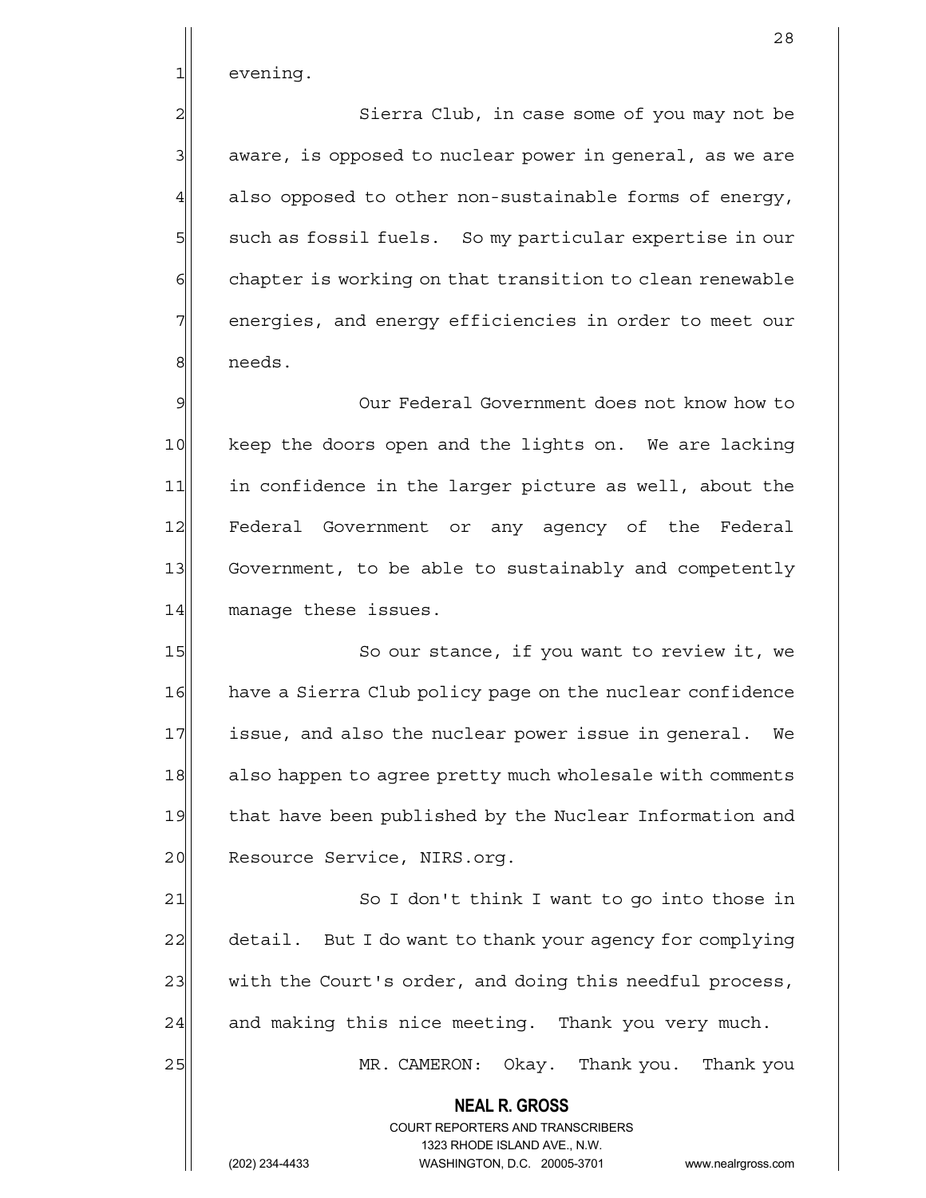evening.

Sierra Club, in case some of you may not be aware, is opposed to nuclear power in general, as we are also opposed to other non-sustainable forms of energy, such as fossil fuels. So my particular expertise in our chapter is working on that transition to clean renewable energies, and energy efficiencies in order to meet our needs.

Our Federal Government does not know how to keep the doors open and the lights on. We are lacking in confidence in the larger picture as well, about the Federal Government or any agency of the Federal Government, to be able to sustainably and competently manage these issues.

So our stance, if you want to review it, we have a Sierra Club policy page on the nuclear confidence issue, and also the nuclear power issue in general. We also happen to agree pretty much wholesale with comments that have been published by the Nuclear Information and Resource Service, NIRS.org.

So I don't think I want to go into those in detail. But I do want to thank your agency for complying with the Court's order, and doing this needful process, and making this nice meeting. Thank you very much.

MR. CAMERON: Okay. Thank you. Thank you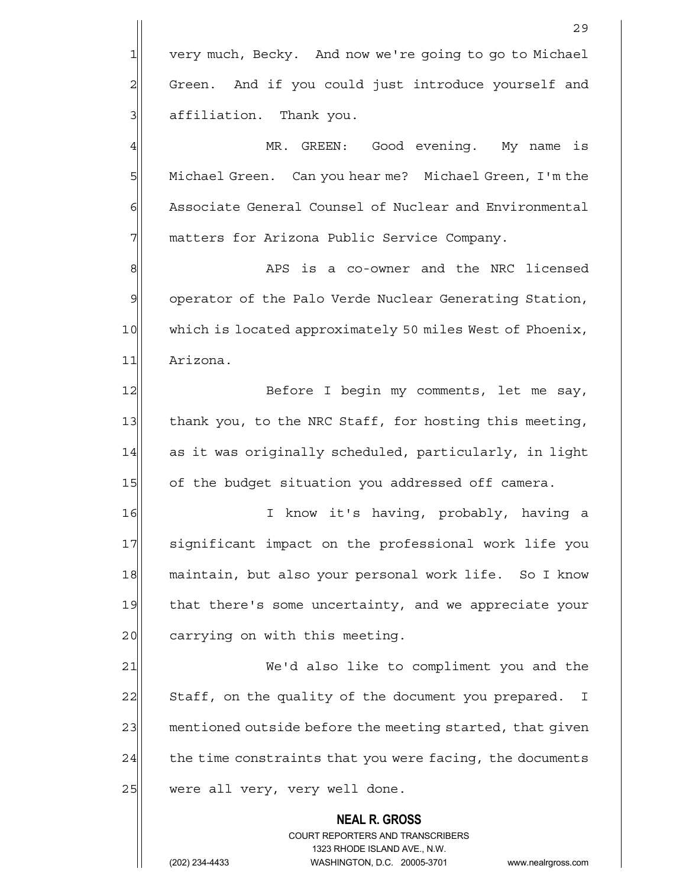very much, Becky. And now we're going to go to Michael Green. And if you could just introduce yourself and affiliation. Thank you.

MR. GREEN: Good evening. My name is Michael Green. Can you hear me? Michael Green, I'm the Associate General Counsel of Nuclear and Environmental matters for Arizona Public Service Company.

APS is a co-owner and the NRC licensed operator of the Palo Verde Nuclear Generating Station, which is located approximately 50 miles West of Phoenix, Arizona.

Before I begin my comments, let me say, thank you, to the NRC Staff, for hosting this meeting, as it was originally scheduled, particularly, in light of the budget situation you addressed off camera.

I know it's having, probably, having a significant impact on the professional work life you maintain, but also your personal work life. So I know that there's some uncertainty, and we appreciate your carrying on with this meeting.

We'd also like to compliment you and the Staff, on the quality of the document you prepared. I mentioned outside before the meeting started, that given the time constraints that you were facing, the documents were all very, very well done.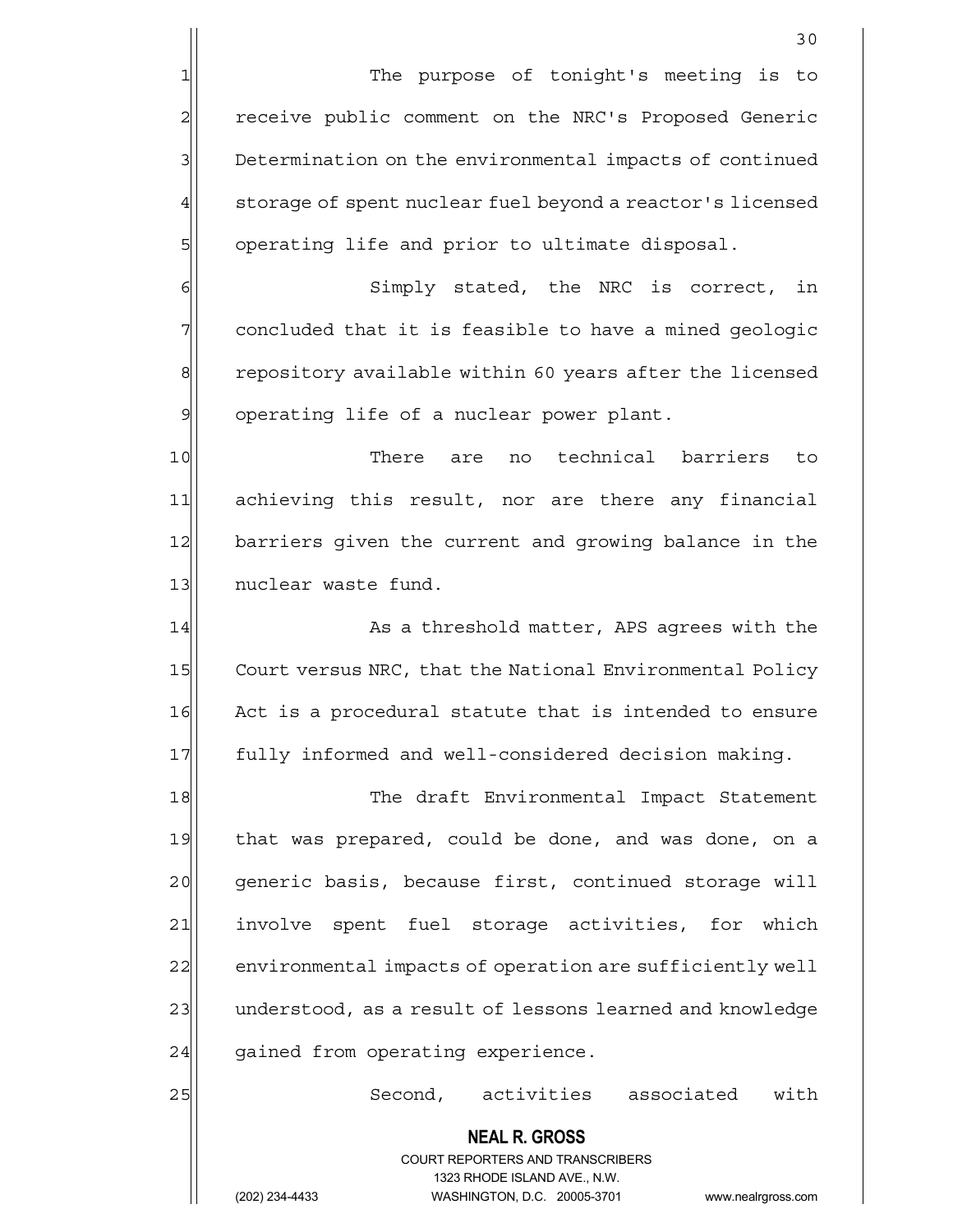The purpose of tonight's meeting is to receive public comment on the NRC's Proposed Generic Determination on the environmental impacts of continued storage of spent nuclear fuel beyond a reactor's licensed operating life and prior to ultimate disposal.

Simply stated, the NRC is correct, in concluded that it is feasible to have a mined geologic repository available within 60 years after the licensed operating life of a nuclear power plant.

There are no technical barriers to achieving this result, nor are there any financial barriers given the current and growing balance in the nuclear waste fund.

As a threshold matter, APS agrees with the Court versus NRC, that the National Environmental Policy Act is a procedural statute that is intended to ensure fully informed and well-considered decision making.

The draft Environmental Impact Statement that was prepared, could be done, and was done, on a generic basis, because first, continued storage will involve spent fuel storage activities, for which environmental impacts of operation are sufficiently well understood, as a result of lessons learned and knowledge gained from operating experience.

Second, activities associated with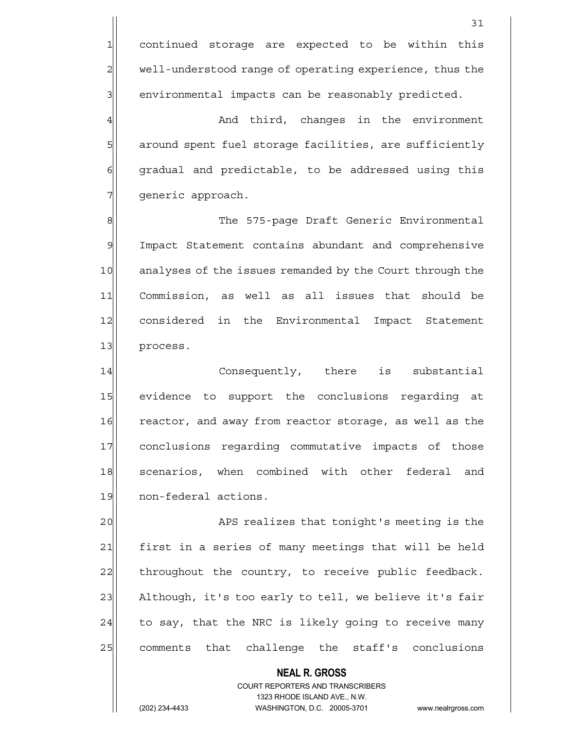continued storage are expected to be within this well-understood range of operating experience, thus the environmental impacts can be reasonably predicted.

And third, changes in the environment around spent fuel storage facilities, are sufficiently gradual and predictable, to be addressed using this generic approach.

The 575-page Draft Generic Environmental Impact Statement contains abundant and comprehensive analyses of the issues remanded by the Court through the Commission, as well as all issues that should be considered in the Environmental Impact Statement process.

Consequently, there is substantial evidence to support the conclusions regarding at reactor, and away from reactor storage, as well as the conclusions regarding commutative impacts of those scenarios, when combined with other federal and non-federal actions.

APS realizes that tonight's meeting is the first in a series of many meetings that will be held throughout the country, to receive public feedback. Although, it's too early to tell, we believe it's fair to say, that the NRC is likely going to receive many comments that challenge the staff's conclusions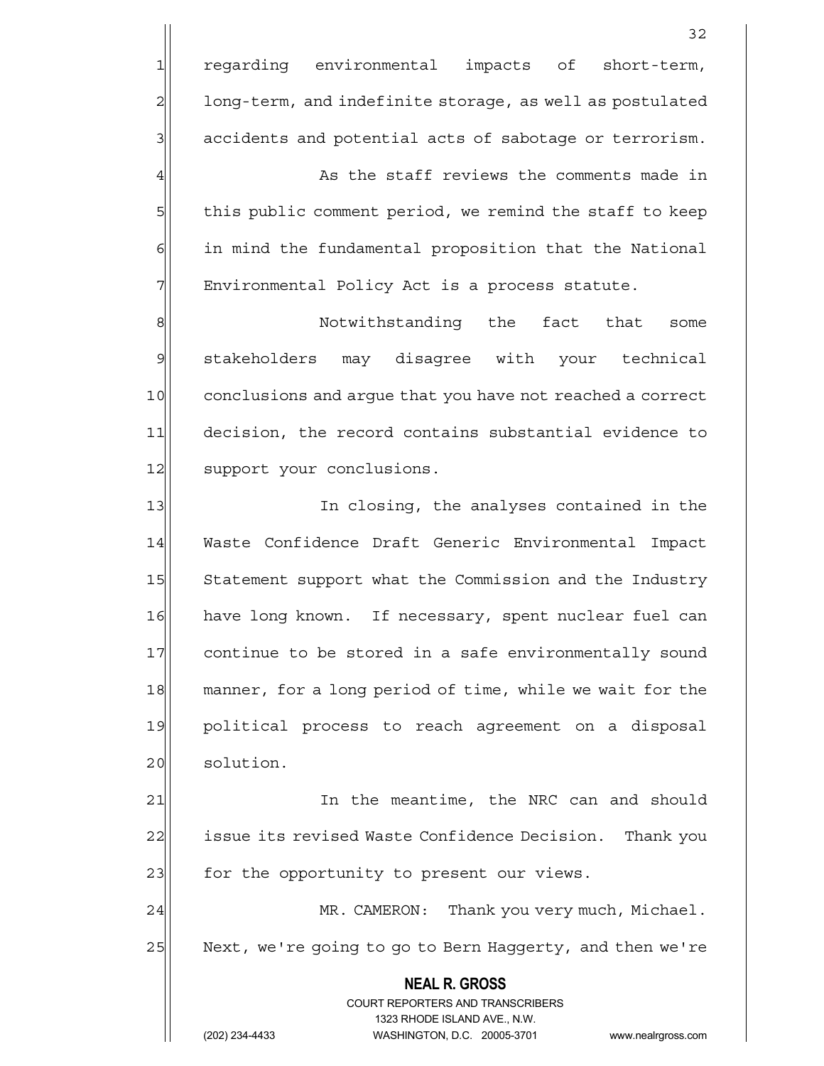regarding environmental impacts of short-term, long-term, and indefinite storage, as well as postulated accidents and potential acts of sabotage or terrorism.

As the staff reviews the comments made in this public comment period, we remind the staff to keep in mind the fundamental proposition that the National Environmental Policy Act is a process statute.

Notwithstanding the fact that some stakeholders may disagree with your technical conclusions and argue that you have not reached a correct decision, the record contains substantial evidence to support your conclusions.

In closing, the analyses contained in the Waste Confidence Draft Generic Environmental Impact Statement support what the Commission and the Industry have long known. If necessary, spent nuclear fuel can continue to be stored in a safe environmentally sound manner, for a long period of time, while we wait for the political process to reach agreement on a disposal solution.

In the meantime, the NRC can and should issue its revised Waste Confidence Decision. Thank you for the opportunity to present our views.

MR. CAMERON: Thank you very much, Michael. Next, we're going to go to Bern Haggerty, and then we're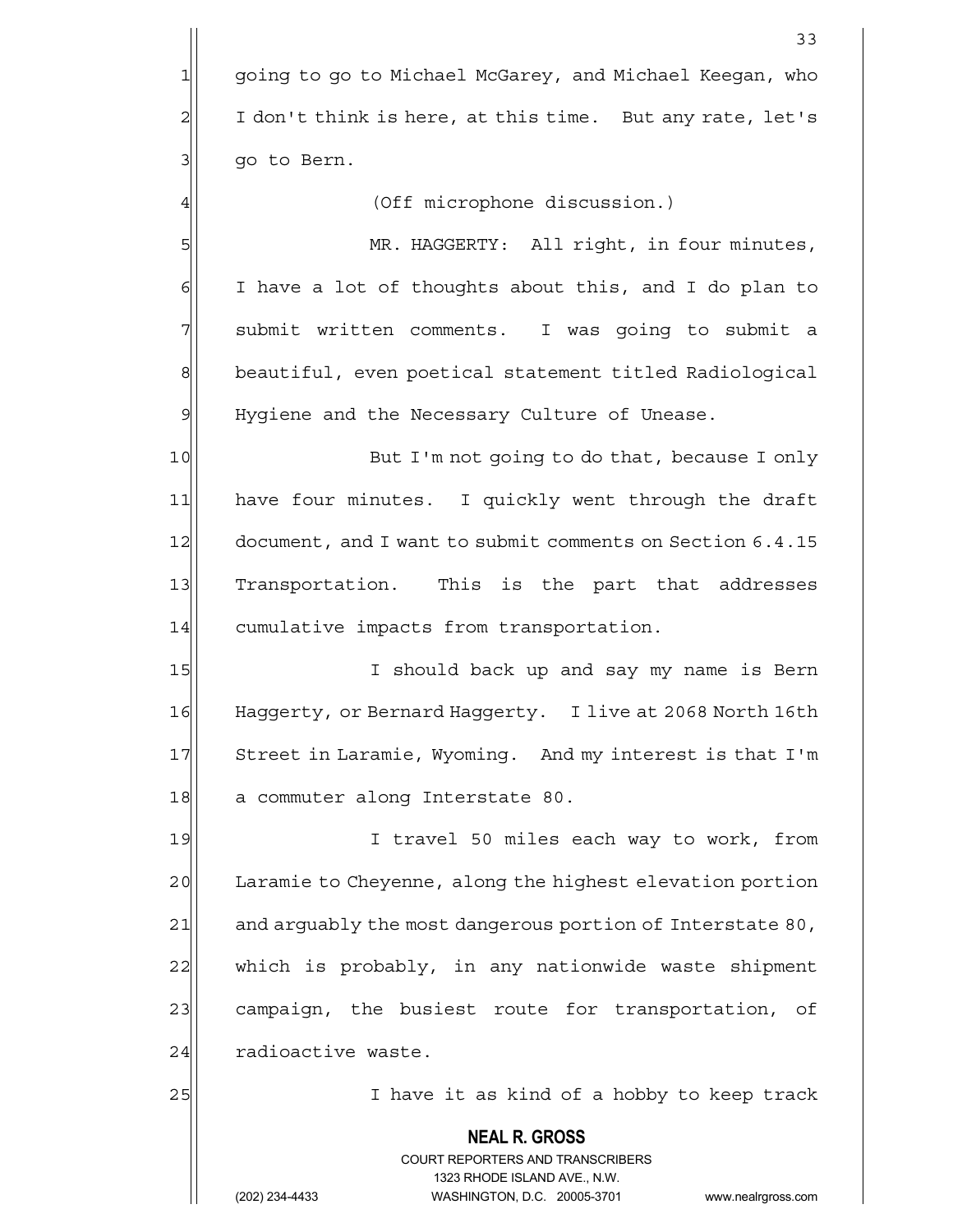going to go to Michael McGarey, and Michael Keegan, who I don't think is here, at this time. But any rate, let's go to Bern.

(Off microphone discussion.)

MR. HAGGERTY: All right, in four minutes, I have a lot of thoughts about this, and I do plan to submit written comments. I was going to submit a beautiful, even poetical statement titled Radiological Hygiene and the Necessary Culture of Unease.

But I'm not going to do that, because I only have four minutes. I quickly went through the draft document, and I want to submit comments on Section 6.4.15 Transportation. This is the part that addresses cumulative impacts from transportation.

I should back up and say my name is Bern Haggerty, or Bernard Haggerty. I live at 2068 North 16th Street in Laramie, Wyoming. And my interest is that I'm a commuter along Interstate 80.

I travel 50 miles each way to work, from Laramie to Cheyenne, along the highest elevation portion and arguably the most dangerous portion of Interstate 80, which is probably, in any nationwide waste shipment campaign, the busiest route for transportation, of radioactive waste.

I have it as kind of a hobby to keep track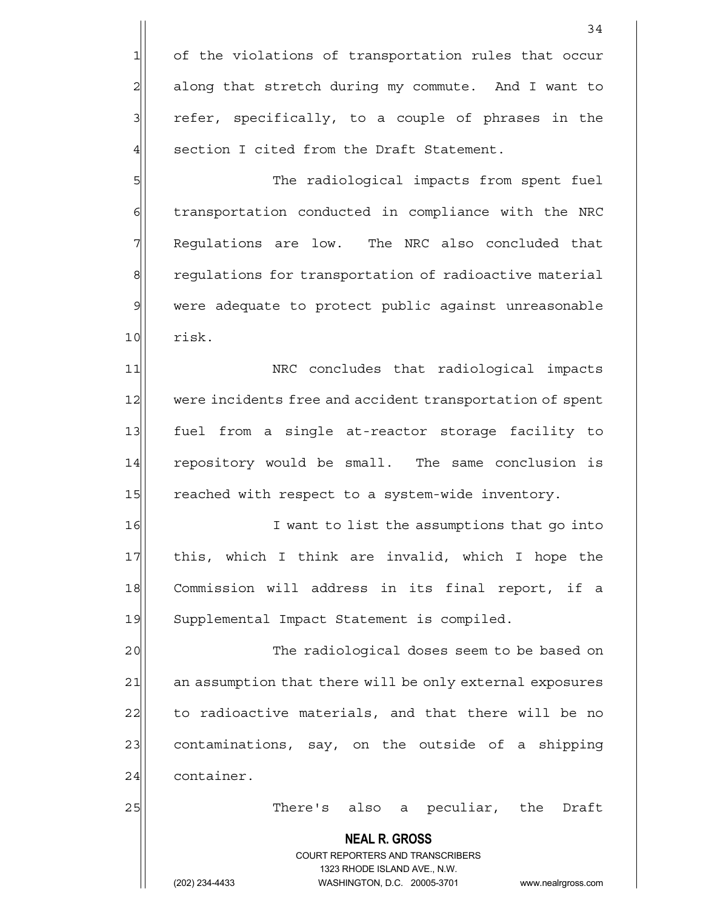of the violations of transportation rules that occur along that stretch during my commute. And I want to refer, specifically, to a couple of phrases in the section I cited from the Draft Statement.

The radiological impacts from spent fuel transportation conducted in compliance with the NRC Regulations are low. The NRC also concluded that regulations for transportation of radioactive material were adequate to protect public against unreasonable risk.

NRC concludes that radiological impacts were incidents free and accident transportation of spent fuel from a single at-reactor storage facility to repository would be small. The same conclusion is reached with respect to a system-wide inventory.

I want to list the assumptions that go into this, which I think are invalid, which I hope the Commission will address in its final report, if a Supplemental Impact Statement is compiled.

The radiological doses seem to be based on an assumption that there will be only external exposures to radioactive materials, and that there will be no contaminations, say, on the outside of a shipping container.

There's also a peculiar, the Draft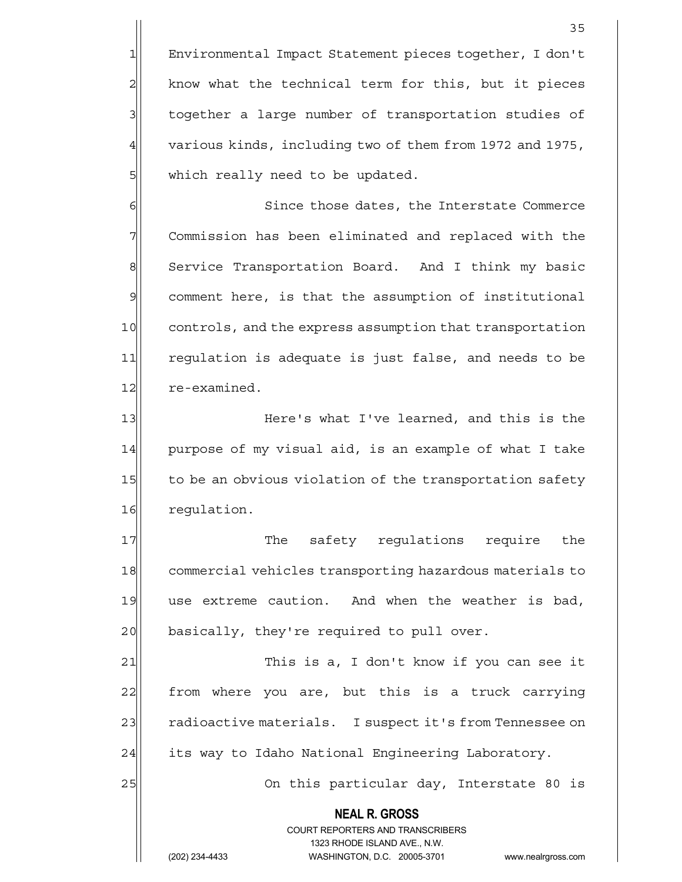Environmental Impact Statement pieces together, I don't know what the technical term for this, but it pieces together a large number of transportation studies of various kinds, including two of them from 1972 and 1975, which really need to be updated.

Since those dates, the Interstate Commerce Commission has been eliminated and replaced with the Service Transportation Board. And I think my basic comment here, is that the assumption of institutional controls, and the express assumption that transportation regulation is adequate is just false, and needs to be re-examined.

Here's what I've learned, and this is the purpose of my visual aid, is an example of what I take to be an obvious violation of the transportation safety regulation.

The safety regulations require the commercial vehicles transporting hazardous materials to use extreme caution. And when the weather is bad, basically, they're required to pull over.

This is a, I don't know if you can see it from where you are, but this is a truck carrying radioactive materials. I suspect it's from Tennessee on its way to Idaho National Engineering Laboratory.

On this particular day, Interstate 80 is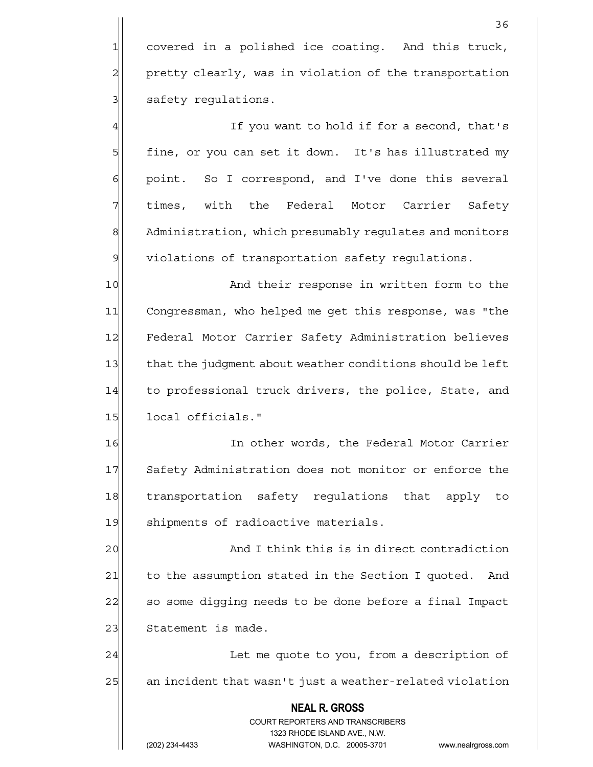covered in a polished ice coating. And this truck, pretty clearly, was in violation of the transportation safety regulations.

If you want to hold if for a second, that's fine, or you can set it down. It's has illustrated my point. So I correspond, and I've done this several times, with the Federal Motor Carrier Safety Administration, which presumably regulates and monitors violations of transportation safety regulations.

And their response in written form to the Congressman, who helped me get this response, was "the Federal Motor Carrier Safety Administration believes that the judgment about weather conditions should be left to professional truck drivers, the police, State, and local officials."

In other words, the Federal Motor Carrier Safety Administration does not monitor or enforce the transportation safety regulations that apply to shipments of radioactive materials.

And I think this is in direct contradiction to the assumption stated in the Section I quoted. And so some digging needs to be done before a final Impact Statement is made.

Let me quote to you, from a description of an incident that wasn't just a weather-related violation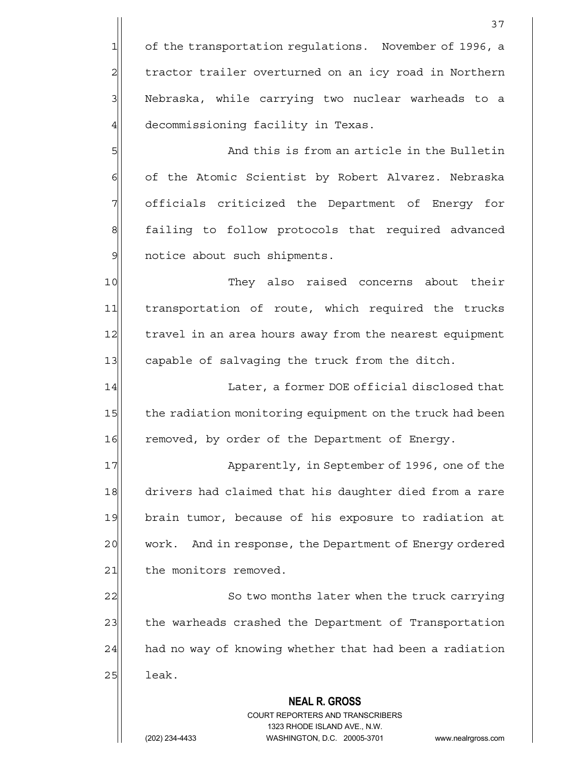of the transportation regulations. November of 1996, a tractor trailer overturned on an icy road in Northern Nebraska, while carrying two nuclear warheads to a decommissioning facility in Texas.

And this is from an article in the Bulletin of the Atomic Scientist by Robert Alvarez. Nebraska officials criticized the Department of Energy for failing to follow protocols that required advanced notice about such shipments.

They also raised concerns about their transportation of route, which required the trucks travel in an area hours away from the nearest equipment capable of salvaging the truck from the ditch.

Later, a former DOE official disclosed that the radiation monitoring equipment on the truck had been removed, by order of the Department of Energy.

Apparently, in September of 1996, one of the drivers had claimed that his daughter died from a rare brain tumor, because of his exposure to radiation at work. And in response, the Department of Energy ordered the monitors removed.

So two months later when the truck carrying the warheads crashed the Department of Transportation had no way of knowing whether that had been a radiation leak.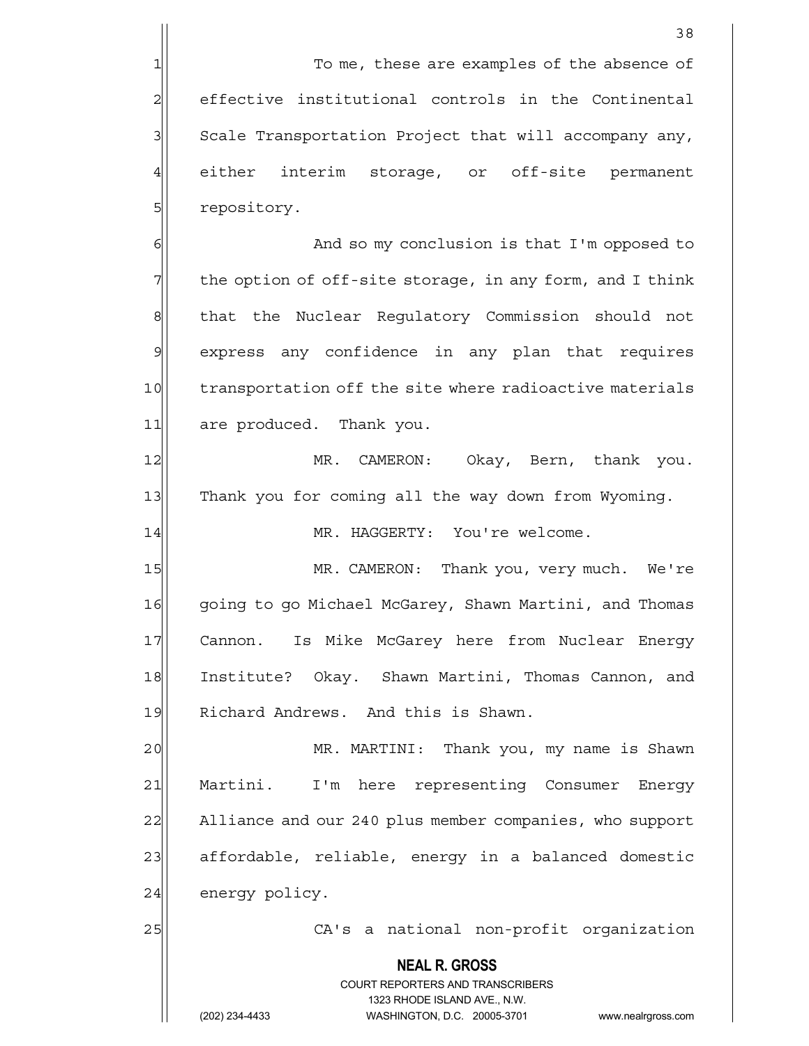To me, these are examples of the absence of effective institutional controls in the Continental Scale Transportation Project that will accompany any, either interim storage, or off-site permanent repository.

And so my conclusion is that I'm opposed to the option of off-site storage, in any form, and I think that the Nuclear Regulatory Commission should not express any confidence in any plan that requires transportation off the site where radioactive materials are produced. Thank you.

MR. CAMERON: Okay, Bern, thank you. Thank you for coming all the way down from Wyoming.

MR. HAGGERTY: You're welcome.

MR. CAMERON: Thank you, very much. We're going to go Michael McGarey, Shawn Martini, and Thomas Cannon. Is Mike McGarey here from Nuclear Energy Institute? Okay. Shawn Martini, Thomas Cannon, and Richard Andrews. And this is Shawn.

MR. MARTINI: Thank you, my name is Shawn Martini. I'm here representing Consumer Energy Alliance and our 240 plus member companies, who support affordable, reliable, energy in a balanced domestic energy policy.

CA's a national non-profit organization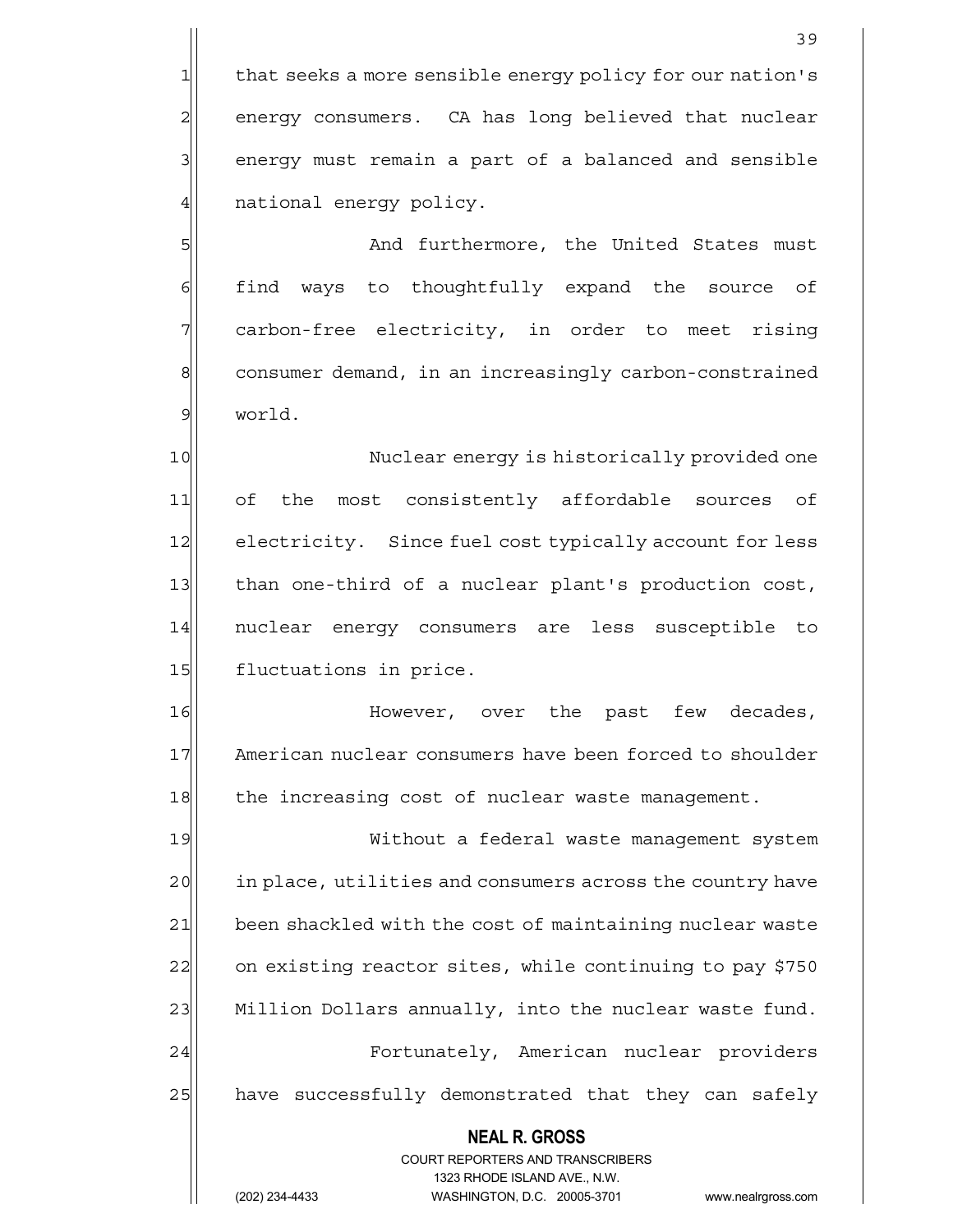that seeks a more sensible energy policy for our nation's energy consumers. CA has long believed that nuclear energy must remain a part of a balanced and sensible national energy policy.

And furthermore, the United States must find ways to thoughtfully expand the source of carbon-free electricity, in order to meet rising consumer demand, in an increasingly carbon-constrained world.

Nuclear energy is historically provided one of the most consistently affordable sources of electricity. Since fuel cost typically account for less than one-third of a nuclear plant's production cost, nuclear energy consumers are less susceptible to fluctuations in price.

However, over the past few decades, American nuclear consumers have been forced to shoulder the increasing cost of nuclear waste management.

Without a federal waste management system in place, utilities and consumers across the country have been shackled with the cost of maintaining nuclear waste on existing reactor sites, while continuing to pay $750 Million Dollars annually, into the nuclear waste fund.

Fortunately, American nuclear providers have successfully demonstrated that they can safely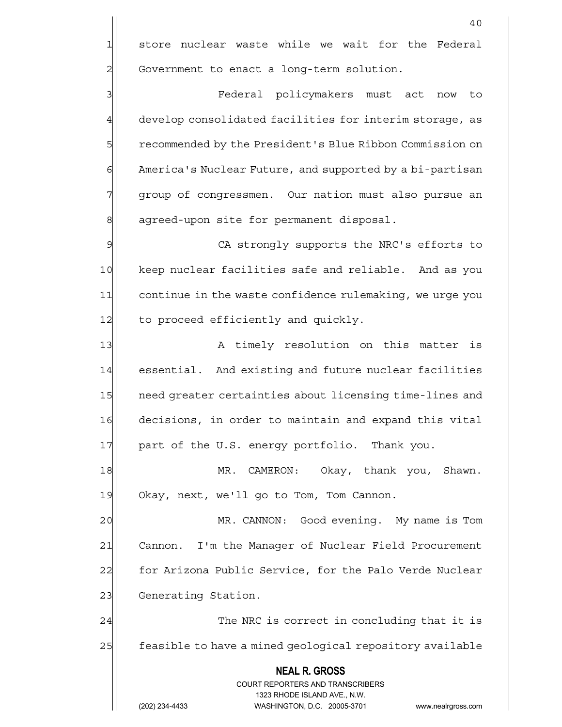store nuclear waste while we wait for the Federal Government to enact a long-term solution.

Federal policymakers must act now to develop consolidated facilities for interim storage, as recommended by the President's Blue Ribbon Commission on America's Nuclear Future, and supported by a bi-partisan group of congressmen. Our nation must also pursue an agreed-upon site for permanent disposal.

CA strongly supports the NRC's efforts to keep nuclear facilities safe and reliable. And as you continue in the waste confidence rulemaking, we urge you to proceed efficiently and quickly.

A timely resolution on this matter is essential. And existing and future nuclear facilities need greater certainties about licensing time-lines and decisions, in order to maintain and expand this vital part of the U.S. energy portfolio. Thank you.

MR. CAMERON: Okay, thank you, Shawn. Okay, next, we'll go to Tom, Tom Cannon.

MR. CANNON: Good evening. My name is Tom Cannon. I'm the Manager of Nuclear Field Procurement for Arizona Public Service, for the Palo Verde Nuclear Generating Station.

The NRC is correct in concluding that it is feasible to have a mined geological repository available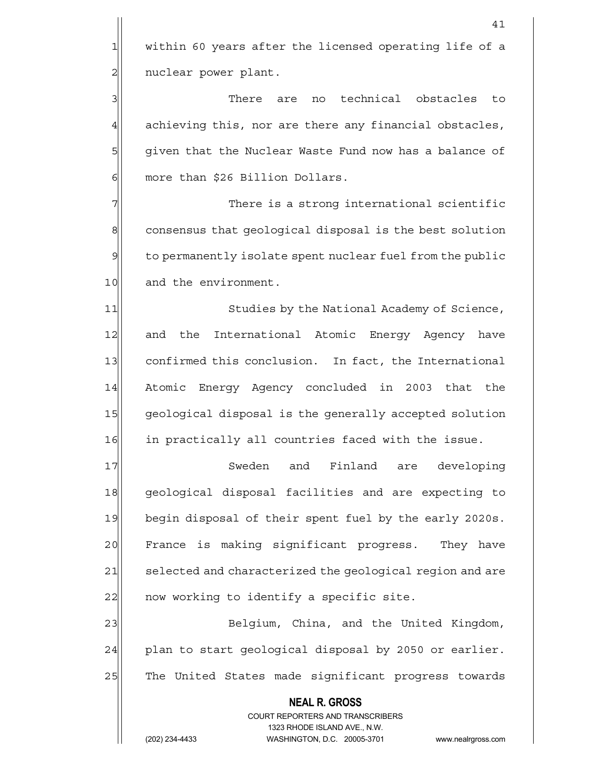within 60 years after the licensed operating life of a nuclear power plant.

There are no technical obstacles to achieving this, nor are there any financial obstacles, given that the Nuclear Waste Fund now has a balance of more than $26 Billion Dollars.

There is a strong international scientific consensus that geological disposal is the best solution to permanently isolate spent nuclear fuel from the public and the environment.

Studies by the National Academy of Science, and the International Atomic Energy Agency have confirmed this conclusion. In fact, the International Atomic Energy Agency concluded in 2003 that the geological disposal is the generally accepted solution in practically all countries faced with the issue.

Sweden and Finland are developing geological disposal facilities and are expecting to begin disposal of their spent fuel by the early 2020s. France is making significant progress. They have selected and characterized the geological region and are now working to identify a specific site.

Belgium, China, and the United Kingdom, plan to start geological disposal by 2050 or earlier. The United States made significant progress towards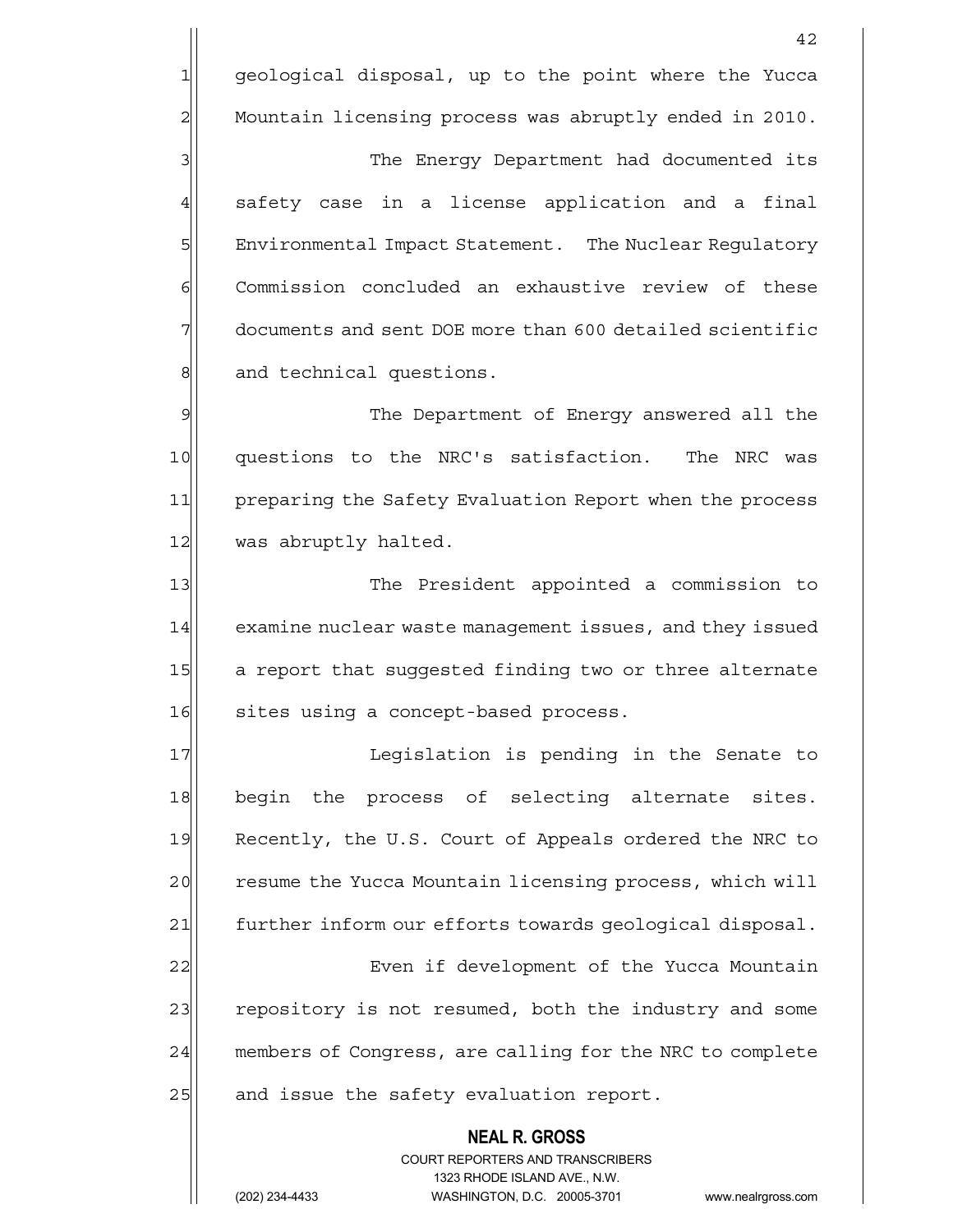geological disposal, up to the point where the Yucca Mountain licensing process was abruptly ended in 2010.

The Energy Department had documented its safety case in a license application and a final Environmental Impact Statement. The Nuclear Regulatory Commission concluded an exhaustive review of these documents and sent DOE more than 600 detailed scientific and technical questions.

The Department of Energy answered all the questions to the NRC's satisfaction. The NRC was preparing the Safety Evaluation Report when the process was abruptly halted.

The President appointed a commission to examine nuclear waste management issues, and they issued a report that suggested finding two or three alternate sites using a concept-based process.

Legislation is pending in the Senate to begin the process of selecting alternate sites. Recently, the U.S. Court of Appeals ordered the NRC to resume the Yucca Mountain licensing process, which will further inform our efforts towards geological disposal.

Even if development of the Yucca Mountain repository is not resumed, both the industry and some members of Congress, are calling for the NRC to complete and issue the safety evaluation report.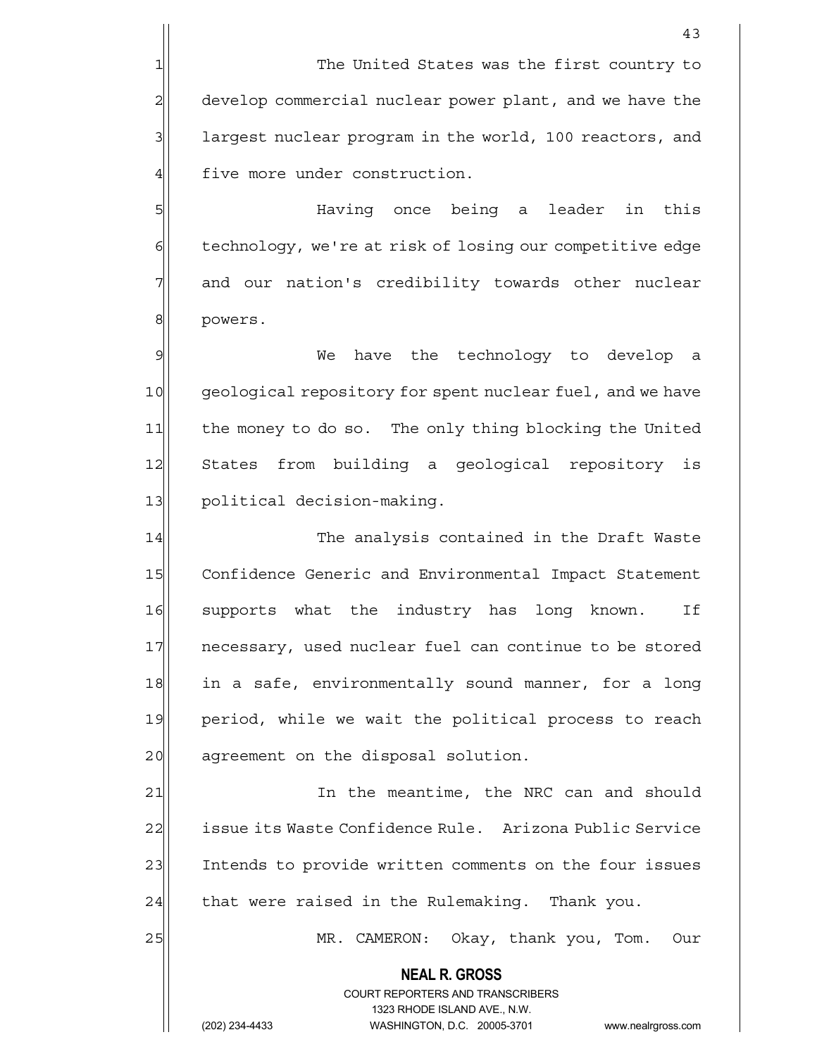The United States was the first country to develop commercial nuclear power plant, and we have the largest nuclear program in the world, 100 reactors, and five more under construction.

Having once being a leader in this technology, we're at risk of losing our competitive edge and our nation's credibility towards other nuclear powers.

We have the technology to develop a geological repository for spent nuclear fuel, and we have the money to do so. The only thing blocking the United States from building a geological repository is political decision-making.

The analysis contained in the Draft Waste Confidence Generic and Environmental Impact Statement supports what the industry has long known. If necessary, used nuclear fuel can continue to be stored in a safe, environmentally sound manner, for a long period, while we wait the political process to reach agreement on the disposal solution.

In the meantime, the NRC can and should issue its Waste Confidence Rule. Arizona Public Service Intends to provide written comments on the four issues that were raised in the Rulemaking. Thank you.

MR. CAMERON: Okay, thank you, Tom. Our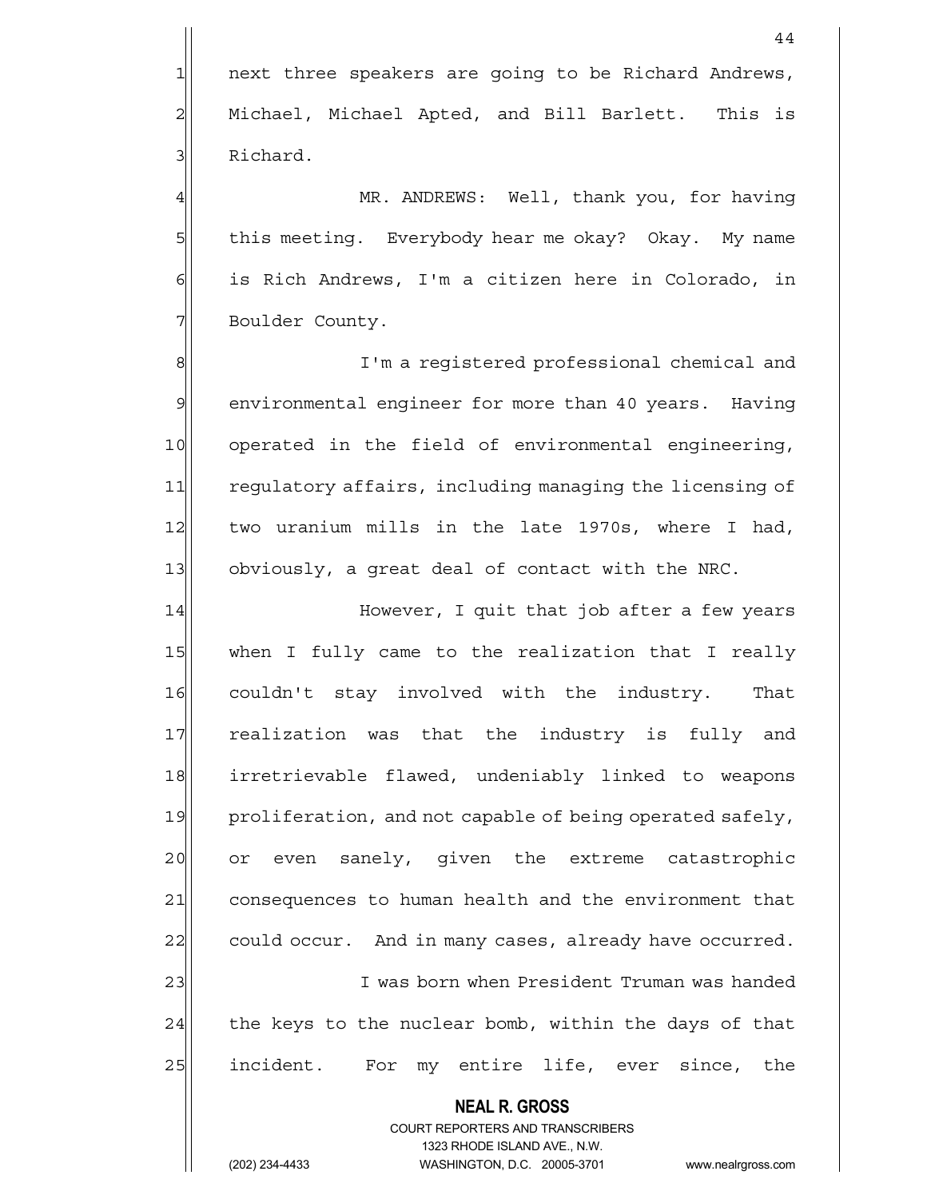next three speakers are going to be Richard Andrews, Michael, Michael Apted, and Bill Barlett. This is Richard.

MR. ANDREWS: Well, thank you, for having this meeting. Everybody hear me okay? Okay. My name is Rich Andrews, I'm a citizen here in Colorado, in Boulder County.

I'm a registered professional chemical and environmental engineer for more than 40 years. Having operated in the field of environmental engineering, regulatory affairs, including managing the licensing of two uranium mills in the late 1970s, where I had, obviously, a great deal of contact with the NRC.

However, I quit that job after a few years when I fully came to the realization that I really couldn't stay involved with the industry. That realization was that the industry is fully and irretrievable flawed, undeniably linked to weapons proliferation, and not capable of being operated safely, or even sanely, given the extreme catastrophic consequences to human health and the environment that could occur. And in many cases, already have occurred.

I was born when President Truman was handed the keys to the nuclear bomb, within the days of that incident. For my entire life, ever since, the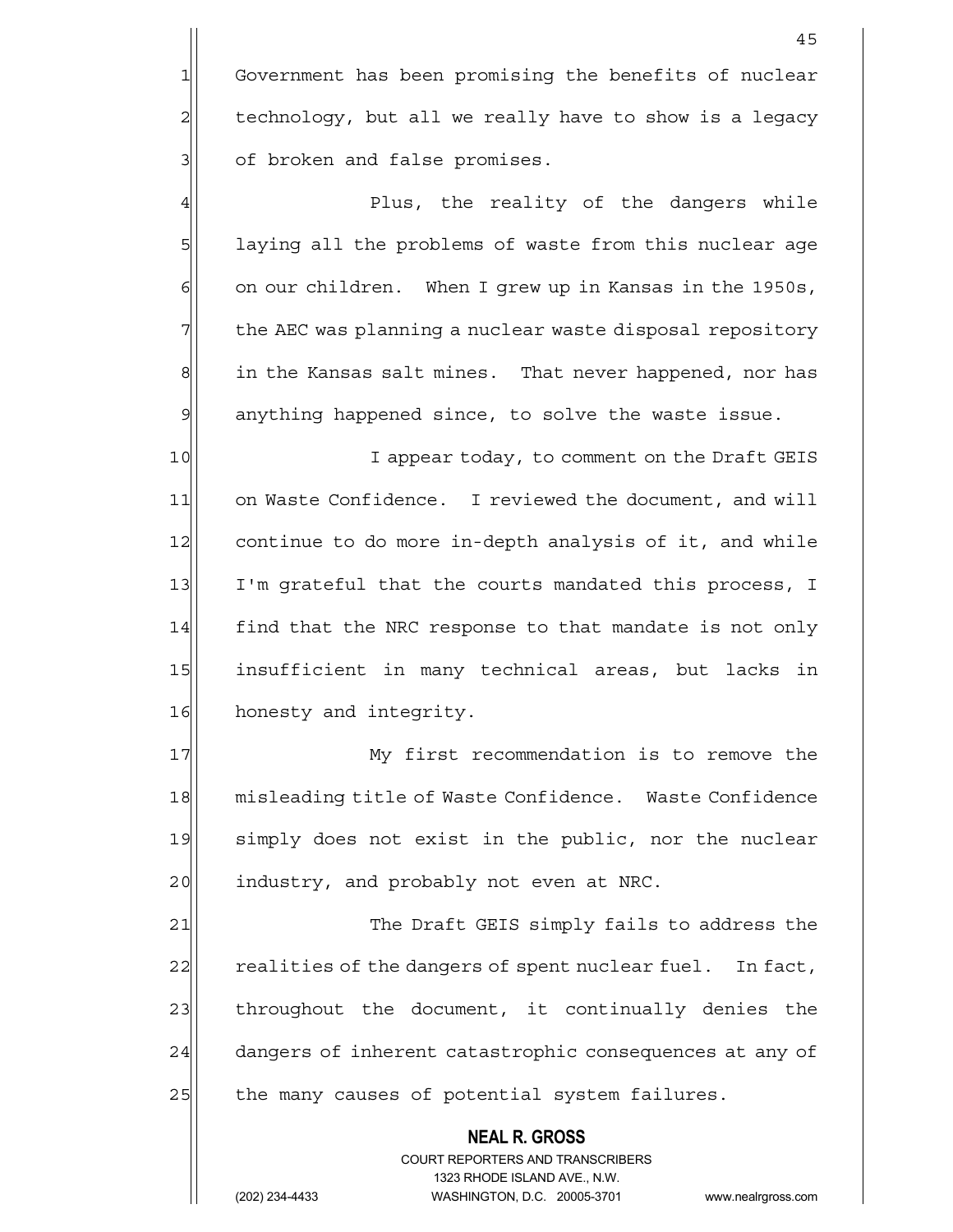Government has been promising the benefits of nuclear technology, but all we really have to show is a legacy of broken and false promises.

Plus, the reality of the dangers while laying all the problems of waste from this nuclear age on our children. When I grew up in Kansas in the 1950s, the AEC was planning a nuclear waste disposal repository in the Kansas salt mines. That never happened, nor has anything happened since, to solve the waste issue.

I appear today, to comment on the Draft GEIS on Waste Confidence. I reviewed the document, and will continue to do more in-depth analysis of it, and while I'm grateful that the courts mandated this process, I find that the NRC response to that mandate is not only insufficient in many technical areas, but lacks in honesty and integrity.

My first recommendation is to remove the misleading title of Waste Confidence. Waste Confidence simply does not exist in the public, nor the nuclear industry, and probably not even at NRC.

The Draft GEIS simply fails to address the realities of the dangers of spent nuclear fuel. In fact, throughout the document, it continually denies the dangers of inherent catastrophic consequences at any of the many causes of potential system failures.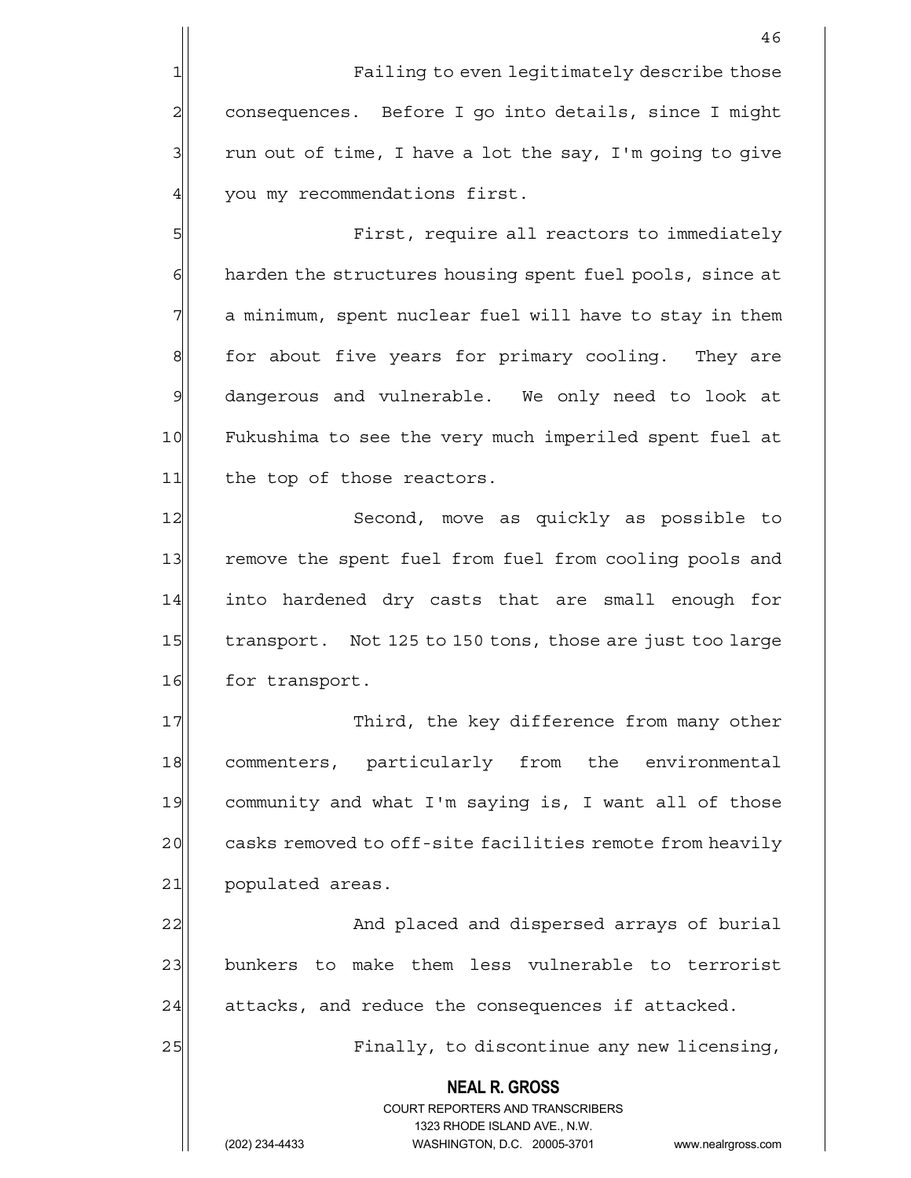Failing to even legitimately describe those consequences. Before I go into details, since I might run out of time, I have a lot the say, I'm going to give you my recommendations first.

First, require all reactors to immediately harden the structures housing spent fuel pools, since at a minimum, spent nuclear fuel will have to stay in them for about five years for primary cooling. They are dangerous and vulnerable. We only need to look at Fukushima to see the very much imperiled spent fuel at the top of those reactors.

Second, move as quickly as possible to remove the spent fuel from fuel from cooling pools and into hardened dry casts that are small enough for transport. Not 125 to 150 tons, those are just too large for transport.

Third, the key difference from many other commenters, particularly from the environmental community and what I'm saying is, I want all of those casks removed to off-site facilities remote from heavily populated areas.

And placed and dispersed arrays of burial bunkers to make them less vulnerable to terrorist attacks, and reduce the consequences if attacked.

Finally, to discontinue any new licensing,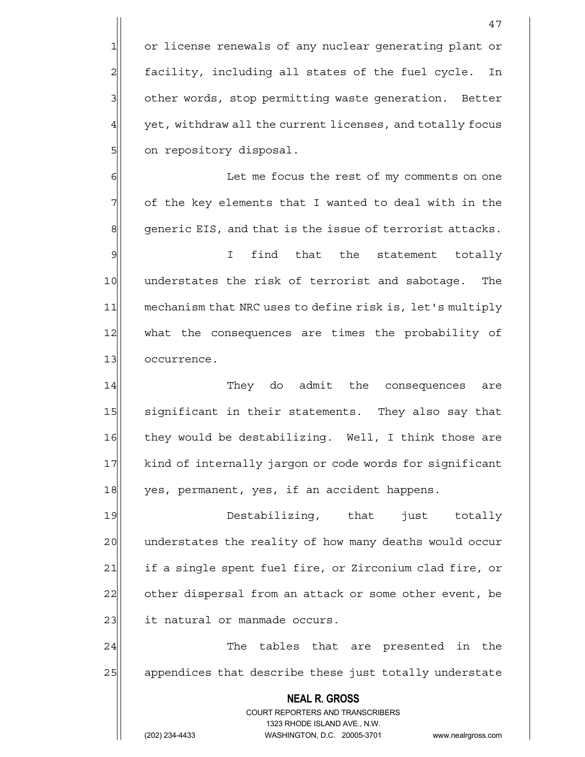or license renewals of any nuclear generating plant or facility, including all states of the fuel cycle. In other words, stop permitting waste generation. Better yet, withdraw all the current licenses, and totally focus on repository disposal.

Let me focus the rest of my comments on one of the key elements that I wanted to deal with in the generic EIS, and that is the issue of terrorist attacks.

I find that the statement totally understates the risk of terrorist and sabotage. The mechanism that NRC uses to define risk is, let's multiply what the consequences are times the probability of occurrence.

They do admit the consequences are significant in their statements. They also say that they would be destabilizing. Well, I think those are kind of internally jargon or code words for significant yes, permanent, yes, if an accident happens.

Destabilizing, that just totally understates the reality of how many deaths would occur if a single spent fuel fire, or Zirconium clad fire, or other dispersal from an attack or some other event, be it natural or manmade occurs.

The tables that are presented in the appendices that describe these just totally understate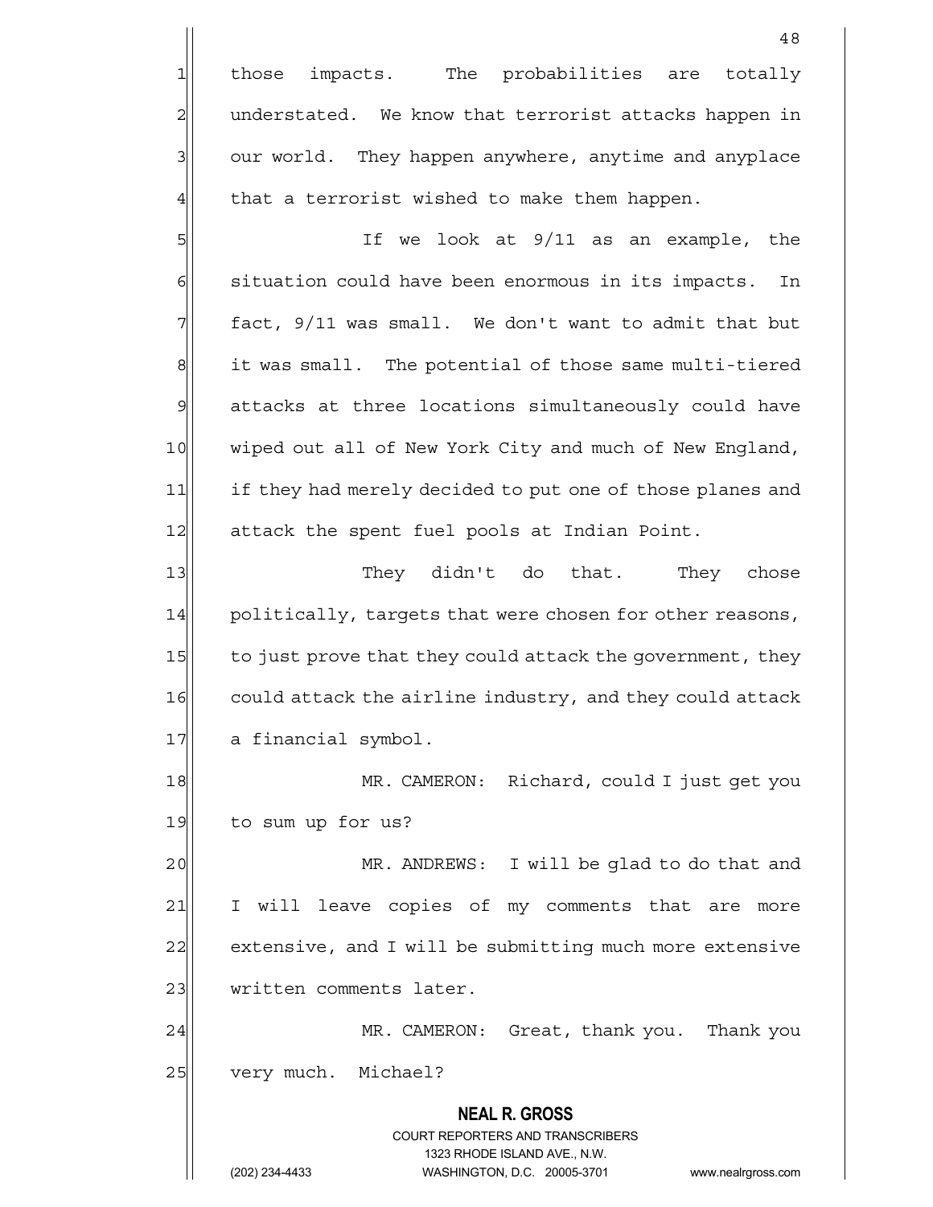those impacts. The probabilities are totally understated. We know that terrorist attacks happen in our world. They happen anywhere, anytime and anyplace that a terrorist wished to make them happen.

If we look at 9/11 as an example, the situation could have been enormous in its impacts. In fact, 9/11 was small. We don't want to admit that but it was small. The potential of those same multi-tiered attacks at three locations simultaneously could have wiped out all of New York City and much of New England, if they had merely decided to put one of those planes and attack the spent fuel pools at Indian Point.

They didn't do that. They chose politically, targets that were chosen for other reasons, to just prove that they could attack the government, they could attack the airline industry, and they could attack a financial symbol.

MR. CAMERON: Richard, could I just get you to sum up for us?

MR. ANDREWS: I will be glad to do that and I will leave copies of my comments that are more extensive, and I will be submitting much more extensive written comments later.

MR. CAMERON: Great, thank you. Thank you very much. Michael?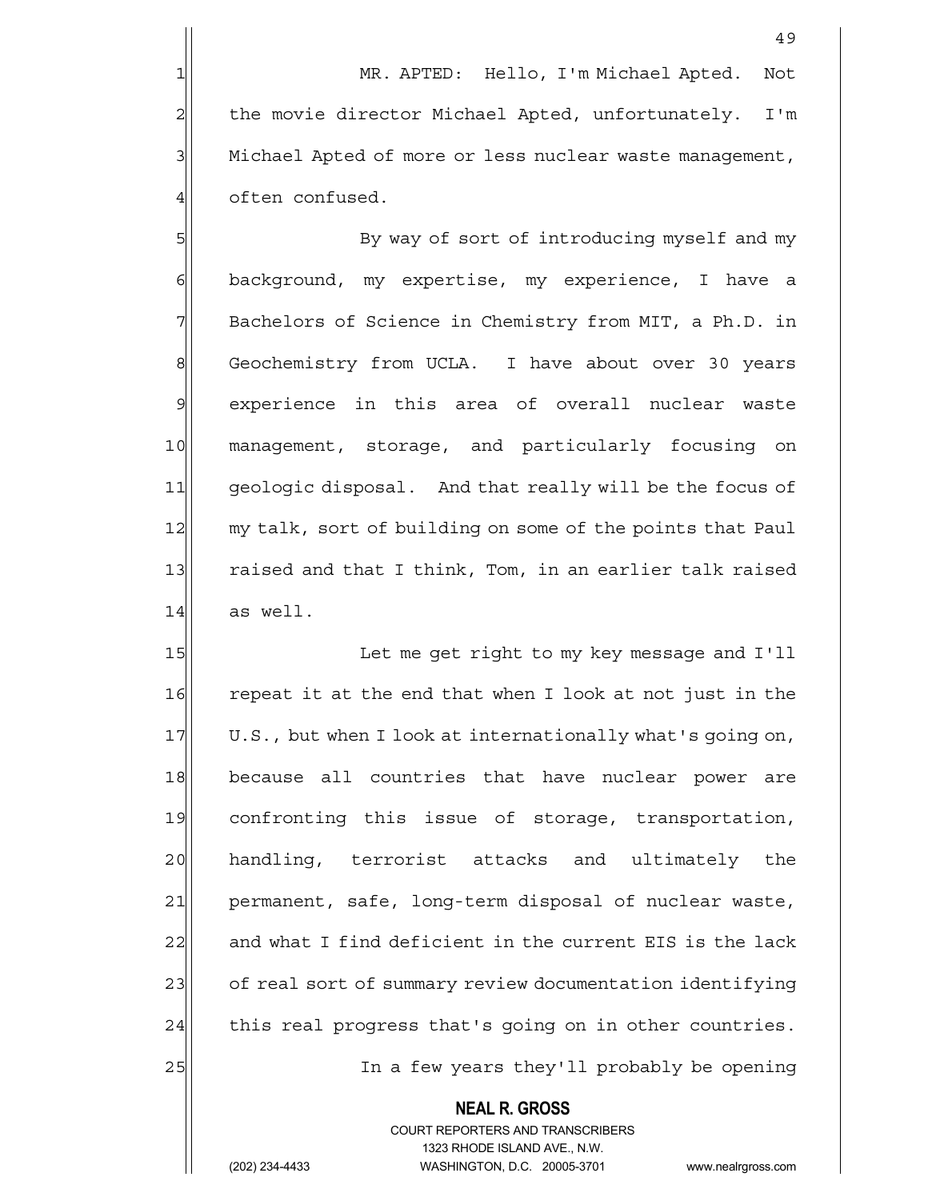MR. APTED: Hello, I'm Michael Apted. Not the movie director Michael Apted, unfortunately. I'm Michael Apted of more or less nuclear waste management, often confused.

By way of sort of introducing myself and my background, my expertise, my experience, I have a Bachelors of Science in Chemistry from MIT, a Ph.D. in Geochemistry from UCLA. I have about over 30 years experience in this area of overall nuclear waste management, storage, and particularly focusing on geologic disposal. And that really will be the focus of my talk, sort of building on some of the points that Paul raised and that I think, Tom, in an earlier talk raised as well.

Let me get right to my key message and I'll repeat it at the end that when I look at not just in the U.S., but when I look at internationally what's going on, because all countries that have nuclear power are confronting this issue of storage, transportation, handling, terrorist attacks and ultimately the permanent, safe, long-term disposal of nuclear waste, and what I find deficient in the current EIS is the lack of real sort of summary review documentation identifying this real progress that's going on in other countries.

In a few years they'll probably be opening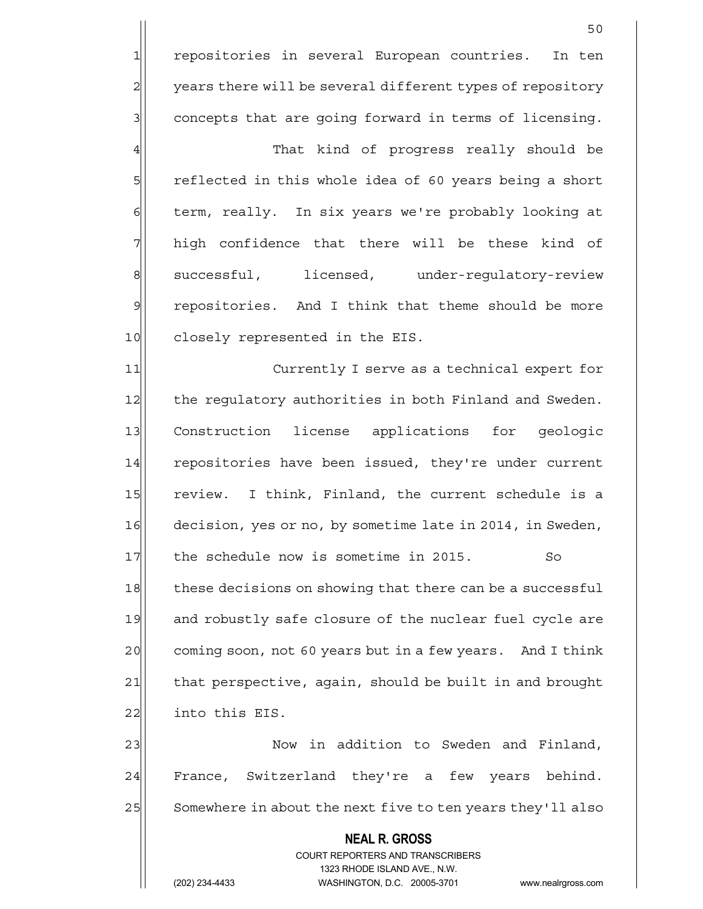repositories in several European countries. In ten years there will be several different types of repository concepts that are going forward in terms of licensing.

That kind of progress really should be reflected in this whole idea of 60 years being a short term, really. In six years we're probably looking at high confidence that there will be these kind of successful, licensed, under-regulatory-review repositories. And I think that theme should be more closely represented in the EIS.

Currently I serve as a technical expert for the regulatory authorities in both Finland and Sweden. Construction license applications for geologic repositories have been issued, they're under current review. I think, Finland, the current schedule is a decision, yes or no, by sometime late in 2014, in Sweden, the schedule now is sometime in 2015. So these decisions on showing that there can be a successful and robustly safe closure of the nuclear fuel cycle are coming soon, not 60 years but in a few years. And I think that perspective, again, should be built in and brought into this EIS.

Now in addition to Sweden and Finland, France, Switzerland they're a few years behind. Somewhere in about the next five to ten years they'll also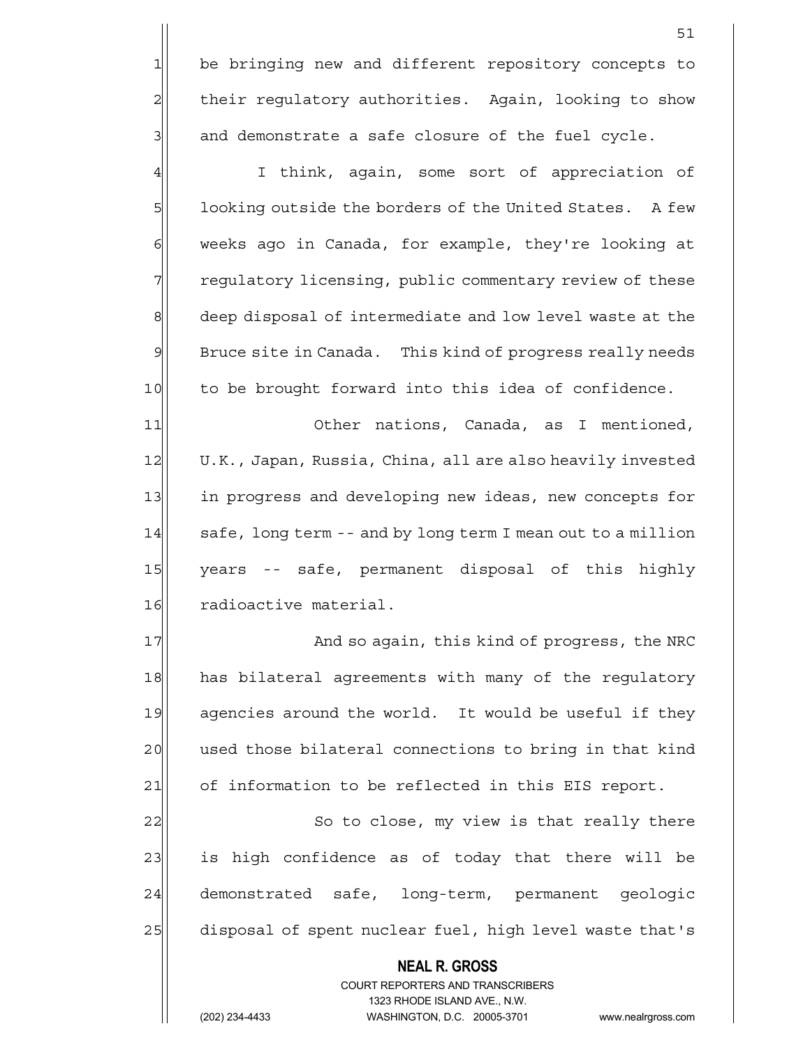be bringing new and different repository concepts to their regulatory authorities. Again, looking to show and demonstrate a safe closure of the fuel cycle.

I think, again, some sort of appreciation of looking outside the borders of the United States. A few weeks ago in Canada, for example, they're looking at regulatory licensing, public commentary review of these deep disposal of intermediate and low level waste at the Bruce site in Canada. This kind of progress really needs to be brought forward into this idea of confidence.

Other nations, Canada, as I mentioned, U.K., Japan, Russia, China, all are also heavily invested in progress and developing new ideas, new concepts for safe, long term -- and by long term I mean out to a million years -- safe, permanent disposal of this highly radioactive material.

And so again, this kind of progress, the NRC has bilateral agreements with many of the regulatory agencies around the world. It would be useful if they used those bilateral connections to bring in that kind of information to be reflected in this EIS report.

So to close, my view is that really there is high confidence as of today that there will be demonstrated safe, long-term, permanent geologic disposal of spent nuclear fuel, high level waste that's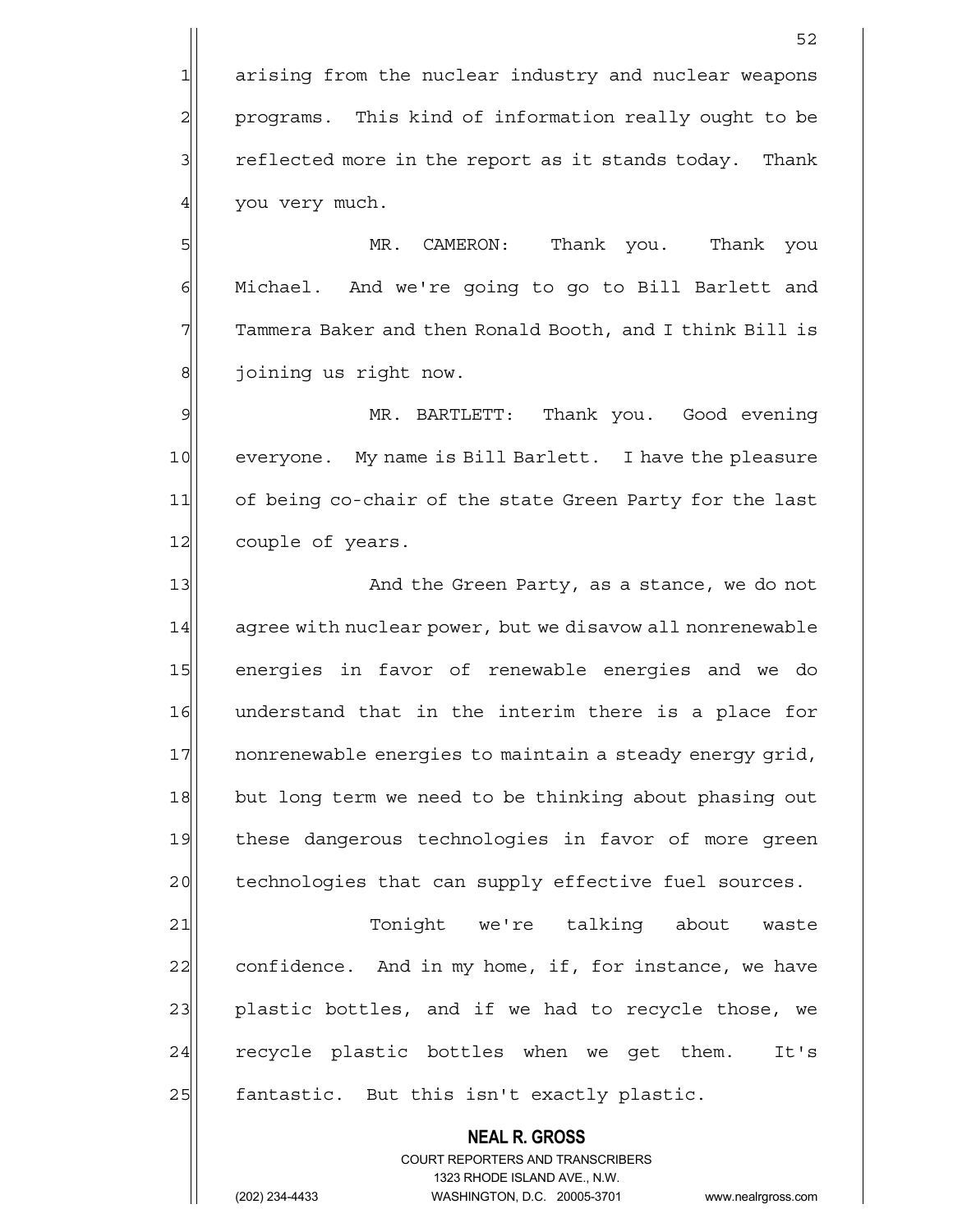arising from the nuclear industry and nuclear weapons programs. This kind of information really ought to be reflected more in the report as it stands today. Thank you very much.

MR. CAMERON: Thank you. Thank you Michael. And we're going to go to Bill Barlett and Tammera Baker and then Ronald Booth, and I think Bill is joining us right now.

MR. BARTLETT: Thank you. Good evening everyone. My name is Bill Barlett. I have the pleasure of being co-chair of the state Green Party for the last couple of years.

And the Green Party, as a stance, we do not agree with nuclear power, but we disavow all nonrenewable energies in favor of renewable energies and we do understand that in the interim there is a place for nonrenewable energies to maintain a steady energy grid, but long term we need to be thinking about phasing out these dangerous technologies in favor of more green technologies that can supply effective fuel sources.

Tonight we're talking about waste confidence. And in my home, if, for instance, we have plastic bottles, and if we had to recycle those, we recycle plastic bottles when we get them. It's fantastic. But this isn't exactly plastic.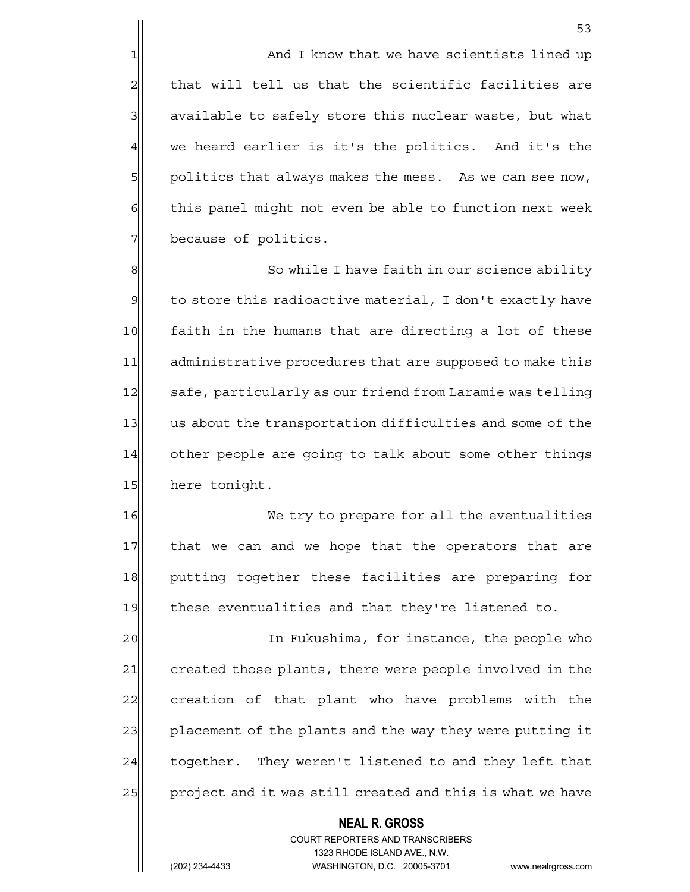And I know that we have scientists lined up that will tell us that the scientific facilities are available to safely store this nuclear waste, but what we heard earlier is it's the politics. And it's the politics that always makes the mess. As we can see now, this panel might not even be able to function next week because of politics.

So while I have faith in our science ability to store this radioactive material, I don't exactly have faith in the humans that are directing a lot of these administrative procedures that are supposed to make this safe, particularly as our friend from Laramie was telling us about the transportation difficulties and some of the other people are going to talk about some other things here tonight.

We try to prepare for all the eventualities that we can and we hope that the operators that are putting together these facilities are preparing for these eventualities and that they're listened to.

In Fukushima, for instance, the people who created those plants, there were people involved in the creation of that plant who have problems with the placement of the plants and the way they were putting it together. They weren't listened to and they left that project and it was still created and this is what we have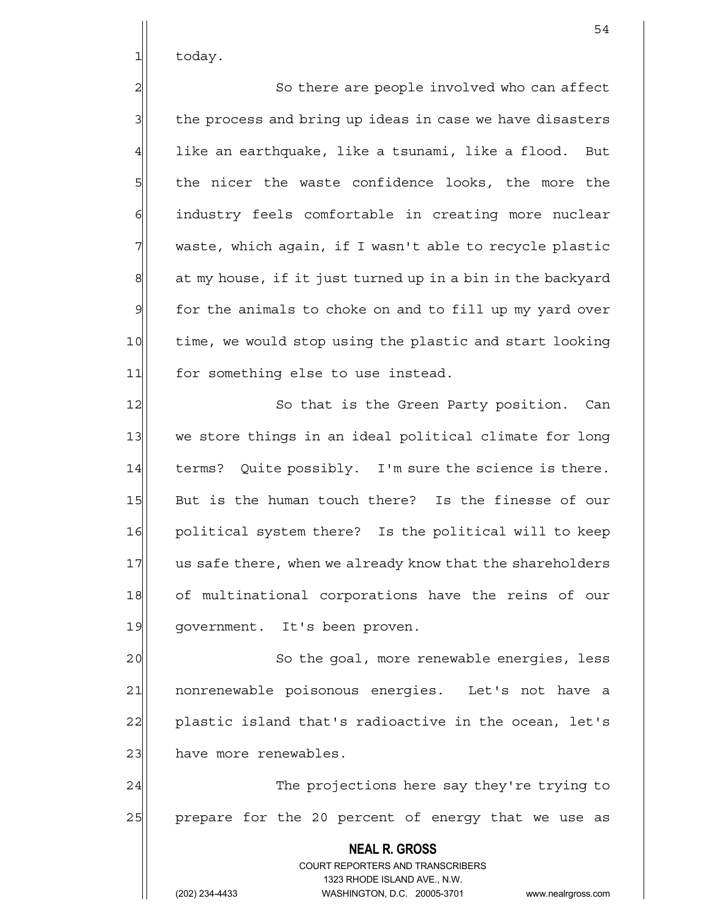today.

So there are people involved who can affect the process and bring up ideas in case we have disasters like an earthquake, like a tsunami, like a flood. But the nicer the waste confidence looks, the more the industry feels comfortable in creating more nuclear waste, which again, if I wasn't able to recycle plastic at my house, if it just turned up in a bin in the backyard for the animals to choke on and to fill up my yard over time, we would stop using the plastic and start looking for something else to use instead.

So that is the Green Party position. Can we store things in an ideal political climate for long terms? Quite possibly. I'm sure the science is there. But is the human touch there? Is the finesse of our political system there? Is the political will to keep us safe there, when we already know that the shareholders of multinational corporations have the reins of our government. It's been proven.

So the goal, more renewable energies, less nonrenewable poisonous energies. Let's not have a plastic island that's radioactive in the ocean, let's have more renewables.

The projections here say they're trying to prepare for the 20 percent of energy that we use as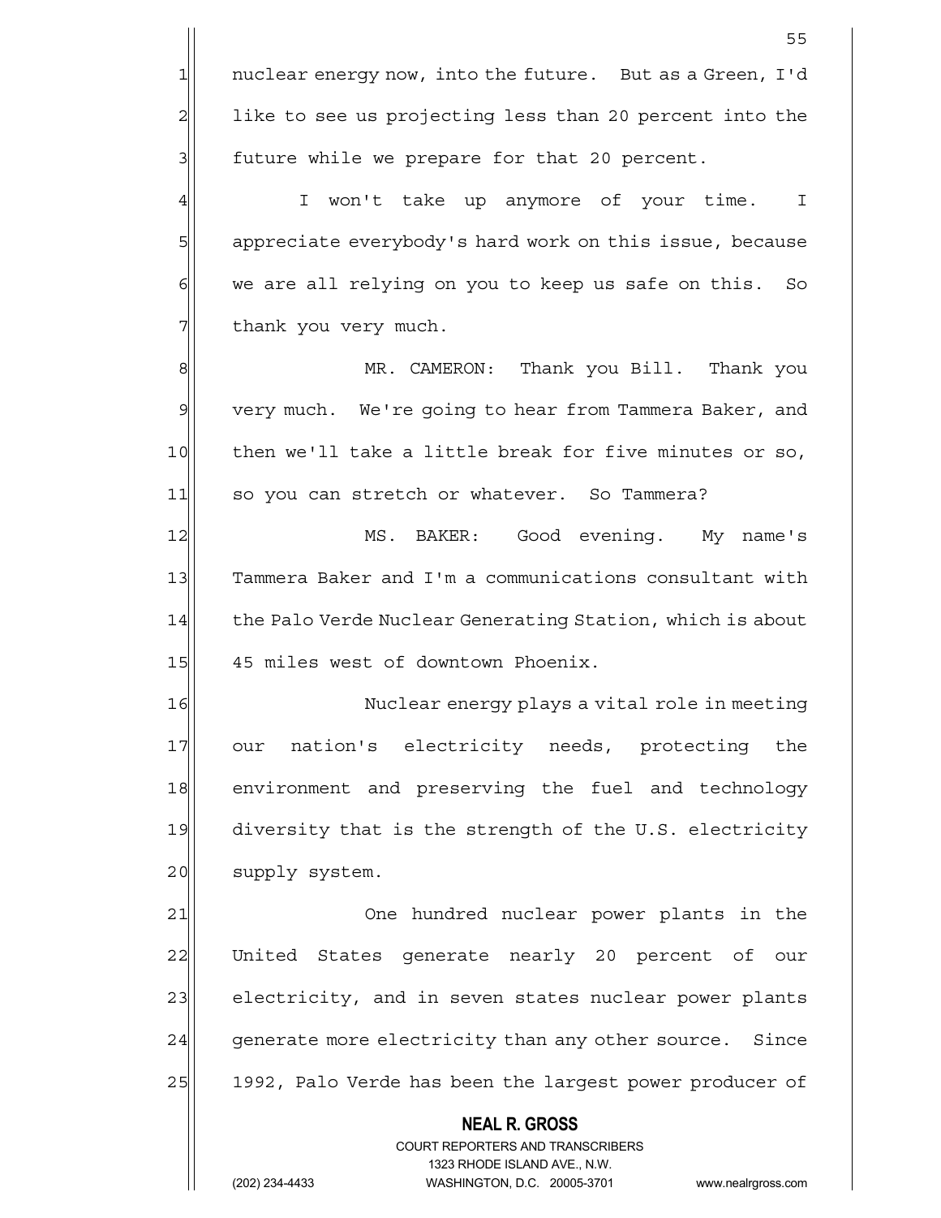nuclear energy now, into the future. But as a Green, I'd like to see us projecting less than 20 percent into the future while we prepare for that 20 percent.

I won't take up anymore of your time. I appreciate everybody's hard work on this issue, because we are all relying on you to keep us safe on this. So thank you very much.

MR. CAMERON: Thank you Bill. Thank you very much. We're going to hear from Tammera Baker, and then we'll take a little break for five minutes or so, so you can stretch or whatever. So Tammera?

MS. BAKER: Good evening. My name's Tammera Baker and I'm a communications consultant with the Palo Verde Nuclear Generating Station, which is about 45 miles west of downtown Phoenix.

Nuclear energy plays a vital role in meeting our nation's electricity needs, protecting the environment and preserving the fuel and technology diversity that is the strength of the U.S. electricity supply system.

One hundred nuclear power plants in the United States generate nearly 20 percent of our electricity, and in seven states nuclear power plants generate more electricity than any other source. Since 1992, Palo Verde has been the largest power producer of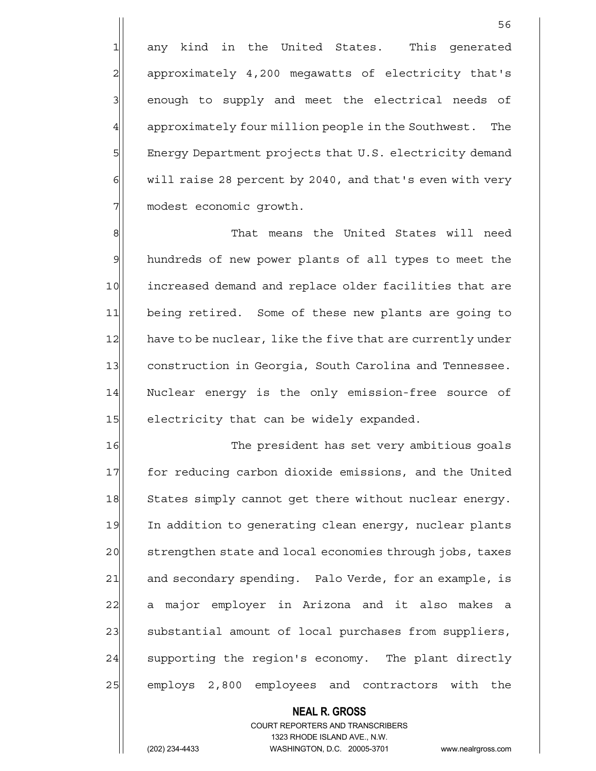any kind in the United States. This generated approximately 4,200 megawatts of electricity that's enough to supply and meet the electrical needs of approximately four million people in the Southwest. The Energy Department projects that U.S. electricity demand will raise 28 percent by 2040, and that's even with very modest economic growth.

That means the United States will need hundreds of new power plants of all types to meet the increased demand and replace older facilities that are being retired. Some of these new plants are going to have to be nuclear, like the five that are currently under construction in Georgia, South Carolina and Tennessee. Nuclear energy is the only emission-free source of electricity that can be widely expanded.

The president has set very ambitious goals for reducing carbon dioxide emissions, and the United States simply cannot get there without nuclear energy. In addition to generating clean energy, nuclear plants strengthen state and local economies through jobs, taxes and secondary spending. Palo Verde, for an example, is a major employer in Arizona and it also makes a substantial amount of local purchases from suppliers, supporting the region's economy. The plant directly employs 2,800 employees and contractors with the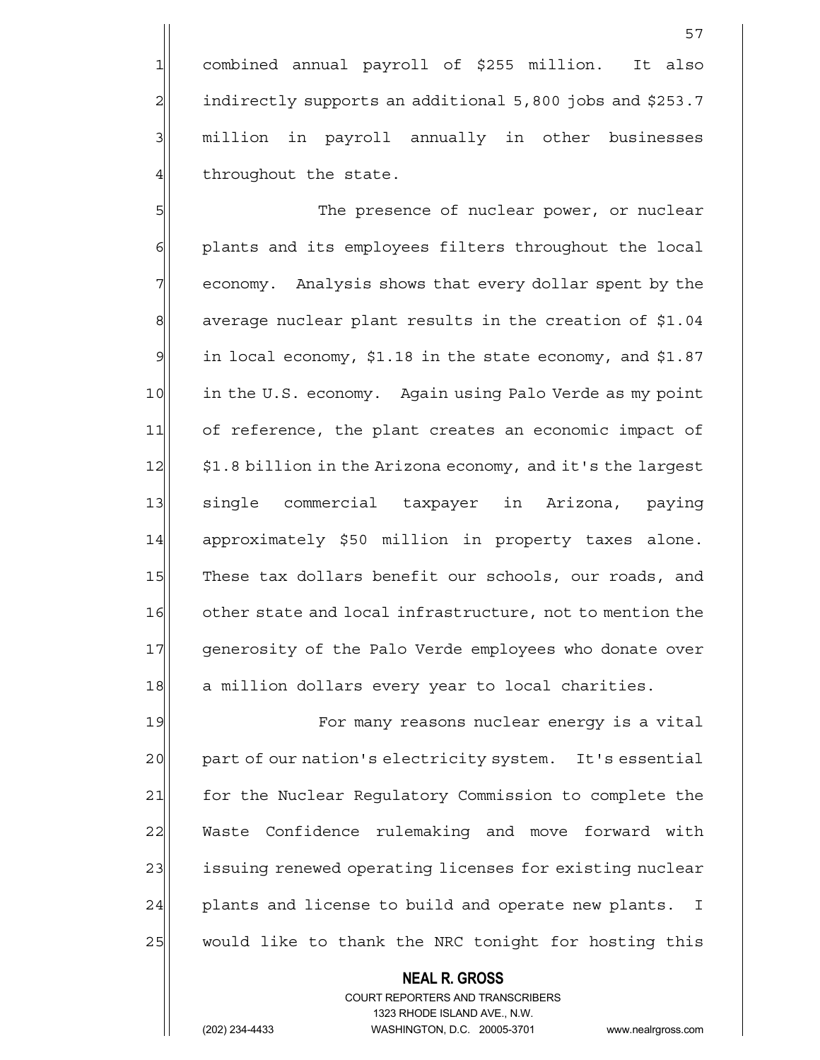combined annual payroll of $255 million. It also indirectly supports an additional 5,800 jobs and $253.7 million in payroll annually in other businesses throughout the state.

The presence of nuclear power, or nuclear plants and its employees filters throughout the local economy. Analysis shows that every dollar spent by the average nuclear plant results in the creation of $1.04 in local economy, $1.18 in the state economy, and $1.87 in the U.S. economy. Again using Palo Verde as my point of reference, the plant creates an economic impact of $1.8 billion in the Arizona economy, and it's the largest single commercial taxpayer in Arizona, paying approximately $50 million in property taxes alone. These tax dollars benefit our schools, our roads, and other state and local infrastructure, not to mention the generosity of the Palo Verde employees who donate over a million dollars every year to local charities.

For many reasons nuclear energy is a vital part of our nation's electricity system. It's essential for the Nuclear Regulatory Commission to complete the Waste Confidence rulemaking and move forward with issuing renewed operating licenses for existing nuclear plants and license to build and operate new plants. I would like to thank the NRC tonight for hosting this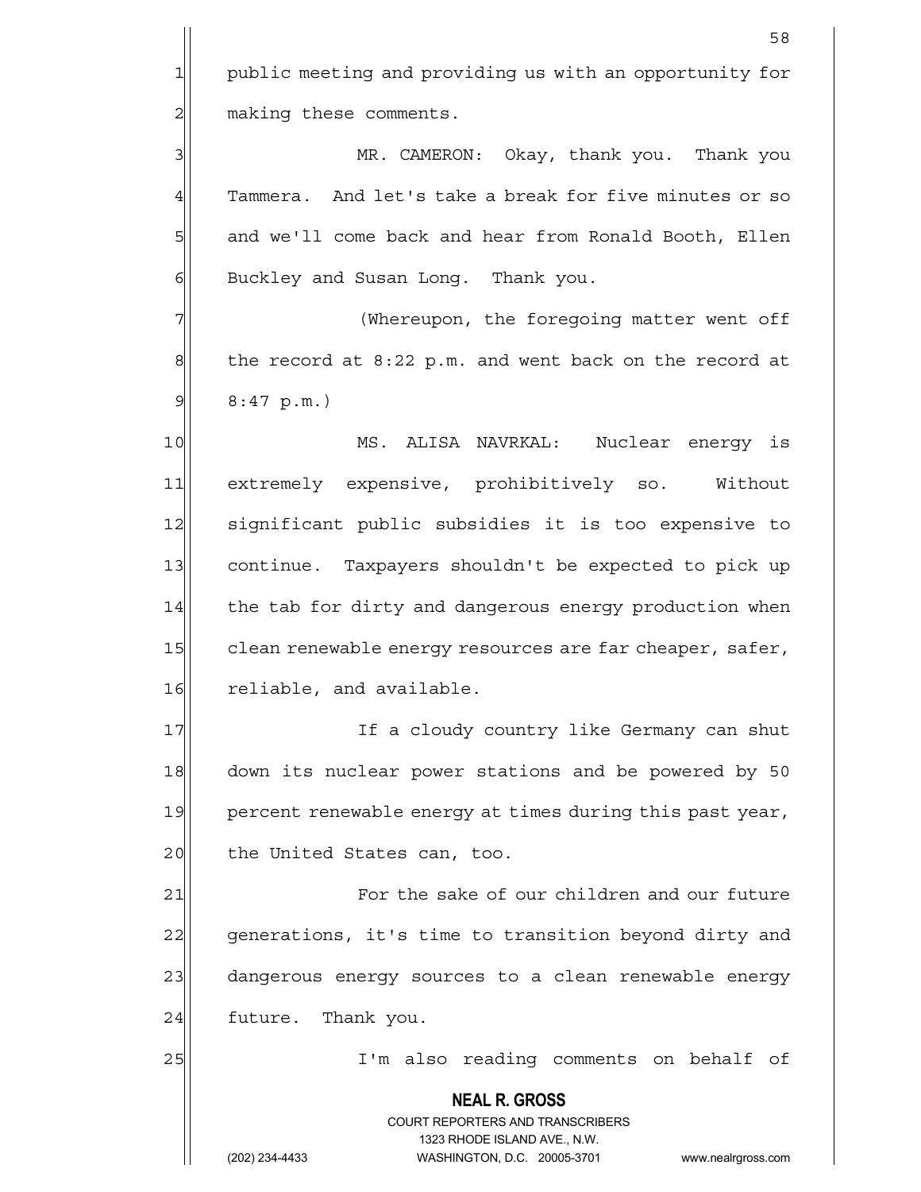public meeting and providing us with an opportunity for making these comments.

MR. CAMERON: Okay, thank you. Thank you Tammera. And let's take a break for five minutes or so and we'll come back and hear from Ronald Booth, Ellen Buckley and Susan Long. Thank you.

(Whereupon, the foregoing matter went off the record at 8:22 p.m. and went back on the record at 8:47 p.m.)

MS. ALISA NAVRKAL: Nuclear energy is extremely expensive, prohibitively so. Without significant public subsidies it is too expensive to continue. Taxpayers shouldn't be expected to pick up the tab for dirty and dangerous energy production when clean renewable energy resources are far cheaper, safer, reliable, and available.

If a cloudy country like Germany can shut down its nuclear power stations and be powered by 50 percent renewable energy at times during this past year, the United States can, too.

For the sake of our children and our future generations, it's time to transition beyond dirty and dangerous energy sources to a clean renewable energy future. Thank you.

I'm also reading comments on behalf of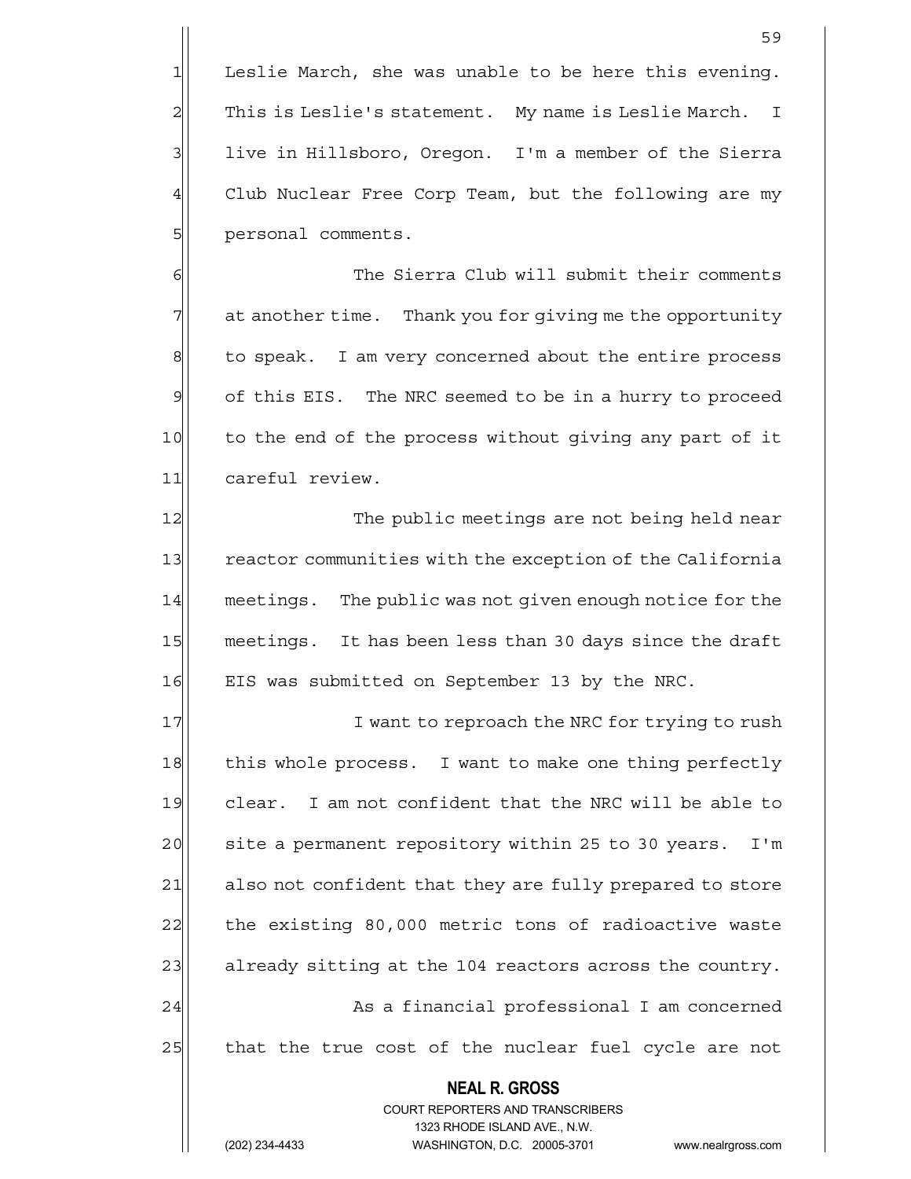Leslie March, she was unable to be here this evening. This is Leslie's statement. My name is Leslie March. I live in Hillsboro, Oregon. I'm a member of the Sierra Club Nuclear Free Corp Team, but the following are my personal comments.

The Sierra Club will submit their comments at another time. Thank you for giving me the opportunity to speak. I am very concerned about the entire process of this EIS. The NRC seemed to be in a hurry to proceed to the end of the process without giving any part of it careful review.

The public meetings are not being held near reactor communities with the exception of the California meetings. The public was not given enough notice for the meetings. It has been less than 30 days since the draft EIS was submitted on September 13 by the NRC.

I want to reproach the NRC for trying to rush this whole process. I want to make one thing perfectly clear. I am not confident that the NRC will be able to site a permanent repository within 25 to 30 years. I'm also not confident that they are fully prepared to store the existing 80,000 metric tons of radioactive waste already sitting at the 104 reactors across the country.

As a financial professional I am concerned that the true cost of the nuclear fuel cycle are not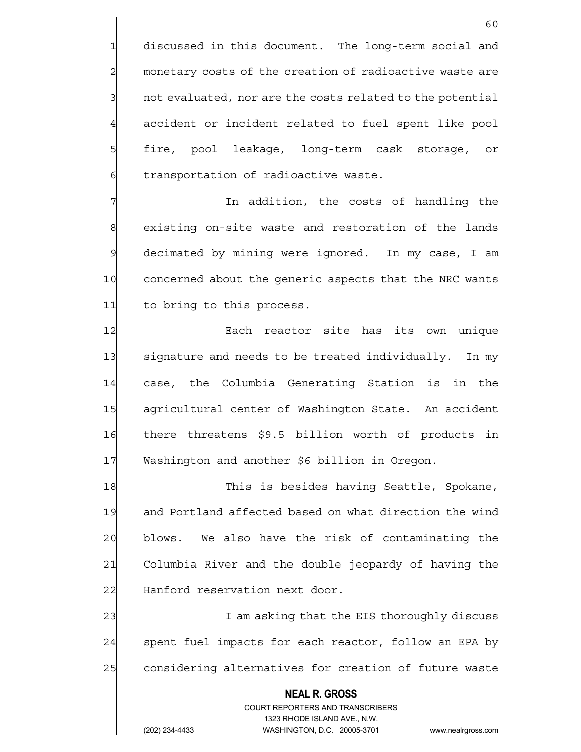discussed in this document. The long-term social and monetary costs of the creation of radioactive waste are not evaluated, nor are the costs related to the potential accident or incident related to fuel spent like pool fire, pool leakage, long-term cask storage, or transportation of radioactive waste.

In addition, the costs of handling the existing on-site waste and restoration of the lands decimated by mining were ignored. In my case, I am concerned about the generic aspects that the NRC wants to bring to this process.

Each reactor site has its own unique signature and needs to be treated individually. In my case, the Columbia Generating Station is in the agricultural center of Washington State. An accident there threatens $9.5 billion worth of products in Washington and another $6 billion in Oregon.

This is besides having Seattle, Spokane, and Portland affected based on what direction the wind blows. We also have the risk of contaminating the Columbia River and the double jeopardy of having the Hanford reservation next door.

I am asking that the EIS thoroughly discuss spent fuel impacts for each reactor, follow an EPA by considering alternatives for creation of future waste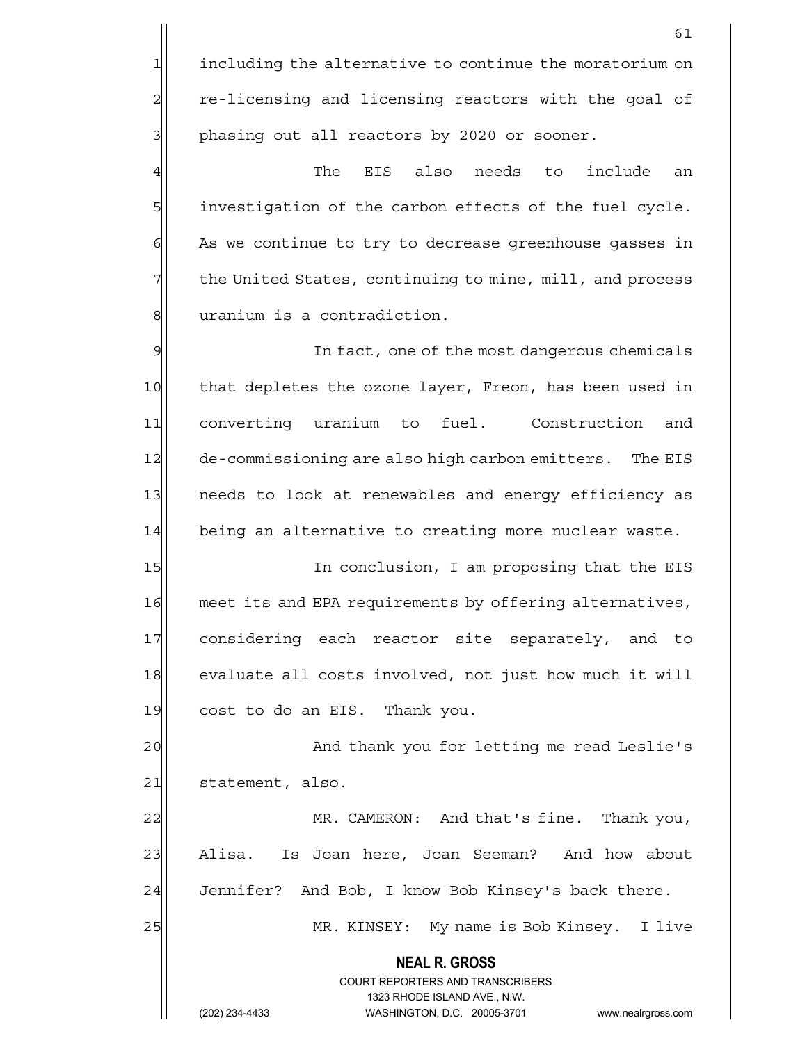including the alternative to continue the moratorium on re-licensing and licensing reactors with the goal of phasing out all reactors by 2020 or sooner.

The EIS also needs to include an investigation of the carbon effects of the fuel cycle. As we continue to try to decrease greenhouse gasses in the United States, continuing to mine, mill, and process uranium is a contradiction.

In fact, one of the most dangerous chemicals that depletes the ozone layer, Freon, has been used in converting uranium to fuel. Construction and de-commissioning are also high carbon emitters. The EIS needs to look at renewables and energy efficiency as being an alternative to creating more nuclear waste.

In conclusion, I am proposing that the EIS meet its and EPA requirements by offering alternatives, considering each reactor site separately, and to evaluate all costs involved, not just how much it will cost to do an EIS. Thank you.

And thank you for letting me read Leslie's statement, also.

MR. CAMERON: And that's fine. Thank you, Alisa. Is Joan here, Joan Seeman? And how about Jennifer? And Bob, I know Bob Kinsey's back there.

MR. KINSEY: My name is Bob Kinsey. I live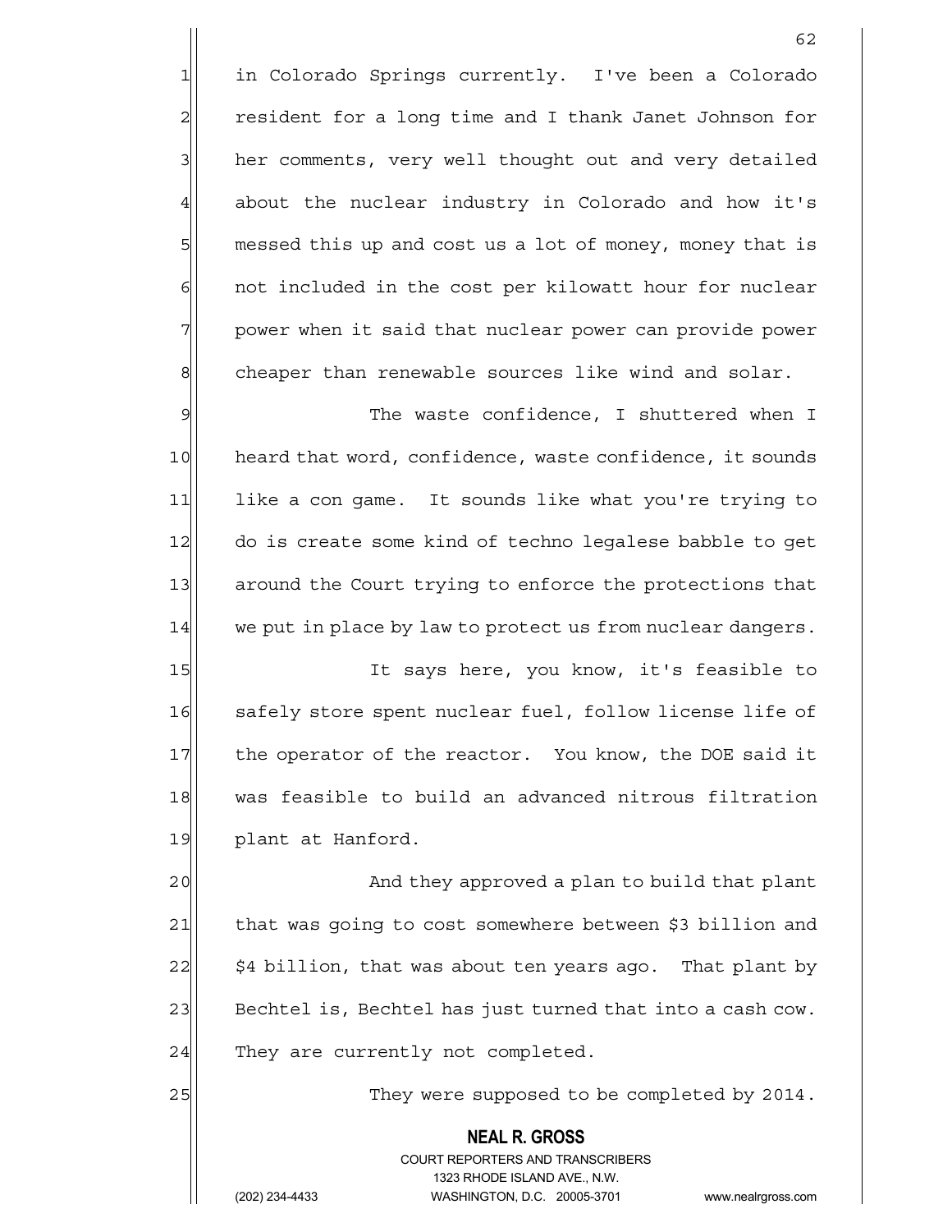in Colorado Springs currently. I've been a Colorado resident for a long time and I thank Janet Johnson for her comments, very well thought out and very detailed about the nuclear industry in Colorado and how it's messed this up and cost us a lot of money, money that is not included in the cost per kilowatt hour for nuclear power when it said that nuclear power can provide power cheaper than renewable sources like wind and solar.

The waste confidence, I shuttered when I heard that word, confidence, waste confidence, it sounds like a con game. It sounds like what you're trying to do is create some kind of techno legalese babble to get around the Court trying to enforce the protections that we put in place by law to protect us from nuclear dangers.

It says here, you know, it's feasible to safely store spent nuclear fuel, follow license life of the operator of the reactor. You know, the DOE said it was feasible to build an advanced nitrous filtration plant at Hanford.

And they approved a plan to build that plant that was going to cost somewhere between \$3 billion and \$4 billion, that was about ten years ago. That plant by Bechtel is, Bechtel has just turned that into a cash cow. They are currently not completed.

They were supposed to be completed by 2014.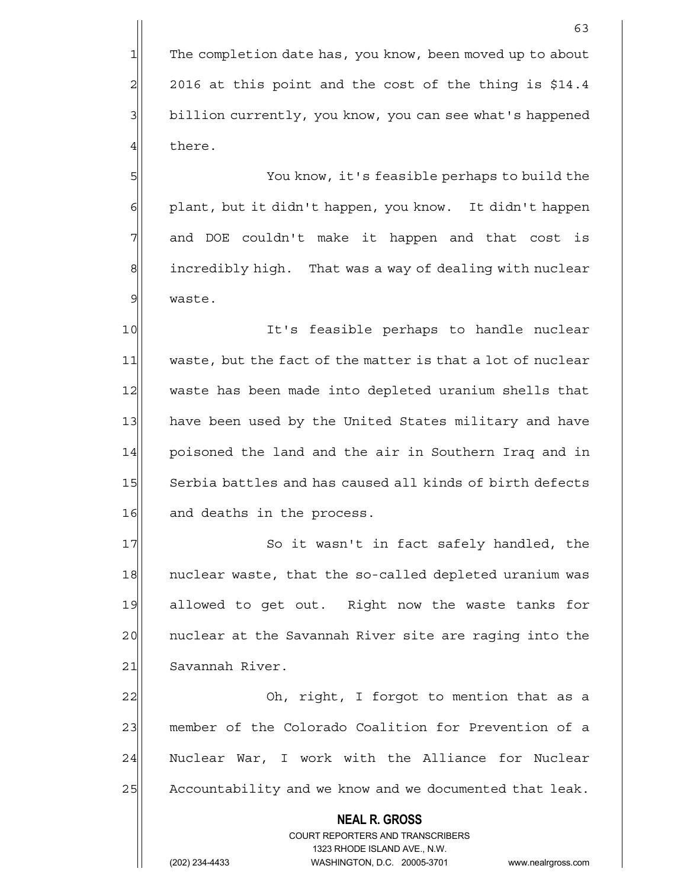The completion date has, you know, been moved up to about 2016 at this point and the cost of the thing is $14.4 billion currently, you know, you can see what's happened there.

You know, it's feasible perhaps to build the plant, but it didn't happen, you know. It didn't happen and DOE couldn't make it happen and that cost is incredibly high. That was a way of dealing with nuclear waste.

It's feasible perhaps to handle nuclear waste, but the fact of the matter is that a lot of nuclear waste has been made into depleted uranium shells that have been used by the United States military and have poisoned the land and the air in Southern Iraq and in Serbia battles and has caused all kinds of birth defects and deaths in the process.

So it wasn't in fact safely handled, the nuclear waste, that the so-called depleted uranium was allowed to get out. Right now the waste tanks for nuclear at the Savannah River site are raging into the Savannah River.

Oh, right, I forgot to mention that as a member of the Colorado Coalition for Prevention of a Nuclear War, I work with the Alliance for Nuclear Accountability and we know and we documented that leak.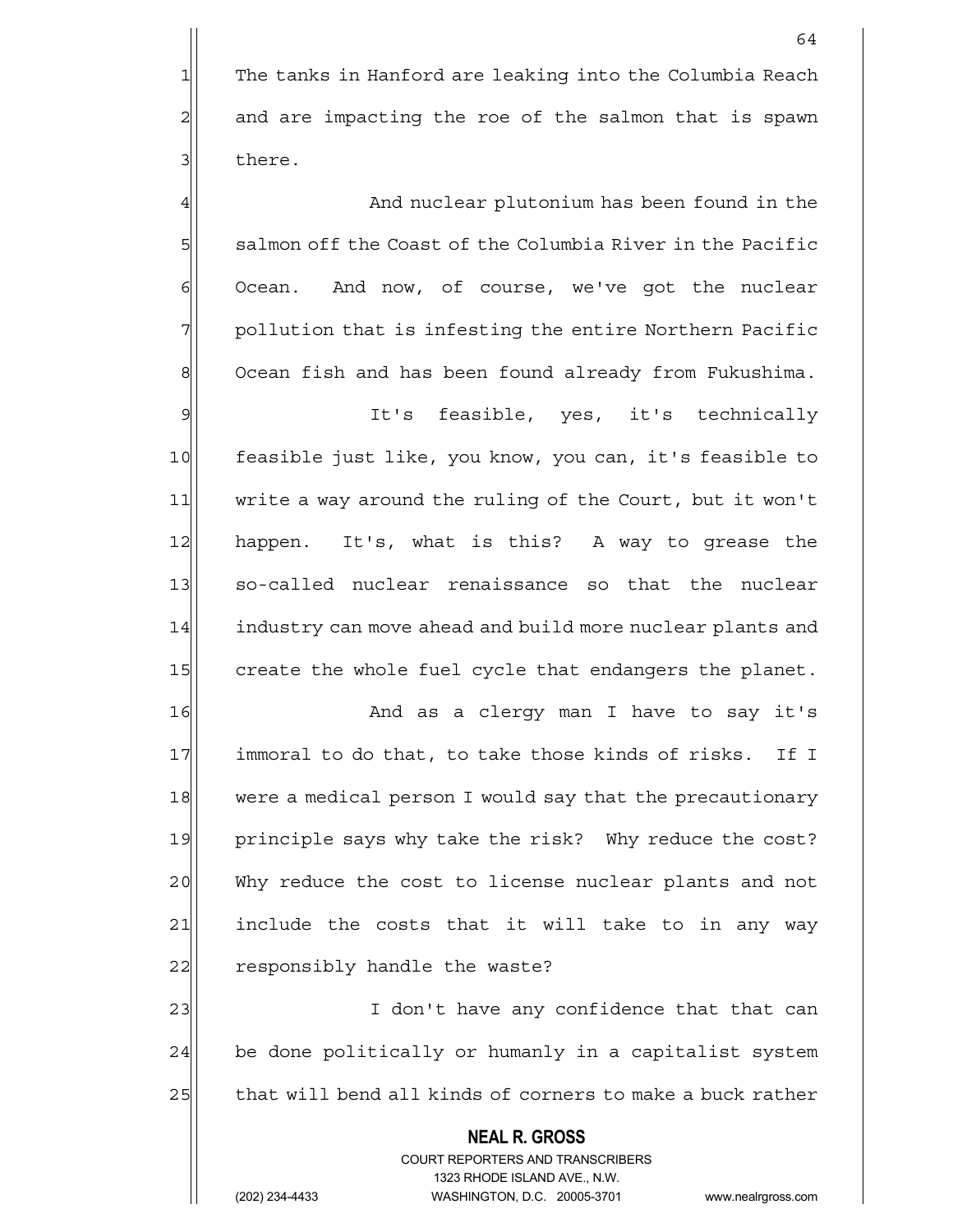The tanks in Hanford are leaking into the Columbia Reach and are impacting the roe of the salmon that is spawn there.

And nuclear plutonium has been found in the salmon off the Coast of the Columbia River in the Pacific Ocean. And now, of course, we've got the nuclear pollution that is infesting the entire Northern Pacific Ocean fish and has been found already from Fukushima.

It's feasible, yes, it's technically feasible just like, you know, you can, it's feasible to write a way around the ruling of the Court, but it won't happen. It's, what is this? A way to grease the so-called nuclear renaissance so that the nuclear industry can move ahead and build more nuclear plants and create the whole fuel cycle that endangers the planet.

And as a clergy man I have to say it's immoral to do that, to take those kinds of risks. If I were a medical person I would say that the precautionary principle says why take the risk? Why reduce the cost? Why reduce the cost to license nuclear plants and not include the costs that it will take to in any way responsibly handle the waste?

I don't have any confidence that that can be done politically or humanly in a capitalist system that will bend all kinds of corners to make a buck rather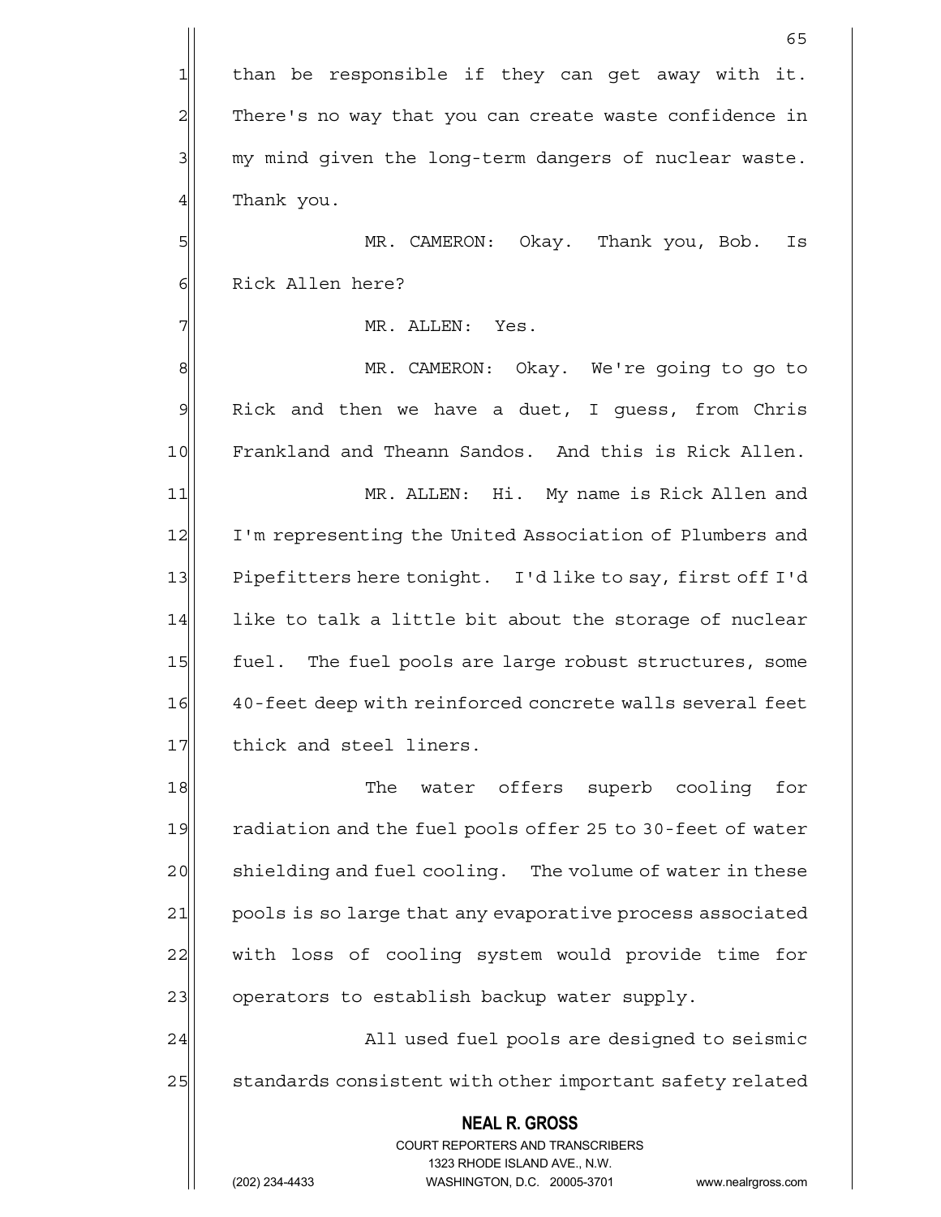than be responsible if they can get away with it. There's no way that you can create waste confidence in my mind given the long-term dangers of nuclear waste. Thank you.

MR. CAMERON: Okay. Thank you, Bob. Is Rick Allen here?

MR. ALLEN: Yes.

MR. CAMERON: Okay. We're going to go to Rick and then we have a duet, I guess, from Chris Frankland and Theann Sandos. And this is Rick Allen.

MR. ALLEN: Hi. My name is Rick Allen and I'm representing the United Association of Plumbers and Pipefitters here tonight. I'd like to say, first off I'd like to talk a little bit about the storage of nuclear fuel. The fuel pools are large robust structures, some 40-feet deep with reinforced concrete walls several feet thick and steel liners.

The water offers superb cooling for radiation and the fuel pools offer 25 to 30-feet of water shielding and fuel cooling. The volume of water in these pools is so large that any evaporative process associated with loss of cooling system would provide time for operators to establish backup water supply.

All used fuel pools are designed to seismic standards consistent with other important safety related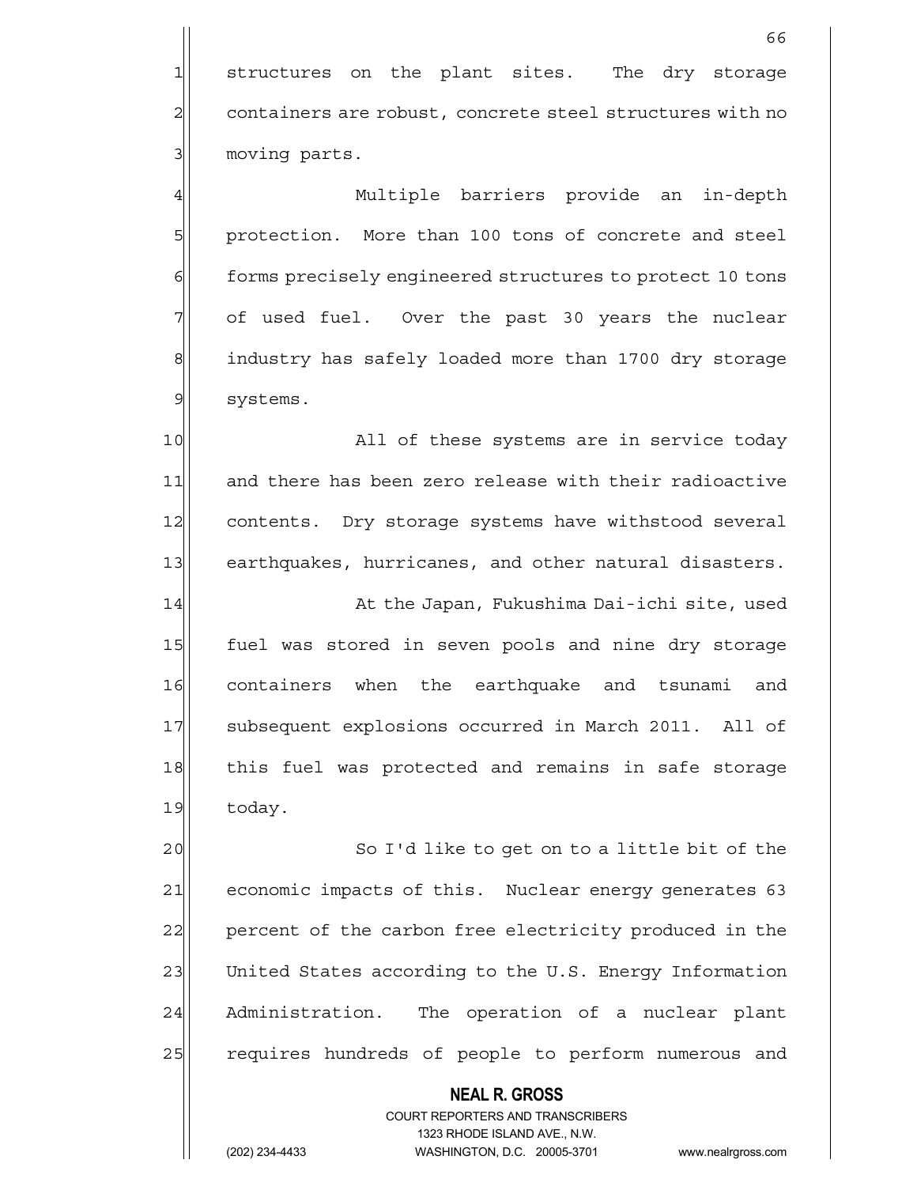structures on the plant sites. The dry storage containers are robust, concrete steel structures with no moving parts.

Multiple barriers provide an in-depth protection. More than 100 tons of concrete and steel forms precisely engineered structures to protect 10 tons of used fuel. Over the past 30 years the nuclear industry has safely loaded more than 1700 dry storage systems.

All of these systems are in service today and there has been zero release with their radioactive contents. Dry storage systems have withstood several earthquakes, hurricanes, and other natural disasters.

At the Japan, Fukushima Dai-ichi site, used fuel was stored in seven pools and nine dry storage containers when the earthquake and tsunami and subsequent explosions occurred in March 2011. All of this fuel was protected and remains in safe storage today.

So I'd like to get on to a little bit of the economic impacts of this. Nuclear energy generates 63 percent of the carbon free electricity produced in the United States according to the U.S. Energy Information Administration. The operation of a nuclear plant requires hundreds of people to perform numerous and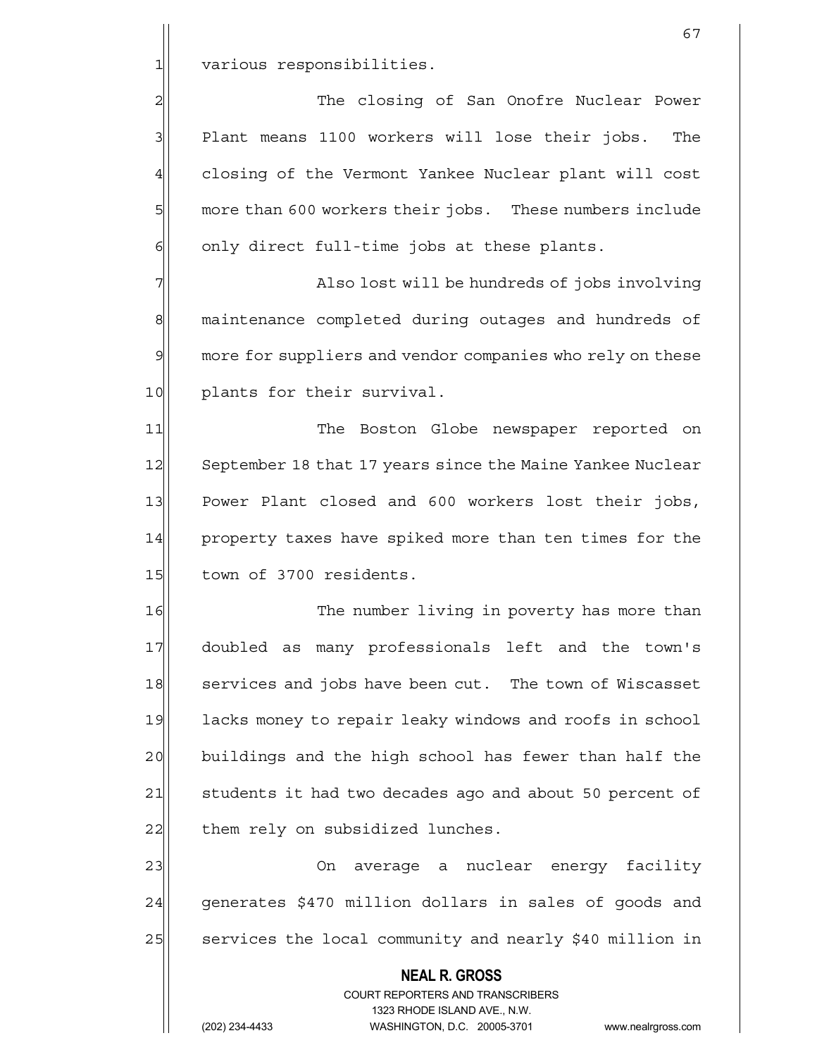various responsibilities.

The closing of San Onofre Nuclear Power Plant means 1100 workers will lose their jobs. The closing of the Vermont Yankee Nuclear plant will cost more than 600 workers their jobs. These numbers include only direct full-time jobs at these plants.

Also lost will be hundreds of jobs involving maintenance completed during outages and hundreds of more for suppliers and vendor companies who rely on these plants for their survival.

The Boston Globe newspaper reported on September 18 that 17 years since the Maine Yankee Nuclear Power Plant closed and 600 workers lost their jobs, property taxes have spiked more than ten times for the town of 3700 residents.

The number living in poverty has more than doubled as many professionals left and the town's services and jobs have been cut. The town of Wiscasset lacks money to repair leaky windows and roofs in school buildings and the high school has fewer than half the students it had two decades ago and about 50 percent of them rely on subsidized lunches.

On average a nuclear energy facility generates $470 million dollars in sales of goods and services the local community and nearly $40 million in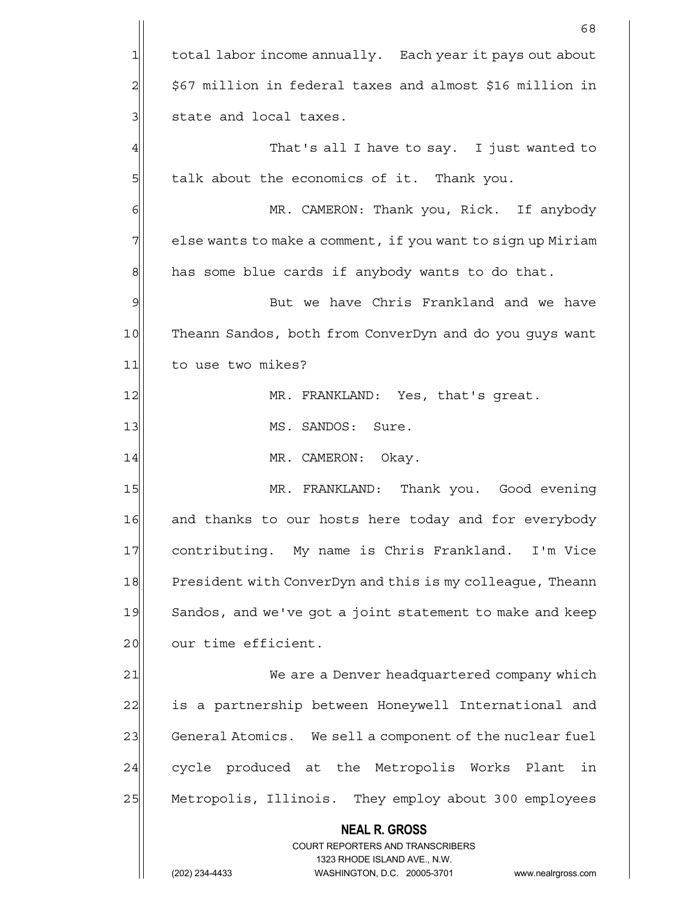total labor income annually. Each year it pays out about $67 million in federal taxes and almost $16 million in state and local taxes.

That's all I have to say. I just wanted to talk about the economics of it. Thank you.

MR. CAMERON: Thank you, Rick. If anybody else wants to make a comment, if you want to sign up Miriam has some blue cards if anybody wants to do that.

But we have Chris Frankland and we have Theann Sandos, both from ConverDyn and do you guys want to use two mikes?

MR. FRANKLAND: Yes, that's great.

MS. SANDOS: Sure.

MR. CAMERON: Okay.

MR. FRANKLAND: Thank you. Good evening and thanks to our hosts here today and for everybody contributing. My name is Chris Frankland. I'm Vice President with ConverDyn and this is my colleague, Theann Sandos, and we've got a joint statement to make and keep our time efficient.

We are a Denver headquartered company which is a partnership between Honeywell International and General Atomics. We sell a component of the nuclear fuel cycle produced at the Metropolis Works Plant in Metropolis, Illinois. They employ about 300 employees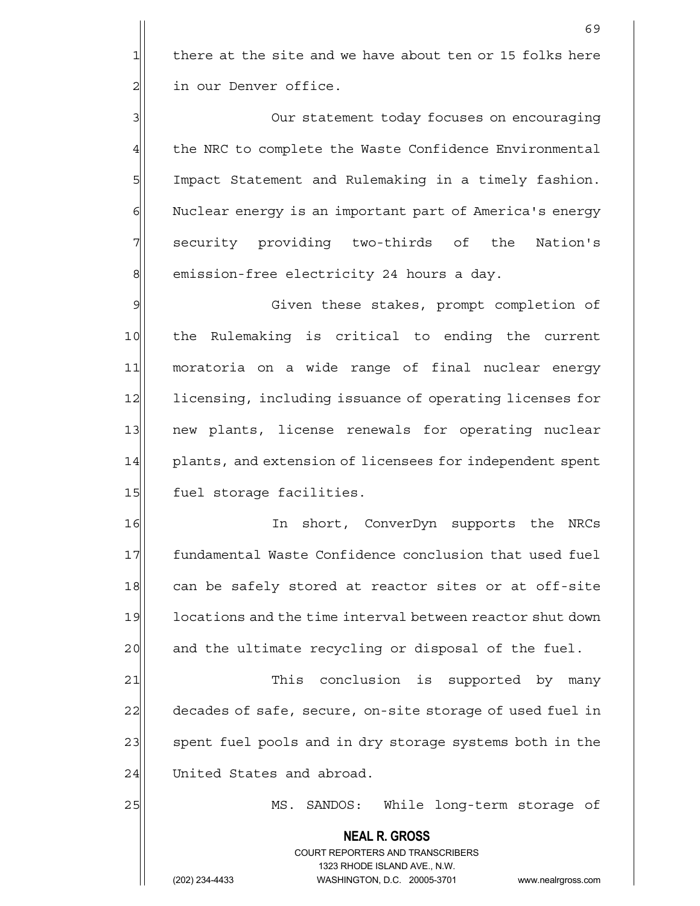there at the site and we have about ten or 15 folks here in our Denver office.

Our statement today focuses on encouraging the NRC to complete the Waste Confidence Environmental Impact Statement and Rulemaking in a timely fashion. Nuclear energy is an important part of America's energy security providing two-thirds of the Nation's emission-free electricity 24 hours a day.

Given these stakes, prompt completion of the Rulemaking is critical to ending the current moratoria on a wide range of final nuclear energy licensing, including issuance of operating licenses for new plants, license renewals for operating nuclear plants, and extension of licensees for independent spent fuel storage facilities.

In short, ConverDyn supports the NRCs fundamental Waste Confidence conclusion that used fuel can be safely stored at reactor sites or at off-site locations and the time interval between reactor shut down and the ultimate recycling or disposal of the fuel.

This conclusion is supported by many decades of safe, secure, on-site storage of used fuel in spent fuel pools and in dry storage systems both in the United States and abroad.

MS. SANDOS: While long-term storage of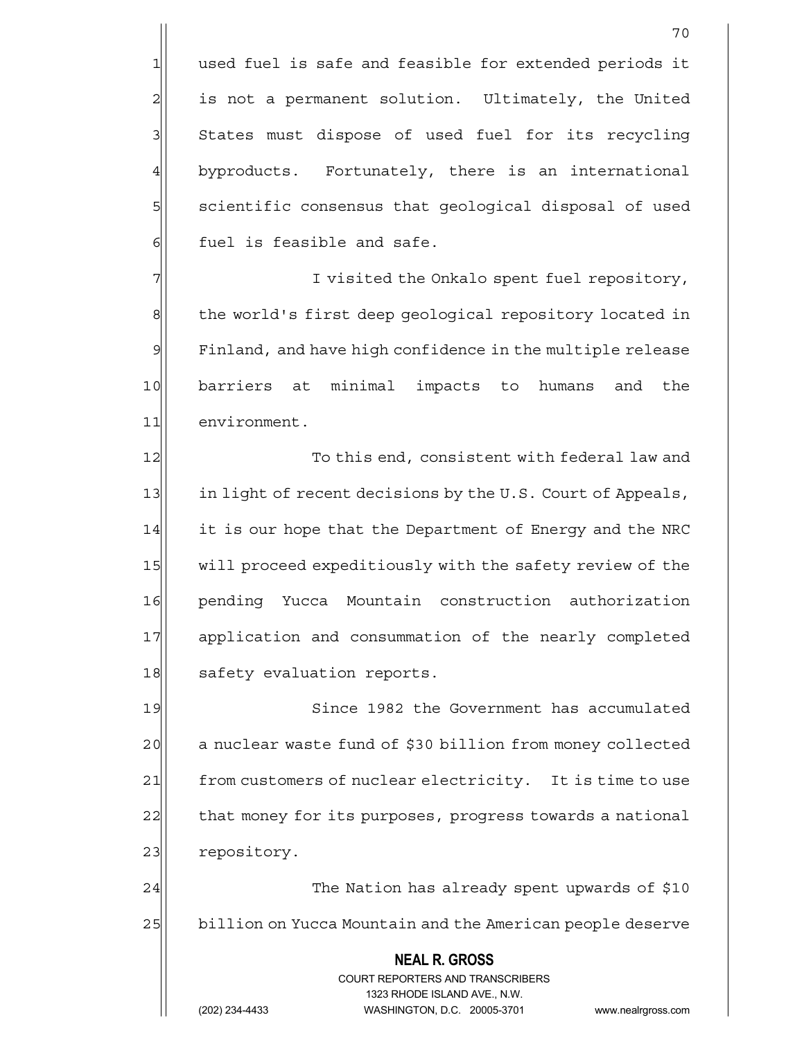used fuel is safe and feasible for extended periods it is not a permanent solution. Ultimately, the United States must dispose of used fuel for its recycling byproducts. Fortunately, there is an international scientific consensus that geological disposal of used fuel is feasible and safe.

I visited the Onkalo spent fuel repository, the world's first deep geological repository located in Finland, and have high confidence in the multiple release barriers at minimal impacts to humans and the environment.

To this end, consistent with federal law and in light of recent decisions by the U.S. Court of Appeals, it is our hope that the Department of Energy and the NRC will proceed expeditiously with the safety review of the pending Yucca Mountain construction authorization application and consummation of the nearly completed safety evaluation reports.

Since 1982 the Government has accumulated a nuclear waste fund of $30 billion from money collected from customers of nuclear electricity. It is time to use that money for its purposes, progress towards a national repository.

The Nation has already spent upwards of $10 billion on Yucca Mountain and the American people deserve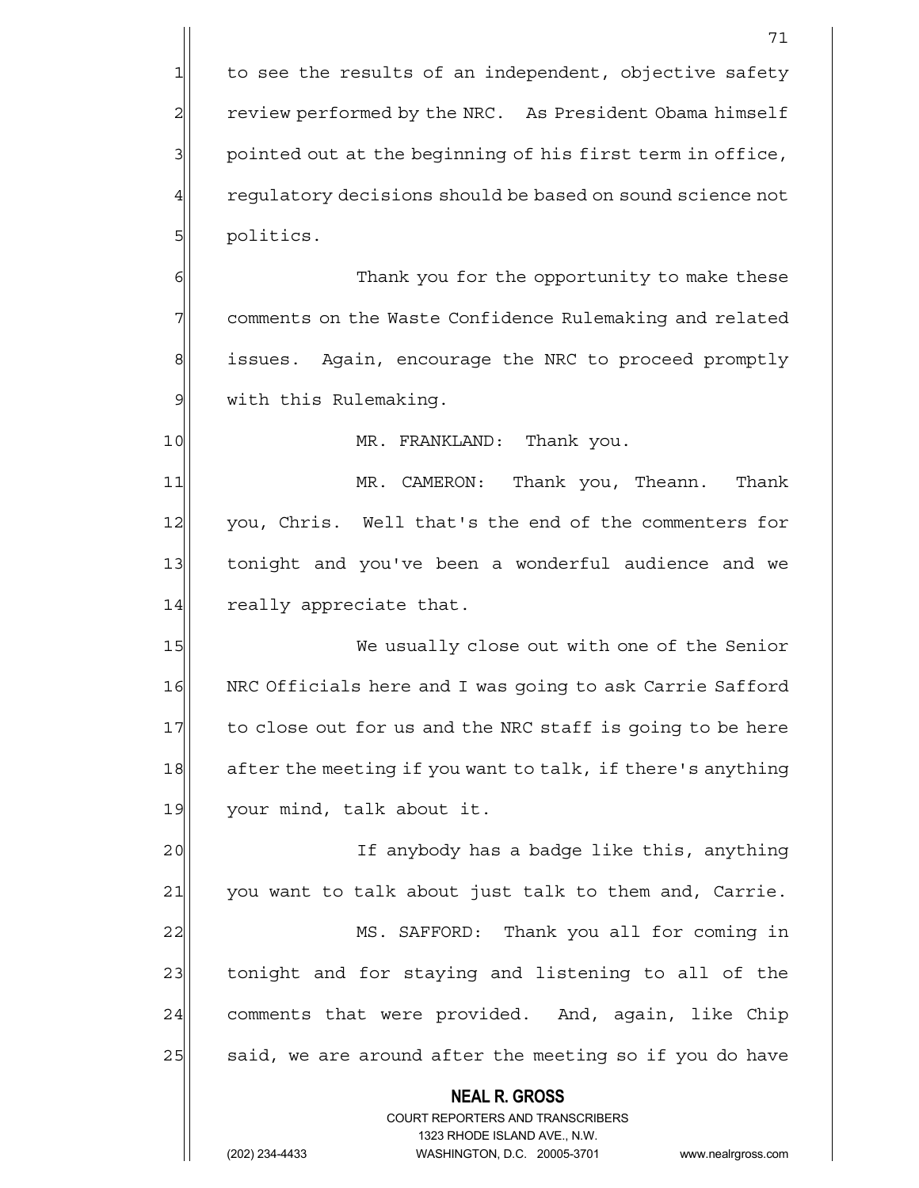to see the results of an independent, objective safety review performed by the NRC. As President Obama himself pointed out at the beginning of his first term in office, regulatory decisions should be based on sound science not politics.

Thank you for the opportunity to make these comments on the Waste Confidence Rulemaking and related issues. Again, encourage the NRC to proceed promptly with this Rulemaking.

MR. FRANKLAND: Thank you.

MR. CAMERON: Thank you, Theann. Thank you, Chris. Well that's the end of the commenters for tonight and you've been a wonderful audience and we really appreciate that.

We usually close out with one of the Senior NRC Officials here and I was going to ask Carrie Safford to close out for us and the NRC staff is going to be here after the meeting if you want to talk, if there's anything your mind, talk about it.

If anybody has a badge like this, anything you want to talk about just talk to them and, Carrie.

MS. SAFFORD: Thank you all for coming in tonight and for staying and listening to all of the comments that were provided. And, again, like Chip said, we are around after the meeting so if you do have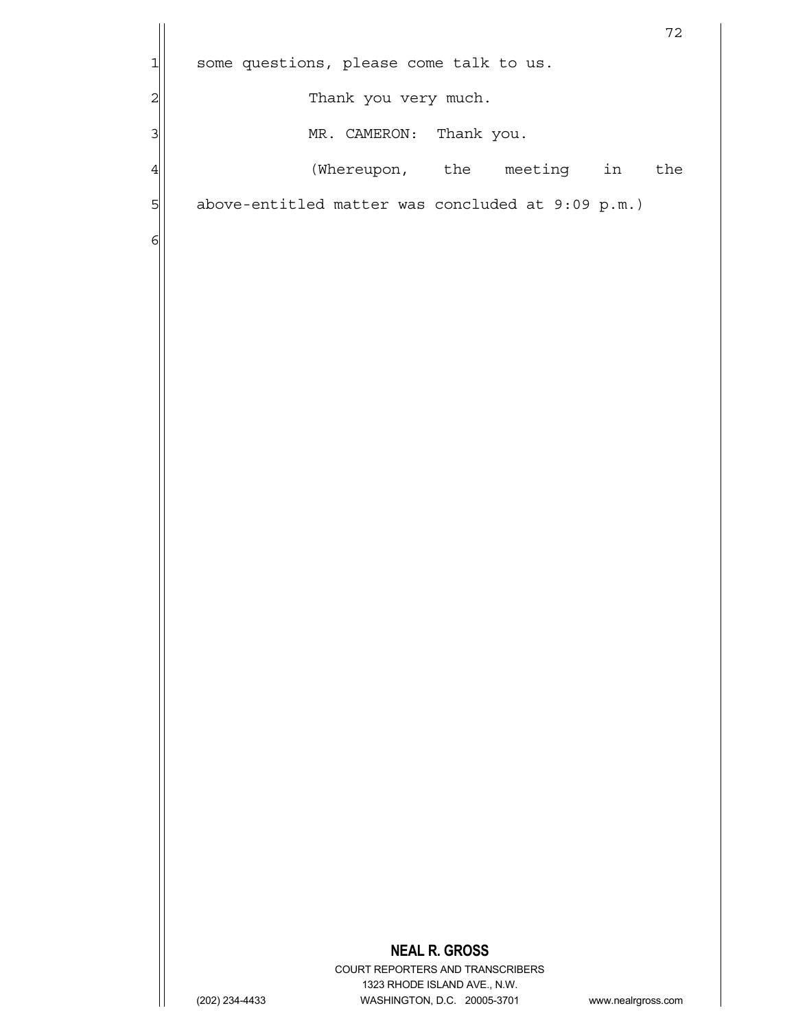some questions, please come talk to us.

Thank you very much.

MR. CAMERON: Thank you.

(Whereupon, the meeting in the above-entitled matter was concluded at 9:09 p.m.)